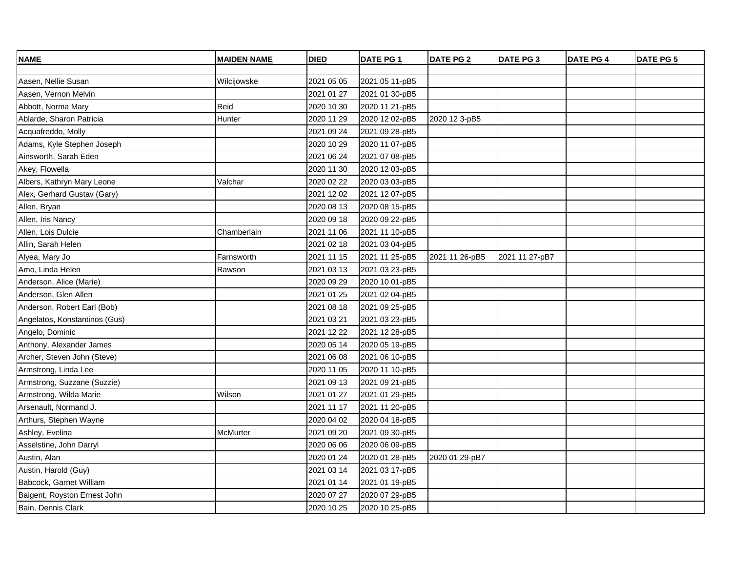| NAME | MAIDEN NAME | DIED | DATE PG 1 | DATE PG 2 | DATE PG 3 | DATE PG 4 | DATE PG 5 |
|---|---|---|---|---|---|---|---|
| | | | | | | | |
| Aasen, Nellie Susan | Wilcijowske | 2021 05 05 | 2021 05 11-pB5 | | | | |
| Aasen, Vernon Melvin | | 2021 01 27 | 2021 01 30-pB5 | | | | |
| Abbott, Norma Mary | Reid | 2020 10 30 | 2020 11 21-pB5 | | | | |
| Ablarde, Sharon Patricia | Hunter | 2020 11 29 | 2020 12 02-pB5 | 2020 12 3-pB5 | | | |
| Acquafreddo, Molly | | 2021 09 24 | 2021 09 28-pB5 | | | | |
| Adams, Kyle Stephen Joseph | | 2020 10 29 | 2020 11 07-pB5 | | | | |
| Ainsworth, Sarah Eden | | 2021 06 24 | 2021 07 08-pB5 | | | | |
| Akey, Flowella | | 2020 11 30 | 2020 12 03-pB5 | | | | |
| Albers, Kathryn Mary Leone | Valchar | 2020 02 22 | 2020 03 03-pB5 | | | | |
| Alex, Gerhard Gustav (Gary) | | 2021 12 02 | 2021 12 07-pB5 | | | | |
| Allen, Bryan | | 2020 08 13 | 2020 08 15-pB5 | | | | |
| Allen, Iris Nancy | | 2020 09 18 | 2020 09 22-pB5 | | | | |
| Allen, Lois Dulcie | Chamberlain | 2021 11 06 | 2021 11 10-pB5 | | | | |
| Allin, Sarah Helen | | 2021 02 18 | 2021 03 04-pB5 | | | | |
| Alyea, Mary Jo | Farnsworth | 2021 11 15 | 2021 11 25-pB5 | 2021 11 26-pB5 | 2021 11 27-pB7 | | |
| Amo, Linda Helen | Rawson | 2021 03 13 | 2021 03 23-pB5 | | | | |
| Anderson, Alice (Marie) | | 2020 09 29 | 2020 10 01-pB5 | | | | |
| Anderson, Glen Allen | | 2021 01 25 | 2021 02 04-pB5 | | | | |
| Anderson, Robert Earl (Bob) | | 2021 08 18 | 2021 09 25-pB5 | | | | |
| Angelatos, Konstantinos (Gus) | | 2021 03 21 | 2021 03 23-pB5 | | | | |
| Angelo, Dominic | | 2021 12 22 | 2021 12 28-pB5 | | | | |
| Anthony, Alexander James | | 2020 05 14 | 2020 05 19-pB5 | | | | |
| Archer, Steven John (Steve) | | 2021 06 08 | 2021 06 10-pB5 | | | | |
| Armstrong, Linda Lee | | 2020 11 05 | 2020 11 10-pB5 | | | | |
| Armstrong, Suzzane (Suzzie) | | 2021 09 13 | 2021 09 21-pB5 | | | | |
| Armstrong, Wilda Marie | Wilson | 2021 01 27 | 2021 01 29-pB5 | | | | |
| Arsenault, Normand J. | | 2021 11 17 | 2021 11 20-pB5 | | | | |
| Arthurs, Stephen Wayne | | 2020 04 02 | 2020 04 18-pB5 | | | | |
| Ashley, Evelina | McMurter | 2021 09 20 | 2021 09 30-pB5 | | | | |
| Asselstine, John Darryl | | 2020 06 06 | 2020 06 09-pB5 | | | | |
| Austin, Alan | | 2020 01 24 | 2020 01 28-pB5 | 2020 01 29-pB7 | | | |
| Austin, Harold (Guy) | | 2021 03 14 | 2021 03 17-pB5 | | | | |
| Babcock, Garnet William | | 2021 01 14 | 2021 01 19-pB5 | | | | |
| Baigent, Royston Ernest John | | 2020 07 27 | 2020 07 29-pB5 | | | | |
| Bain, Dennis Clark | | 2020 10 25 | 2020 10 25-pB5 | | | | |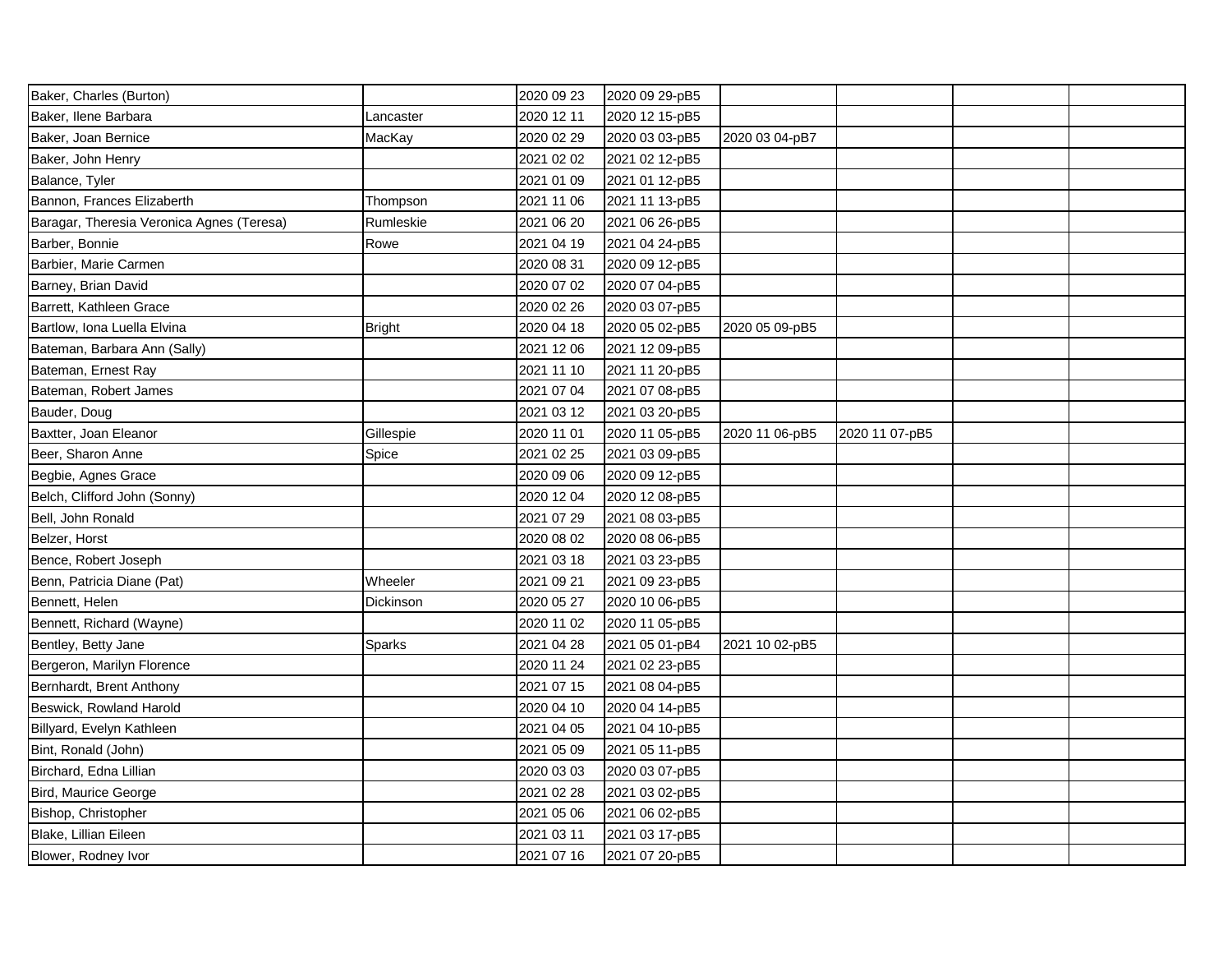| | | | | | | | |
|---|---|---|---|---|---|---|---|
| Baker, Charles (Burton) | | 2020 09 23 | 2020 09 29-pB5 | | | | |
| Baker, Ilene Barbara | Lancaster | 2020 12 11 | 2020 12 15-pB5 | | | | |
| Baker, Joan Bernice | MacKay | 2020 02 29 | 2020 03 03-pB5 | 2020 03 04-pB7 | | | |
| Baker, John Henry | | 2021 02 02 | 2021 02 12-pB5 | | | | |
| Balance, Tyler | | 2021 01 09 | 2021 01 12-pB5 | | | | |
| Bannon, Frances Elizaberth | Thompson | 2021 11 06 | 2021 11 13-pB5 | | | | |
| Baragar, Theresia Veronica Agnes (Teresa) | Rumleskie | 2021 06 20 | 2021 06 26-pB5 | | | | |
| Barber, Bonnie | Rowe | 2021 04 19 | 2021 04 24-pB5 | | | | |
| Barbier, Marie Carmen | | 2020 08 31 | 2020 09 12-pB5 | | | | |
| Barney, Brian David | | 2020 07 02 | 2020 07 04-pB5 | | | | |
| Barrett, Kathleen Grace | | 2020 02 26 | 2020 03 07-pB5 | | | | |
| Bartlow, Iona Luella Elvina | Bright | 2020 04 18 | 2020 05 02-pB5 | 2020 05 09-pB5 | | | |
| Bateman, Barbara Ann (Sally) | | 2021 12 06 | 2021 12 09-pB5 | | | | |
| Bateman, Ernest Ray | | 2021 11 10 | 2021 11 20-pB5 | | | | |
| Bateman, Robert James | | 2021 07 04 | 2021 07 08-pB5 | | | | |
| Bauder, Doug | | 2021 03 12 | 2021 03 20-pB5 | | | | |
| Baxtter, Joan Eleanor | Gillespie | 2020 11 01 | 2020 11 05-pB5 | 2020 11 06-pB5 | 2020 11 07-pB5 | | |
| Beer, Sharon Anne | Spice | 2021 02 25 | 2021 03 09-pB5 | | | | |
| Begbie, Agnes Grace | | 2020 09 06 | 2020 09 12-pB5 | | | | |
| Belch, Clifford John (Sonny) | | 2020 12 04 | 2020 12 08-pB5 | | | | |
| Bell, John Ronald | | 2021 07 29 | 2021 08 03-pB5 | | | | |
| Belzer, Horst | | 2020 08 02 | 2020 08 06-pB5 | | | | |
| Bence, Robert Joseph | | 2021 03 18 | 2021 03 23-pB5 | | | | |
| Benn, Patricia Diane (Pat) | Wheeler | 2021 09 21 | 2021 09 23-pB5 | | | | |
| Bennett, Helen | Dickinson | 2020 05 27 | 2020 10 06-pB5 | | | | |
| Bennett, Richard (Wayne) | | 2020 11 02 | 2020 11 05-pB5 | | | | |
| Bentley, Betty Jane | Sparks | 2021 04 28 | 2021 05 01-pB4 | 2021 10 02-pB5 | | | |
| Bergeron, Marilyn Florence | | 2020 11 24 | 2021 02 23-pB5 | | | | |
| Bernhardt, Brent Anthony | | 2021 07 15 | 2021 08 04-pB5 | | | | |
| Beswick, Rowland Harold | | 2020 04 10 | 2020 04 14-pB5 | | | | |
| Billyard, Evelyn Kathleen | | 2021 04 05 | 2021 04 10-pB5 | | | | |
| Bint, Ronald (John) | | 2021 05 09 | 2021 05 11-pB5 | | | | |
| Birchard, Edna Lillian | | 2020 03 03 | 2020 03 07-pB5 | | | | |
| Bird, Maurice George | | 2021 02 28 | 2021 03 02-pB5 | | | | |
| Bishop, Christopher | | 2021 05 06 | 2021 06 02-pB5 | | | | |
| Blake, Lillian Eileen | | 2021 03 11 | 2021 03 17-pB5 | | | | |
| Blower, Rodney Ivor | | 2021 07 16 | 2021 07 20-pB5 | | | | |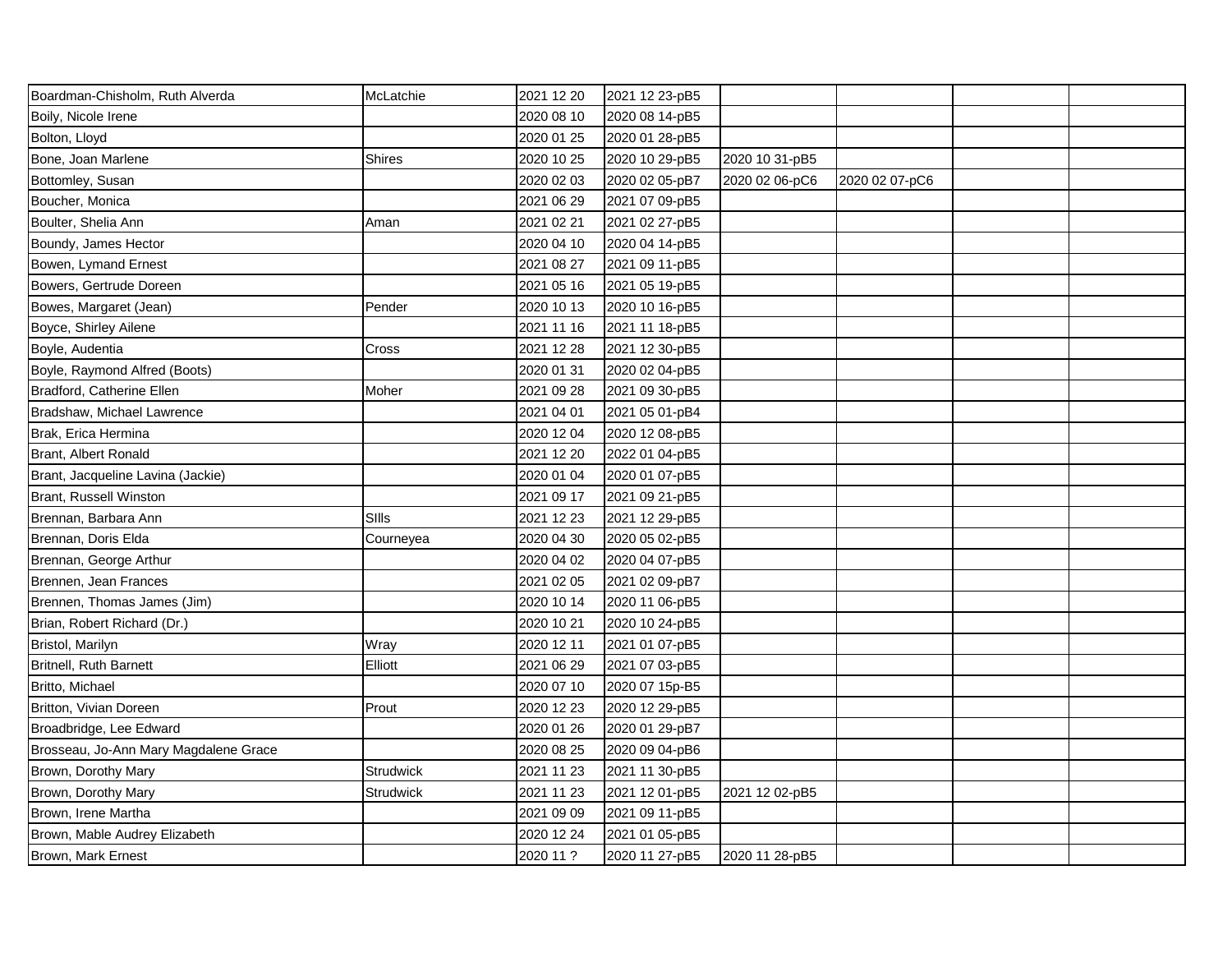| | | | | | | | |
|---|---|---|---|---|---|---|---|
| Boardman-Chisholm, Ruth Alverda | McLatchie | 2021 12 20 | 2021 12 23-pB5 | | | | |
| Boily, Nicole Irene | | 2020 08 10 | 2020 08 14-pB5 | | | | |
| Bolton, Lloyd | | 2020 01 25 | 2020 01 28-pB5 | | | | |
| Bone, Joan Marlene | Shires | 2020 10 25 | 2020 10 29-pB5 | 2020 10 31-pB5 | | | |
| Bottomley, Susan | | 2020 02 03 | 2020 02 05-pB7 | 2020 02 06-pC6 | 2020 02 07-pC6 | | |
| Boucher, Monica | | 2021 06 29 | 2021 07 09-pB5 | | | | |
| Boulter, Shelia Ann | Aman | 2021 02 21 | 2021 02 27-pB5 | | | | |
| Boundy, James Hector | | 2020 04 10 | 2020 04 14-pB5 | | | | |
| Bowen, Lymand Ernest | | 2021 08 27 | 2021 09 11-pB5 | | | | |
| Bowers, Gertrude Doreen | | 2021 05 16 | 2021 05 19-pB5 | | | | |
| Bowes, Margaret (Jean) | Pender | 2020 10 13 | 2020 10 16-pB5 | | | | |
| Boyce, Shirley Ailene | | 2021 11 16 | 2021 11 18-pB5 | | | | |
| Boyle, Audentia | Cross | 2021 12 28 | 2021 12 30-pB5 | | | | |
| Boyle, Raymond Alfred (Boots) | | 2020 01 31 | 2020 02 04-pB5 | | | | |
| Bradford, Catherine Ellen | Moher | 2021 09 28 | 2021 09 30-pB5 | | | | |
| Bradshaw, Michael Lawrence | | 2021 04 01 | 2021 05 01-pB4 | | | | |
| Brak, Erica Hermina | | 2020 12 04 | 2020 12 08-pB5 | | | | |
| Brant, Albert Ronald | | 2021 12 20 | 2022 01 04-pB5 | | | | |
| Brant, Jacqueline Lavina (Jackie) | | 2020 01 04 | 2020 01 07-pB5 | | | | |
| Brant, Russell Winston | | 2021 09 17 | 2021 09 21-pB5 | | | | |
| Brennan, Barbara Ann | SIlls | 2021 12 23 | 2021 12 29-pB5 | | | | |
| Brennan, Doris Elda | Courneyea | 2020 04 30 | 2020 05 02-pB5 | | | | |
| Brennan, George Arthur | | 2020 04 02 | 2020 04 07-pB5 | | | | |
| Brennen, Jean Frances | | 2021 02 05 | 2021 02 09-pB7 | | | | |
| Brennen, Thomas James (Jim) | | 2020 10 14 | 2020 11 06-pB5 | | | | |
| Brian, Robert Richard (Dr.) | | 2020 10 21 | 2020 10 24-pB5 | | | | |
| Bristol, Marilyn | Wray | 2020 12 11 | 2021 01 07-pB5 | | | | |
| Britnell, Ruth Barnett | Elliott | 2021 06 29 | 2021 07 03-pB5 | | | | |
| Britto, Michael | | 2020 07 10 | 2020 07 15p-B5 | | | | |
| Britton, Vivian Doreen | Prout | 2020 12 23 | 2020 12 29-pB5 | | | | |
| Broadbridge, Lee Edward | | 2020 01 26 | 2020 01 29-pB7 | | | | |
| Brosseau, Jo-Ann Mary Magdalene Grace | | 2020 08 25 | 2020 09 04-pB6 | | | | |
| Brown, Dorothy Mary | Strudwick | 2021 11 23 | 2021 11 30-pB5 | | | | |
| Brown, Dorothy Mary | Strudwick | 2021 11 23 | 2021 12 01-pB5 | 2021 12 02-pB5 | | | |
| Brown, Irene Martha | | 2021 09 09 | 2021 09 11-pB5 | | | | |
| Brown, Mable Audrey Elizabeth | | 2020 12 24 | 2021 01 05-pB5 | | | | |
| Brown, Mark Ernest | | 2020 11 ? | 2020 11 27-pB5 | 2020 11 28-pB5 | | | |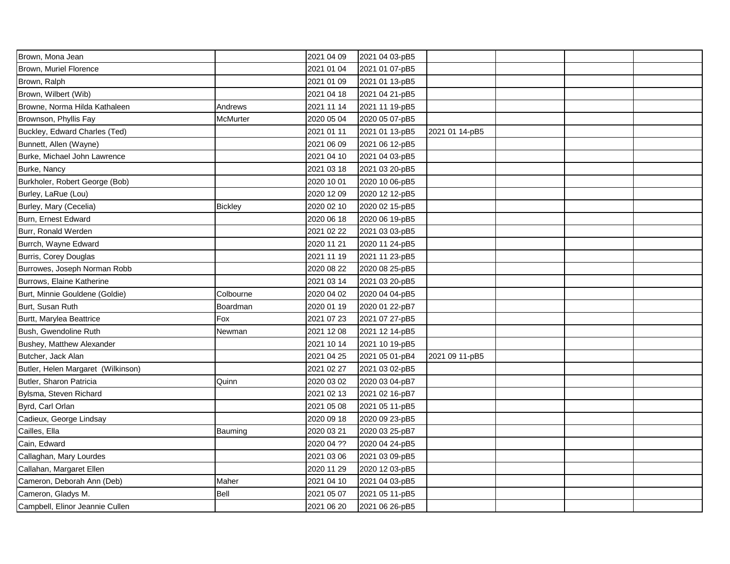| | | | | | | | |
|---|---|---|---|---|---|---|---|
| Brown, Mona Jean | | 2021 04 09 | 2021 04 03-pB5 | | | | |
| Brown, Muriel Florence | | 2021 01 04 | 2021 01 07-pB5 | | | | |
| Brown, Ralph | | 2021 01 09 | 2021 01 13-pB5 | | | | |
| Brown, Wilbert (Wib) | | 2021 04 18 | 2021 04 21-pB5 | | | | |
| Browne, Norma Hilda Kathaleen | Andrews | 2021 11 14 | 2021 11 19-pB5 | | | | |
| Brownson, Phyllis Fay | McMurter | 2020 05 04 | 2020 05 07-pB5 | | | | |
| Buckley, Edward Charles (Ted) | | 2021 01 11 | 2021 01 13-pB5 | 2021 01 14-pB5 | | | |
| Bunnett, Allen (Wayne) | | 2021 06 09 | 2021 06 12-pB5 | | | | |
| Burke, Michael John Lawrence | | 2021 04 10 | 2021 04 03-pB5 | | | | |
| Burke, Nancy | | 2021 03 18 | 2021 03 20-pB5 | | | | |
| Burkholer, Robert George (Bob) | | 2020 10 01 | 2020 10 06-pB5 | | | | |
| Burley, LaRue (Lou) | | 2020 12 09 | 2020 12 12-pB5 | | | | |
| Burley, Mary (Cecelia) | Bickley | 2020 02 10 | 2020 02 15-pB5 | | | | |
| Burn, Ernest Edward | | 2020 06 18 | 2020 06 19-pB5 | | | | |
| Burr, Ronald Werden | | 2021 02 22 | 2021 03 03-pB5 | | | | |
| Burrch, Wayne Edward | | 2020 11 21 | 2020 11 24-pB5 | | | | |
| Burris, Corey Douglas | | 2021 11 19 | 2021 11 23-pB5 | | | | |
| Burrowes, Joseph Norman Robb | | 2020 08 22 | 2020 08 25-pB5 | | | | |
| Burrows, Elaine Katherine | | 2021 03 14 | 2021 03 20-pB5 | | | | |
| Burt, Minnie Gouldene (Goldie) | Colbourne | 2020 04 02 | 2020 04 04-pB5 | | | | |
| Burt, Susan Ruth | Boardman | 2020 01 19 | 2020 01 22-pB7 | | | | |
| Burtt, Marylea Beattrice | Fox | 2021 07 23 | 2021 07 27-pB5 | | | | |
| Bush, Gwendoline Ruth | Newman | 2021 12 08 | 2021 12 14-pB5 | | | | |
| Bushey, Matthew Alexander | | 2021 10 14 | 2021 10 19-pB5 | | | | |
| Butcher, Jack Alan | | 2021 04 25 | 2021 05 01-pB4 | 2021 09 11-pB5 | | | |
| Butler, Helen Margaret (Wilkinson) | | 2021 02 27 | 2021 03 02-pB5 | | | | |
| Butler, Sharon Patricia | Quinn | 2020 03 02 | 2020 03 04-pB7 | | | | |
| Bylsma, Steven Richard | | 2021 02 13 | 2021 02 16-pB7 | | | | |
| Byrd, Carl Orlan | | 2021 05 08 | 2021 05 11-pB5 | | | | |
| Cadieux, George Lindsay | | 2020 09 18 | 2020 09 23-pB5 | | | | |
| Cailles, Ella | Bauming | 2020 03 21 | 2020 03 25-pB7 | | | | |
| Cain, Edward | | 2020 04 ?? | 2020 04 24-pB5 | | | | |
| Callaghan, Mary Lourdes | | 2021 03 06 | 2021 03 09-pB5 | | | | |
| Callahan, Margaret Ellen | | 2020 11 29 | 2020 12 03-pB5 | | | | |
| Cameron, Deborah Ann (Deb) | Maher | 2021 04 10 | 2021 04 03-pB5 | | | | |
| Cameron, Gladys M. | Bell | 2021 05 07 | 2021 05 11-pB5 | | | | |
| Campbell, Elinor Jeannie Cullen | | 2021 06 20 | 2021 06 26-pB5 | | | | |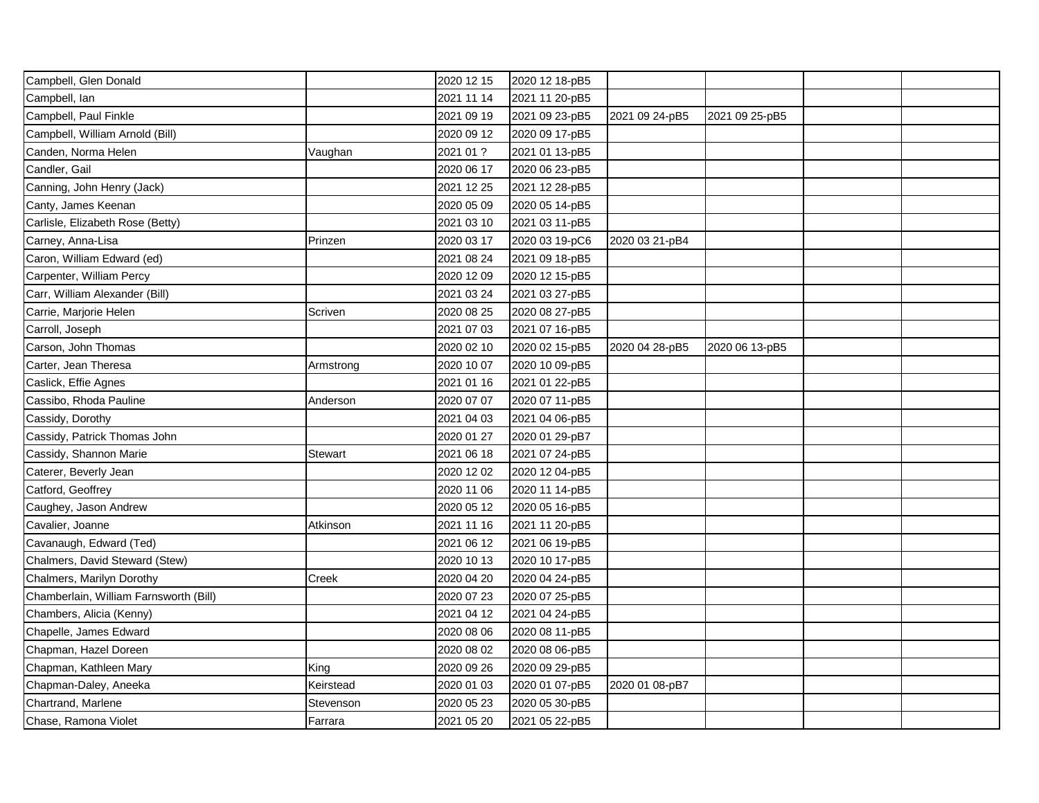| Campbell, Glen Donald | | 2020 12 15 | 2020 12 18-pB5 | | | | |
|---|---|---|---|---|---|---|---|
| Campbell, Ian | | 2021 11 14 | 2021 11 20-pB5 | | | | |
| Campbell, Paul Finkle | | 2021 09 19 | 2021 09 23-pB5 | 2021 09 24-pB5 | 2021 09 25-pB5 | | |
| Campbell, William Arnold (Bill) | | 2020 09 12 | 2020 09 17-pB5 | | | | |
| Canden, Norma Helen | Vaughan | 2021 01 ? | 2021 01 13-pB5 | | | | |
| Candler, Gail | | 2020 06 17 | 2020 06 23-pB5 | | | | |
| Canning, John Henry (Jack) | | 2021 12 25 | 2021 12 28-pB5 | | | | |
| Canty, James Keenan | | 2020 05 09 | 2020 05 14-pB5 | | | | |
| Carlisle, Elizabeth Rose (Betty) | | 2021 03 10 | 2021 03 11-pB5 | | | | |
| Carney, Anna-Lisa | Prinzen | 2020 03 17 | 2020 03 19-pC6 | 2020 03 21-pB4 | | | |
| Caron, William Edward (ed) | | 2021 08 24 | 2021 09 18-pB5 | | | | |
| Carpenter, William Percy | | 2020 12 09 | 2020 12 15-pB5 | | | | |
| Carr, William Alexander (Bill) | | 2021 03 24 | 2021 03 27-pB5 | | | | |
| Carrie, Marjorie Helen | Scriven | 2020 08 25 | 2020 08 27-pB5 | | | | |
| Carroll, Joseph | | 2021 07 03 | 2021 07 16-pB5 | | | | |
| Carson, John Thomas | | 2020 02 10 | 2020 02 15-pB5 | 2020 04 28-pB5 | 2020 06 13-pB5 | | |
| Carter, Jean Theresa | Armstrong | 2020 10 07 | 2020 10 09-pB5 | | | | |
| Caslick, Effie Agnes | | 2021 01 16 | 2021 01 22-pB5 | | | | |
| Cassibo, Rhoda Pauline | Anderson | 2020 07 07 | 2020 07 11-pB5 | | | | |
| Cassidy, Dorothy | | 2021 04 03 | 2021 04 06-pB5 | | | | |
| Cassidy, Patrick Thomas John | | 2020 01 27 | 2020 01 29-pB7 | | | | |
| Cassidy, Shannon Marie | Stewart | 2021 06 18 | 2021 07 24-pB5 | | | | |
| Caterer, Beverly Jean | | 2020 12 02 | 2020 12 04-pB5 | | | | |
| Catford, Geoffrey | | 2020 11 06 | 2020 11 14-pB5 | | | | |
| Caughey, Jason Andrew | | 2020 05 12 | 2020 05 16-pB5 | | | | |
| Cavalier, Joanne | Atkinson | 2021 11 16 | 2021 11 20-pB5 | | | | |
| Cavanaugh, Edward (Ted) | | 2021 06 12 | 2021 06 19-pB5 | | | | |
| Chalmers, David Steward (Stew) | | 2020 10 13 | 2020 10 17-pB5 | | | | |
| Chalmers, Marilyn Dorothy | Creek | 2020 04 20 | 2020 04 24-pB5 | | | | |
| Chamberlain, William Farnsworth (Bill) | | 2020 07 23 | 2020 07 25-pB5 | | | | |
| Chambers, Alicia (Kenny) | | 2021 04 12 | 2021 04 24-pB5 | | | | |
| Chapelle, James Edward | | 2020 08 06 | 2020 08 11-pB5 | | | | |
| Chapman, Hazel Doreen | | 2020 08 02 | 2020 08 06-pB5 | | | | |
| Chapman, Kathleen Mary | King | 2020 09 26 | 2020 09 29-pB5 | | | | |
| Chapman-Daley, Aneeka | Keirstead | 2020 01 03 | 2020 01 07-pB5 | 2020 01 08-pB7 | | | |
| Chartrand, Marlene | Stevenson | 2020 05 23 | 2020 05 30-pB5 | | | | |
| Chase, Ramona Violet | Farrara | 2021 05 20 | 2021 05 22-pB5 | | | | |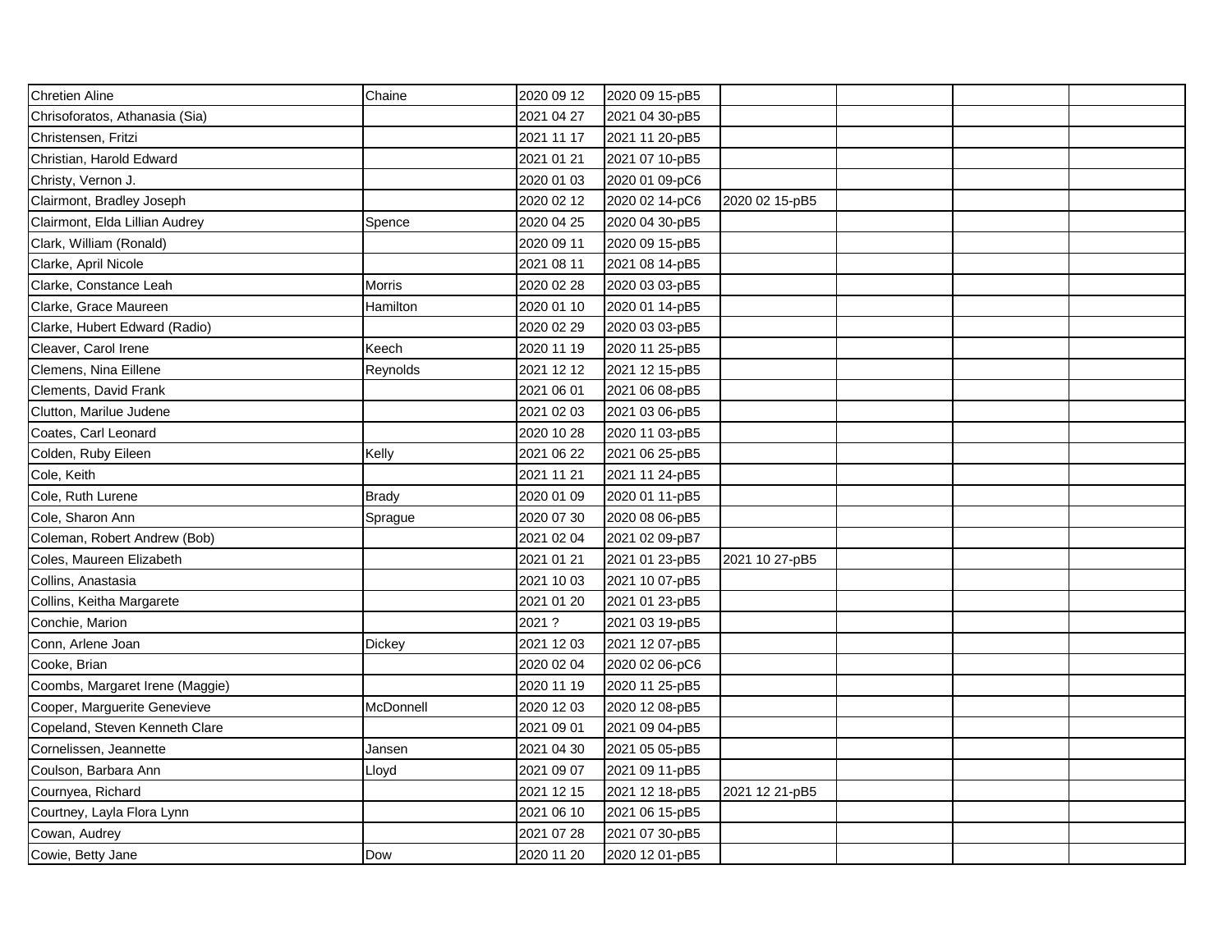| | | | | | | | |
|---|---|---|---|---|---|---|---|
| Chretien Aline | Chaine | 2020 09 12 | 2020 09 15-pB5 | | | | |
| Chrisoforatos, Athanasia (Sia) | | 2021 04 27 | 2021 04 30-pB5 | | | | |
| Christensen, Fritzi | | 2021 11 17 | 2021 11 20-pB5 | | | | |
| Christian, Harold Edward | | 2021 01 21 | 2021 07 10-pB5 | | | | |
| Christy, Vernon J. | | 2020 01 03 | 2020 01 09-pC6 | | | | |
| Clairmont, Bradley Joseph | | 2020 02 12 | 2020 02 14-pC6 | 2020 02 15-pB5 | | | |
| Clairmont, Elda Lillian Audrey | Spence | 2020 04 25 | 2020 04 30-pB5 | | | | |
| Clark, William (Ronald) | | 2020 09 11 | 2020 09 15-pB5 | | | | |
| Clarke, April Nicole | | 2021 08 11 | 2021 08 14-pB5 | | | | |
| Clarke, Constance Leah | Morris | 2020 02 28 | 2020 03 03-pB5 | | | | |
| Clarke, Grace Maureen | Hamilton | 2020 01 10 | 2020 01 14-pB5 | | | | |
| Clarke, Hubert Edward (Radio) | | 2020 02 29 | 2020 03 03-pB5 | | | | |
| Cleaver, Carol Irene | Keech | 2020 11 19 | 2020 11 25-pB5 | | | | |
| Clemens, Nina Eillene | Reynolds | 2021 12 12 | 2021 12 15-pB5 | | | | |
| Clements, David Frank | | 2021 06 01 | 2021 06 08-pB5 | | | | |
| Clutton, Marilue Judene | | 2021 02 03 | 2021 03 06-pB5 | | | | |
| Coates, Carl Leonard | | 2020 10 28 | 2020 11 03-pB5 | | | | |
| Colden, Ruby Eileen | Kelly | 2021 06 22 | 2021 06 25-pB5 | | | | |
| Cole, Keith | | 2021 11 21 | 2021 11 24-pB5 | | | | |
| Cole, Ruth Lurene | Brady | 2020 01 09 | 2020 01 11-pB5 | | | | |
| Cole, Sharon Ann | Sprague | 2020 07 30 | 2020 08 06-pB5 | | | | |
| Coleman, Robert Andrew (Bob) | | 2021 02 04 | 2021 02 09-pB7 | | | | |
| Coles, Maureen Elizabeth | | 2021 01 21 | 2021 01 23-pB5 | 2021 10 27-pB5 | | | |
| Collins, Anastasia | | 2021 10 03 | 2021 10 07-pB5 | | | | |
| Collins, Keitha Margarete | | 2021 01 20 | 2021 01 23-pB5 | | | | |
| Conchie, Marion | | 2021 ? | 2021 03 19-pB5 | | | | |
| Conn, Arlene Joan | Dickey | 2021 12 03 | 2021 12 07-pB5 | | | | |
| Cooke, Brian | | 2020 02 04 | 2020 02 06-pC6 | | | | |
| Coombs, Margaret Irene (Maggie) | | 2020 11 19 | 2020 11 25-pB5 | | | | |
| Cooper, Marguerite Genevieve | McDonnell | 2020 12 03 | 2020 12 08-pB5 | | | | |
| Copeland, Steven Kenneth Clare | | 2021 09 01 | 2021 09 04-pB5 | | | | |
| Cornelissen, Jeannette | Jansen | 2021 04 30 | 2021 05 05-pB5 | | | | |
| Coulson, Barbara Ann | Lloyd | 2021 09 07 | 2021 09 11-pB5 | | | | |
| Cournyea, Richard | | 2021 12 15 | 2021 12 18-pB5 | 2021 12 21-pB5 | | | |
| Courtney, Layla Flora Lynn | | 2021 06 10 | 2021 06 15-pB5 | | | | |
| Cowan, Audrey | | 2021 07 28 | 2021 07 30-pB5 | | | | |
| Cowie, Betty Jane | Dow | 2020 11 20 | 2020 12 01-pB5 | | | | |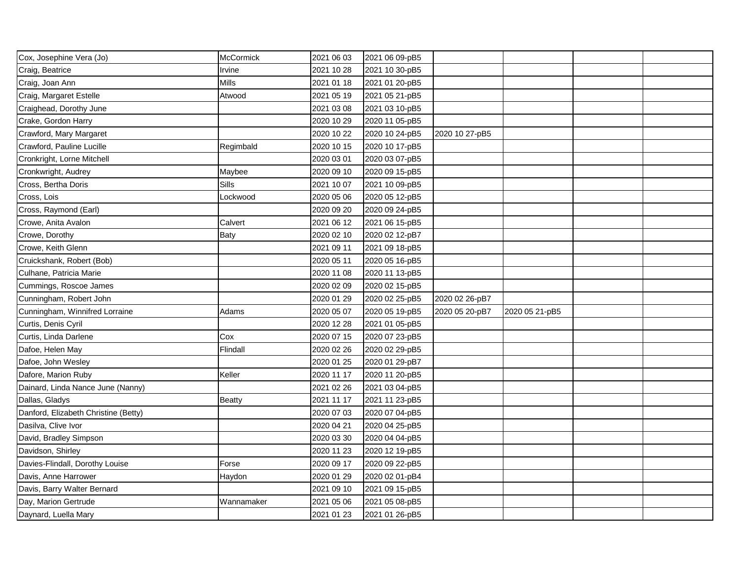| | | | | | | | |
|---|---|---|---|---|---|---|---|
| Cox, Josephine Vera (Jo) | McCormick | 2021 06 03 | 2021 06 09-pB5 | | | | |
| Craig, Beatrice | Irvine | 2021 10 28 | 2021 10 30-pB5 | | | | |
| Craig, Joan Ann | Mills | 2021 01 18 | 2021 01 20-pB5 | | | | |
| Craig, Margaret Estelle | Atwood | 2021 05 19 | 2021 05 21-pB5 | | | | |
| Craighead, Dorothy June | | 2021 03 08 | 2021 03 10-pB5 | | | | |
| Crake, Gordon Harry | | 2020 10 29 | 2020 11 05-pB5 | | | | |
| Crawford, Mary Margaret | | 2020 10 22 | 2020 10 24-pB5 | 2020 10 27-pB5 | | | |
| Crawford, Pauline Lucille | Regimbald | 2020 10 15 | 2020 10 17-pB5 | | | | |
| Cronkright, Lorne Mitchell | | 2020 03 01 | 2020 03 07-pB5 | | | | |
| Cronkwright, Audrey | Maybee | 2020 09 10 | 2020 09 15-pB5 | | | | |
| Cross, Bertha Doris | Sills | 2021 10 07 | 2021 10 09-pB5 | | | | |
| Cross, Lois | Lockwood | 2020 05 06 | 2020 05 12-pB5 | | | | |
| Cross, Raymond (Earl) | | 2020 09 20 | 2020 09 24-pB5 | | | | |
| Crowe, Anita Avalon | Calvert | 2021 06 12 | 2021 06 15-pB5 | | | | |
| Crowe, Dorothy | Baty | 2020 02 10 | 2020 02 12-pB7 | | | | |
| Crowe, Keith Glenn | | 2021 09 11 | 2021 09 18-pB5 | | | | |
| Cruickshank, Robert (Bob) | | 2020 05 11 | 2020 05 16-pB5 | | | | |
| Culhane, Patricia Marie | | 2020 11 08 | 2020 11 13-pB5 | | | | |
| Cummings, Roscoe James | | 2020 02 09 | 2020 02 15-pB5 | | | | |
| Cunningham, Robert John | | 2020 01 29 | 2020 02 25-pB5 | 2020 02 26-pB7 | | | |
| Cunningham, Winnifred Lorraine | Adams | 2020 05 07 | 2020 05 19-pB5 | 2020 05 20-pB7 | 2020 05 21-pB5 | | |
| Curtis, Denis Cyril | | 2020 12 28 | 2021 01 05-pB5 | | | | |
| Curtis, Linda Darlene | Cox | 2020 07 15 | 2020 07 23-pB5 | | | | |
| Dafoe, Helen May | Flindall | 2020 02 26 | 2020 02 29-pB5 | | | | |
| Dafoe, John Wesley | | 2020 01 25 | 2020 01 29-pB7 | | | | |
| Dafore, Marion Ruby | Keller | 2020 11 17 | 2020 11 20-pB5 | | | | |
| Dainard, Linda Nance June (Nanny) | | 2021 02 26 | 2021 03 04-pB5 | | | | |
| Dallas, Gladys | Beatty | 2021 11 17 | 2021 11 23-pB5 | | | | |
| Danford, Elizabeth Christine (Betty) | | 2020 07 03 | 2020 07 04-pB5 | | | | |
| Dasilva, Clive Ivor | | 2020 04 21 | 2020 04 25-pB5 | | | | |
| David, Bradley Simpson | | 2020 03 30 | 2020 04 04-pB5 | | | | |
| Davidson, Shirley | | 2020 11 23 | 2020 12 19-pB5 | | | | |
| Davies-Flindall, Dorothy Louise | Forse | 2020 09 17 | 2020 09 22-pB5 | | | | |
| Davis, Anne Harrower | Haydon | 2020 01 29 | 2020 02 01-pB4 | | | | |
| Davis, Barry Walter Bernard | | 2021 09 10 | 2021 09 15-pB5 | | | | |
| Day, Marion Gertrude | Wannamaker | 2021 05 06 | 2021 05 08-pB5 | | | | |
| Daynard, Luella Mary | | 2021 01 23 | 2021 01 26-pB5 | | | | |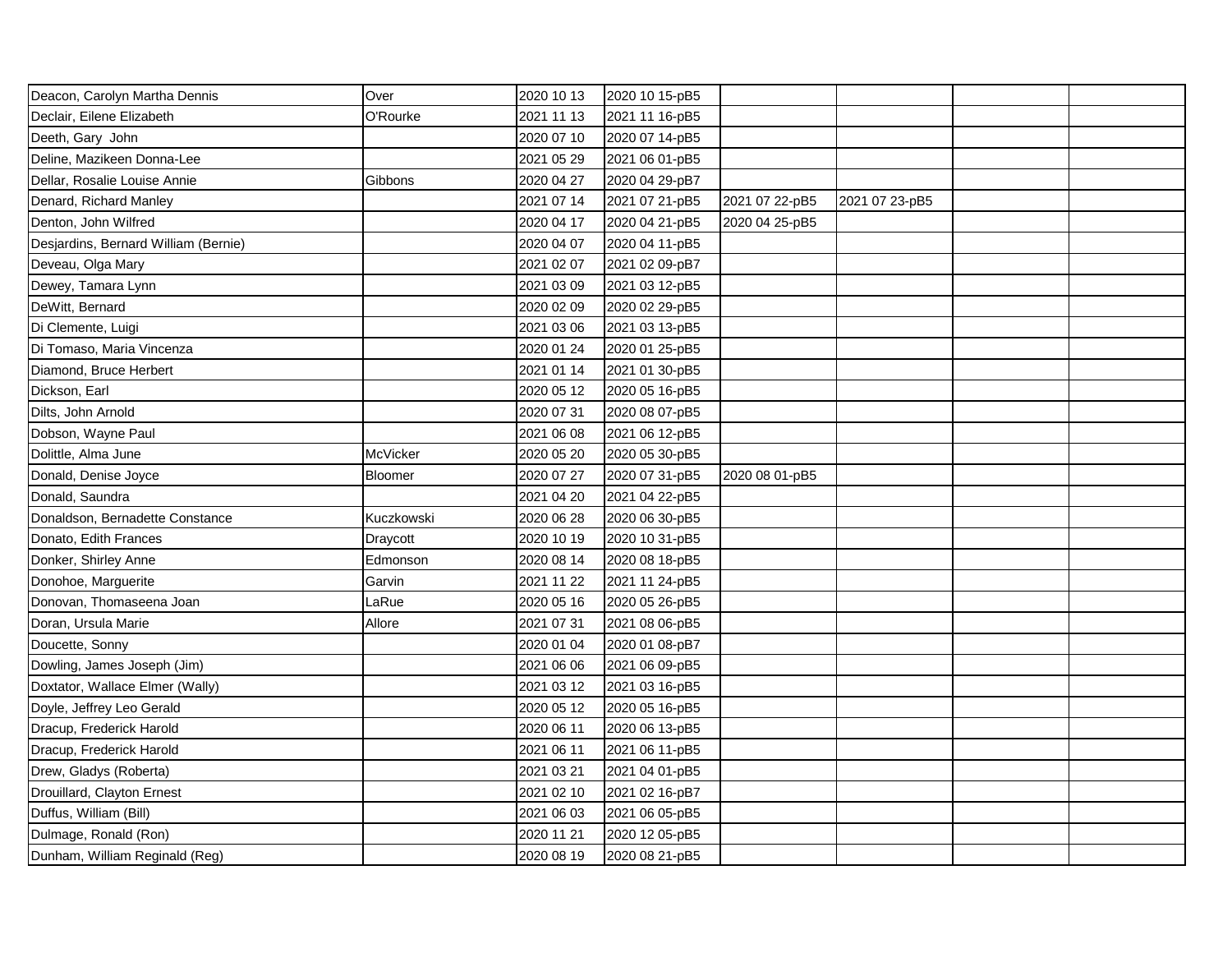| | | | | | | | |
|---|---|---|---|---|---|---|---|
| Deacon, Carolyn Martha Dennis | Over | 2020 10 13 | 2020 10 15-pB5 | | | | |
| Declair, Eilene Elizabeth | O'Rourke | 2021 11 13 | 2021 11 16-pB5 | | | | |
| Deeth, Gary John | | 2020 07 10 | 2020 07 14-pB5 | | | | |
| Deline, Mazikeen Donna-Lee | | 2021 05 29 | 2021 06 01-pB5 | | | | |
| Dellar, Rosalie Louise Annie | Gibbons | 2020 04 27 | 2020 04 29-pB7 | | | | |
| Denard, Richard Manley | | 2021 07 14 | 2021 07 21-pB5 | 2021 07 22-pB5 | 2021 07 23-pB5 | | |
| Denton, John Wilfred | | 2020 04 17 | 2020 04 21-pB5 | 2020 04 25-pB5 | | | |
| Desjardins, Bernard William (Bernie) | | 2020 04 07 | 2020 04 11-pB5 | | | | |
| Deveau, Olga Mary | | 2021 02 07 | 2021 02 09-pB7 | | | | |
| Dewey, Tamara Lynn | | 2021 03 09 | 2021 03 12-pB5 | | | | |
| DeWitt, Bernard | | 2020 02 09 | 2020 02 29-pB5 | | | | |
| Di Clemente, Luigi | | 2021 03 06 | 2021 03 13-pB5 | | | | |
| Di Tomaso, Maria Vincenza | | 2020 01 24 | 2020 01 25-pB5 | | | | |
| Diamond, Bruce Herbert | | 2021 01 14 | 2021 01 30-pB5 | | | | |
| Dickson, Earl | | 2020 05 12 | 2020 05 16-pB5 | | | | |
| Dilts, John Arnold | | 2020 07 31 | 2020 08 07-pB5 | | | | |
| Dobson, Wayne Paul | | 2021 06 08 | 2021 06 12-pB5 | | | | |
| Dolittle, Alma June | McVicker | 2020 05 20 | 2020 05 30-pB5 | | | | |
| Donald, Denise Joyce | Bloomer | 2020 07 27 | 2020 07 31-pB5 | 2020 08 01-pB5 | | | |
| Donald, Saundra | | 2021 04 20 | 2021 04 22-pB5 | | | | |
| Donaldson, Bernadette Constance | Kuczkowski | 2020 06 28 | 2020 06 30-pB5 | | | | |
| Donato, Edith Frances | Draycott | 2020 10 19 | 2020 10 31-pB5 | | | | |
| Donker, Shirley Anne | Edmonson | 2020 08 14 | 2020 08 18-pB5 | | | | |
| Donohoe, Marguerite | Garvin | 2021 11 22 | 2021 11 24-pB5 | | | | |
| Donovan, Thomaseena Joan | LaRue | 2020 05 16 | 2020 05 26-pB5 | | | | |
| Doran, Ursula Marie | Allore | 2021 07 31 | 2021 08 06-pB5 | | | | |
| Doucette, Sonny | | 2020 01 04 | 2020 01 08-pB7 | | | | |
| Dowling, James Joseph (Jim) | | 2021 06 06 | 2021 06 09-pB5 | | | | |
| Doxtator, Wallace Elmer (Wally) | | 2021 03 12 | 2021 03 16-pB5 | | | | |
| Doyle, Jeffrey Leo Gerald | | 2020 05 12 | 2020 05 16-pB5 | | | | |
| Dracup, Frederick Harold | | 2020 06 11 | 2020 06 13-pB5 | | | | |
| Dracup, Frederick Harold | | 2021 06 11 | 2021 06 11-pB5 | | | | |
| Drew, Gladys (Roberta) | | 2021 03 21 | 2021 04 01-pB5 | | | | |
| Drouillard, Clayton Ernest | | 2021 02 10 | 2021 02 16-pB7 | | | | |
| Duffus, William (Bill) | | 2021 06 03 | 2021 06 05-pB5 | | | | |
| Dulmage, Ronald (Ron) | | 2020 11 21 | 2020 12 05-pB5 | | | | |
| Dunham, William Reginald (Reg) | | 2020 08 19 | 2020 08 21-pB5 | | | | |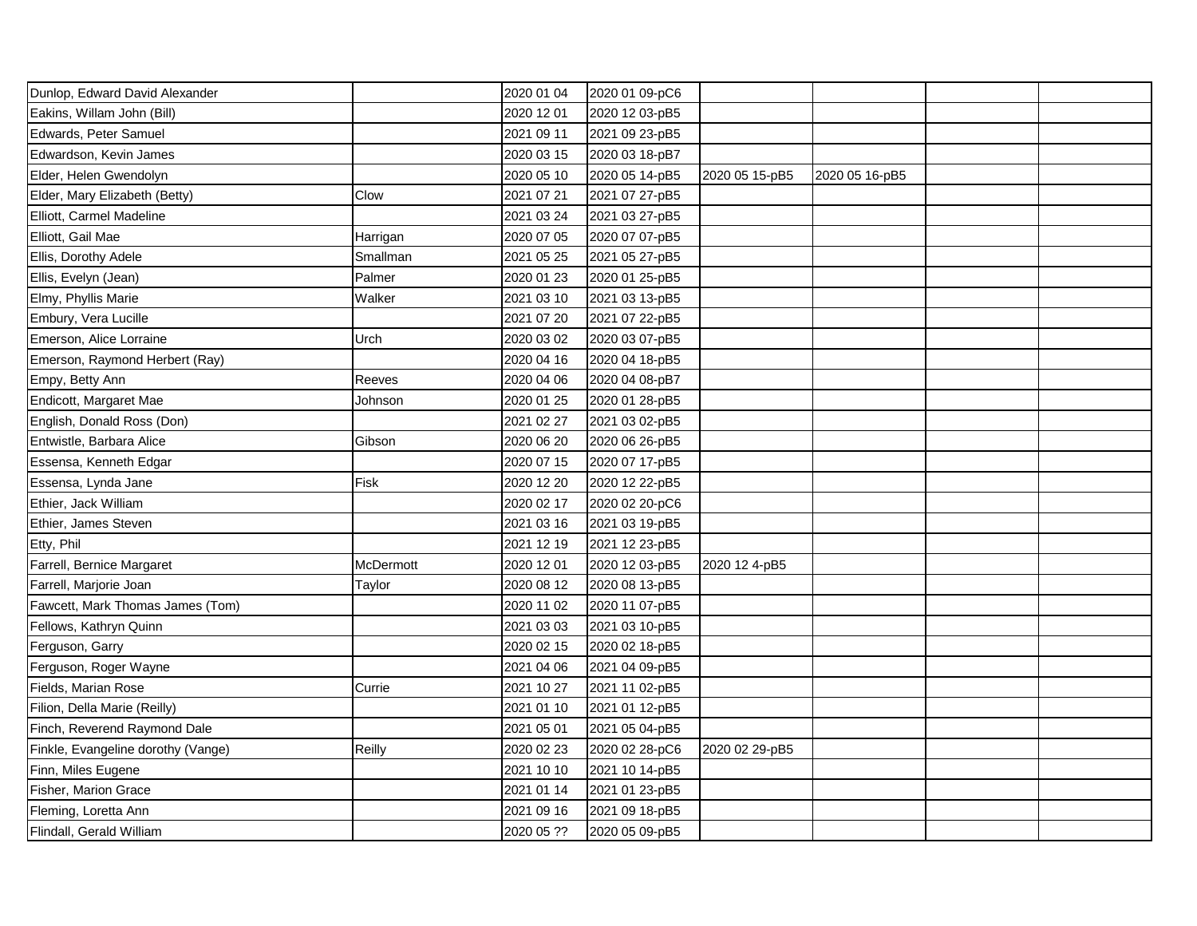| | | | | | | | |
|---|---|---|---|---|---|---|---|
| Dunlop, Edward David Alexander | | 2020 01 04 | 2020 01 09-pC6 | | | | |
| Eakins, Willam John (Bill) | | 2020 12 01 | 2020 12 03-pB5 | | | | |
| Edwards, Peter Samuel | | 2021 09 11 | 2021 09 23-pB5 | | | | |
| Edwardson, Kevin James | | 2020 03 15 | 2020 03 18-pB7 | | | | |
| Elder, Helen Gwendolyn | | 2020 05 10 | 2020 05 14-pB5 | 2020 05 15-pB5 | 2020 05 16-pB5 | | |
| Elder, Mary Elizabeth (Betty) | Clow | 2021 07 21 | 2021 07 27-pB5 | | | | |
| Elliott, Carmel Madeline | | 2021 03 24 | 2021 03 27-pB5 | | | | |
| Elliott, Gail Mae | Harrigan | 2020 07 05 | 2020 07 07-pB5 | | | | |
| Ellis, Dorothy Adele | Smallman | 2021 05 25 | 2021 05 27-pB5 | | | | |
| Ellis, Evelyn (Jean) | Palmer | 2020 01 23 | 2020 01 25-pB5 | | | | |
| Elmy, Phyllis Marie | Walker | 2021 03 10 | 2021 03 13-pB5 | | | | |
| Embury, Vera Lucille | | 2021 07 20 | 2021 07 22-pB5 | | | | |
| Emerson, Alice Lorraine | Urch | 2020 03 02 | 2020 03 07-pB5 | | | | |
| Emerson, Raymond Herbert (Ray) | | 2020 04 16 | 2020 04 18-pB5 | | | | |
| Empy, Betty Ann | Reeves | 2020 04 06 | 2020 04 08-pB7 | | | | |
| Endicott, Margaret Mae | Johnson | 2020 01 25 | 2020 01 28-pB5 | | | | |
| English, Donald Ross (Don) | | 2021 02 27 | 2021 03 02-pB5 | | | | |
| Entwistle, Barbara Alice | Gibson | 2020 06 20 | 2020 06 26-pB5 | | | | |
| Essensa, Kenneth Edgar | | 2020 07 15 | 2020 07 17-pB5 | | | | |
| Essensa, Lynda Jane | Fisk | 2020 12 20 | 2020 12 22-pB5 | | | | |
| Ethier, Jack William | | 2020 02 17 | 2020 02 20-pC6 | | | | |
| Ethier, James Steven | | 2021 03 16 | 2021 03 19-pB5 | | | | |
| Etty, Phil | | 2021 12 19 | 2021 12 23-pB5 | | | | |
| Farrell, Bernice Margaret | McDermott | 2020 12 01 | 2020 12 03-pB5 | 2020 12 4-pB5 | | | |
| Farrell, Marjorie Joan | Taylor | 2020 08 12 | 2020 08 13-pB5 | | | | |
| Fawcett, Mark Thomas James (Tom) | | 2020 11 02 | 2020 11 07-pB5 | | | | |
| Fellows, Kathryn Quinn | | 2021 03 03 | 2021 03 10-pB5 | | | | |
| Ferguson, Garry | | 2020 02 15 | 2020 02 18-pB5 | | | | |
| Ferguson, Roger Wayne | | 2021 04 06 | 2021 04 09-pB5 | | | | |
| Fields, Marian Rose | Currie | 2021 10 27 | 2021 11 02-pB5 | | | | |
| Filion, Della Marie (Reilly) | | 2021 01 10 | 2021 01 12-pB5 | | | | |
| Finch, Reverend Raymond Dale | | 2021 05 01 | 2021 05 04-pB5 | | | | |
| Finkle, Evangeline dorothy (Vange) | Reilly | 2020 02 23 | 2020 02 28-pC6 | 2020 02 29-pB5 | | | |
| Finn, Miles Eugene | | 2021 10 10 | 2021 10 14-pB5 | | | | |
| Fisher, Marion Grace | | 2021 01 14 | 2021 01 23-pB5 | | | | |
| Fleming, Loretta Ann | | 2021 09 16 | 2021 09 18-pB5 | | | | |
| Flindall, Gerald William | | 2020 05 ?? | 2020 05 09-pB5 | | | | |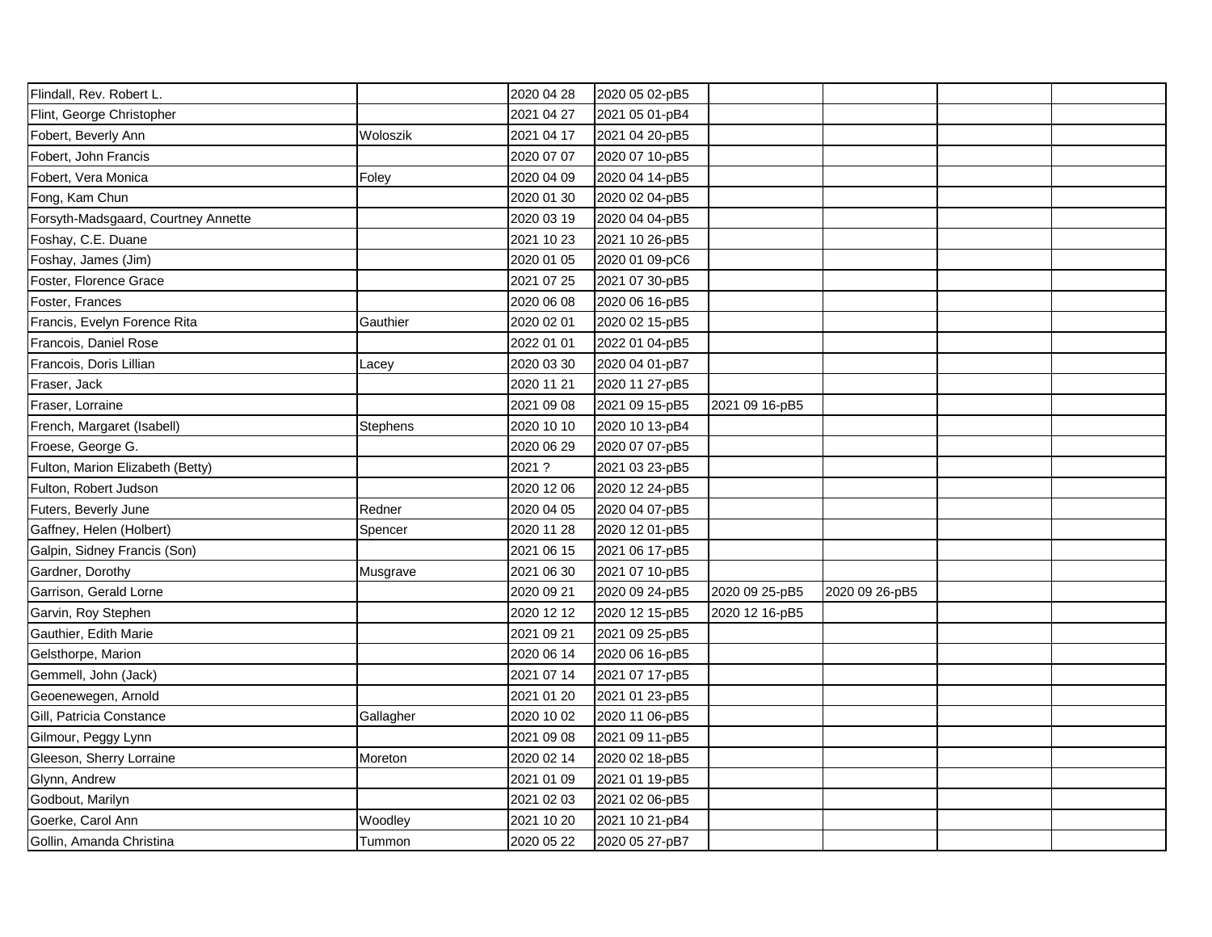| | | | | | | | |
|---|---|---|---|---|---|---|---|
| Flindall, Rev. Robert L. | | 2020 04 28 | 2020 05 02-pB5 | | | | |
| Flint, George Christopher | | 2021 04 27 | 2021 05 01-pB4 | | | | |
| Fobert, Beverly Ann | Woloszik | 2021 04 17 | 2021 04 20-pB5 | | | | |
| Fobert, John Francis | | 2020 07 07 | 2020 07 10-pB5 | | | | |
| Fobert, Vera Monica | Foley | 2020 04 09 | 2020 04 14-pB5 | | | | |
| Fong, Kam Chun | | 2020 01 30 | 2020 02 04-pB5 | | | | |
| Forsyth-Madsgaard, Courtney Annette | | 2020 03 19 | 2020 04 04-pB5 | | | | |
| Foshay, C.E. Duane | | 2021 10 23 | 2021 10 26-pB5 | | | | |
| Foshay, James (Jim) | | 2020 01 05 | 2020 01 09-pC6 | | | | |
| Foster, Florence Grace | | 2021 07 25 | 2021 07 30-pB5 | | | | |
| Foster, Frances | | 2020 06 08 | 2020 06 16-pB5 | | | | |
| Francis, Evelyn Forence Rita | Gauthier | 2020 02 01 | 2020 02 15-pB5 | | | | |
| Francois, Daniel Rose | | 2022 01 01 | 2022 01 04-pB5 | | | | |
| Francois, Doris Lillian | Lacey | 2020 03 30 | 2020 04 01-pB7 | | | | |
| Fraser, Jack | | 2020 11 21 | 2020 11 27-pB5 | | | | |
| Fraser, Lorraine | | 2021 09 08 | 2021 09 15-pB5 | 2021 09 16-pB5 | | | |
| French, Margaret (Isabell) | Stephens | 2020 10 10 | 2020 10 13-pB4 | | | | |
| Froese, George G. | | 2020 06 29 | 2020 07 07-pB5 | | | | |
| Fulton, Marion Elizabeth (Betty) | | 2021 ? | 2021 03 23-pB5 | | | | |
| Fulton, Robert Judson | | 2020 12 06 | 2020 12 24-pB5 | | | | |
| Futers, Beverly June | Redner | 2020 04 05 | 2020 04 07-pB5 | | | | |
| Gaffney, Helen (Holbert) | Spencer | 2020 11 28 | 2020 12 01-pB5 | | | | |
| Galpin, Sidney Francis (Son) | | 2021 06 15 | 2021 06 17-pB5 | | | | |
| Gardner, Dorothy | Musgrave | 2021 06 30 | 2021 07 10-pB5 | | | | |
| Garrison, Gerald Lorne | | 2020 09 21 | 2020 09 24-pB5 | 2020 09 25-pB5 | 2020 09 26-pB5 | | |
| Garvin, Roy Stephen | | 2020 12 12 | 2020 12 15-pB5 | 2020 12 16-pB5 | | | |
| Gauthier, Edith Marie | | 2021 09 21 | 2021 09 25-pB5 | | | | |
| Gelsthorpe, Marion | | 2020 06 14 | 2020 06 16-pB5 | | | | |
| Gemmell, John (Jack) | | 2021 07 14 | 2021 07 17-pB5 | | | | |
| Geoenewegen, Arnold | | 2021 01 20 | 2021 01 23-pB5 | | | | |
| Gill, Patricia Constance | Gallagher | 2020 10 02 | 2020 11 06-pB5 | | | | |
| Gilmour, Peggy Lynn | | 2021 09 08 | 2021 09 11-pB5 | | | | |
| Gleeson, Sherry Lorraine | Moreton | 2020 02 14 | 2020 02 18-pB5 | | | | |
| Glynn, Andrew | | 2021 01 09 | 2021 01 19-pB5 | | | | |
| Godbout, Marilyn | | 2021 02 03 | 2021 02 06-pB5 | | | | |
| Goerke, Carol Ann | Woodley | 2021 10 20 | 2021 10 21-pB4 | | | | |
| Gollin, Amanda Christina | Tummon | 2020 05 22 | 2020 05 27-pB7 | | | | |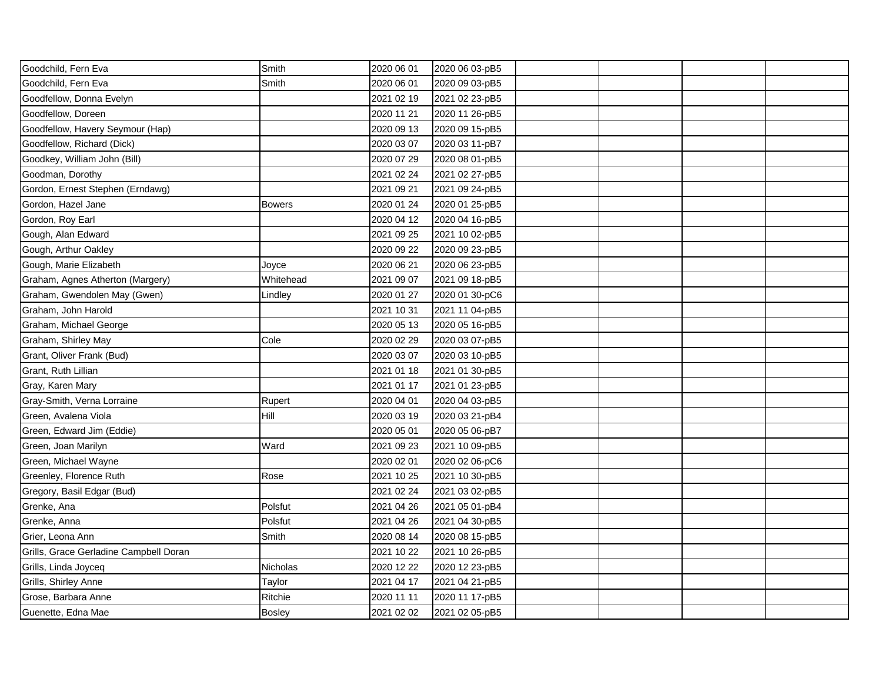| | | | | | | | |
|---|---|---|---|---|---|---|---|
| Goodchild, Fern Eva | Smith | 2020 06 01 | 2020 06 03-pB5 | | | | |
| Goodchild, Fern Eva | Smith | 2020 06 01 | 2020 09 03-pB5 | | | | |
| Goodfellow, Donna Evelyn | | 2021 02 19 | 2021 02 23-pB5 | | | | |
| Goodfellow, Doreen | | 2020 11 21 | 2020 11 26-pB5 | | | | |
| Goodfellow, Havery Seymour (Hap) | | 2020 09 13 | 2020 09 15-pB5 | | | | |
| Goodfellow, Richard (Dick) | | 2020 03 07 | 2020 03 11-pB7 | | | | |
| Goodkey, William John (Bill) | | 2020 07 29 | 2020 08 01-pB5 | | | | |
| Goodman, Dorothy | | 2021 02 24 | 2021 02 27-pB5 | | | | |
| Gordon, Ernest Stephen (Erndawg) | | 2021 09 21 | 2021 09 24-pB5 | | | | |
| Gordon, Hazel Jane | Bowers | 2020 01 24 | 2020 01 25-pB5 | | | | |
| Gordon, Roy Earl | | 2020 04 12 | 2020 04 16-pB5 | | | | |
| Gough, Alan Edward | | 2021 09 25 | 2021 10 02-pB5 | | | | |
| Gough, Arthur Oakley | | 2020 09 22 | 2020 09 23-pB5 | | | | |
| Gough, Marie Elizabeth | Joyce | 2020 06 21 | 2020 06 23-pB5 | | | | |
| Graham, Agnes Atherton (Margery) | Whitehead | 2021 09 07 | 2021 09 18-pB5 | | | | |
| Graham, Gwendolen May (Gwen) | Lindley | 2020 01 27 | 2020 01 30-pC6 | | | | |
| Graham, John Harold | | 2021 10 31 | 2021 11 04-pB5 | | | | |
| Graham, Michael George | | 2020 05 13 | 2020 05 16-pB5 | | | | |
| Graham, Shirley May | Cole | 2020 02 29 | 2020 03 07-pB5 | | | | |
| Grant, Oliver Frank (Bud) | | 2020 03 07 | 2020 03 10-pB5 | | | | |
| Grant, Ruth Lillian | | 2021 01 18 | 2021 01 30-pB5 | | | | |
| Gray, Karen Mary | | 2021 01 17 | 2021 01 23-pB5 | | | | |
| Gray-Smith, Verna Lorraine | Rupert | 2020 04 01 | 2020 04 03-pB5 | | | | |
| Green, Avalena Viola | Hill | 2020 03 19 | 2020 03 21-pB4 | | | | |
| Green, Edward Jim (Eddie) | | 2020 05 01 | 2020 05 06-pB7 | | | | |
| Green, Joan Marilyn | Ward | 2021 09 23 | 2021 10 09-pB5 | | | | |
| Green, Michael Wayne | | 2020 02 01 | 2020 02 06-pC6 | | | | |
| Greenley, Florence Ruth | Rose | 2021 10 25 | 2021 10 30-pB5 | | | | |
| Gregory, Basil Edgar (Bud) | | 2021 02 24 | 2021 03 02-pB5 | | | | |
| Grenke, Ana | Polsfut | 2021 04 26 | 2021 05 01-pB4 | | | | |
| Grenke, Anna | Polsfut | 2021 04 26 | 2021 04 30-pB5 | | | | |
| Grier, Leona Ann | Smith | 2020 08 14 | 2020 08 15-pB5 | | | | |
| Grills, Grace Gerladine Campbell Doran | | 2021 10 22 | 2021 10 26-pB5 | | | | |
| Grills, Linda Joyceq | Nicholas | 2020 12 22 | 2020 12 23-pB5 | | | | |
| Grills, Shirley Anne | Taylor | 2021 04 17 | 2021 04 21-pB5 | | | | |
| Grose, Barbara Anne | Ritchie | 2020 11 11 | 2020 11 17-pB5 | | | | |
| Guenette, Edna Mae | Bosley | 2021 02 02 | 2021 02 05-pB5 | | | | |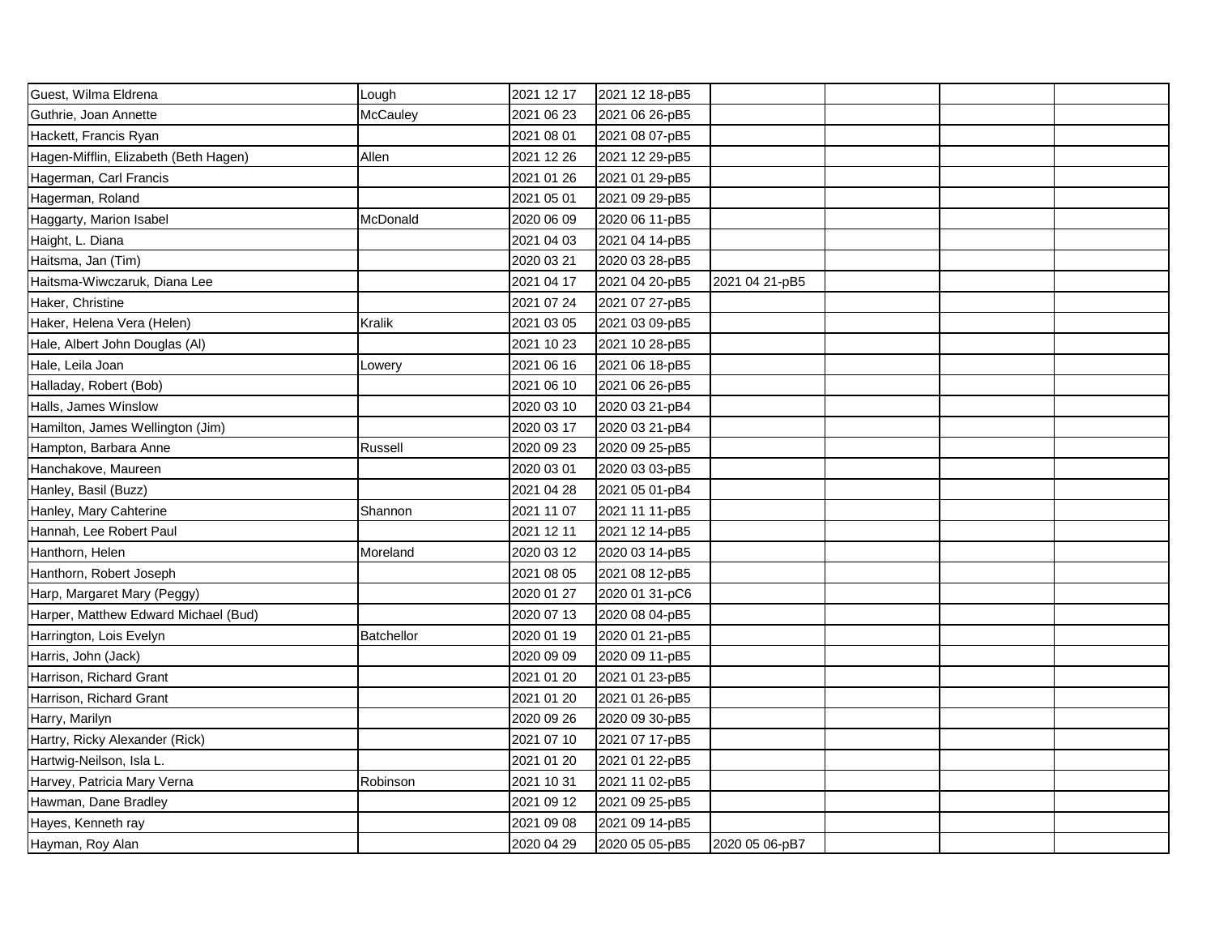| | | | | | | | |
|---|---|---|---|---|---|---|---|
| Guest, Wilma Eldrena | Lough | 2021 12 17 | 2021 12 18-pB5 | | | | |
| Guthrie, Joan Annette | McCauley | 2021 06 23 | 2021 06 26-pB5 | | | | |
| Hackett, Francis Ryan | | 2021 08 01 | 2021 08 07-pB5 | | | | |
| Hagen-Mifflin, Elizabeth (Beth Hagen) | Allen | 2021 12 26 | 2021 12 29-pB5 | | | | |
| Hagerman, Carl Francis | | 2021 01 26 | 2021 01 29-pB5 | | | | |
| Hagerman, Roland | | 2021 05 01 | 2021 09 29-pB5 | | | | |
| Haggarty, Marion Isabel | McDonald | 2020 06 09 | 2020 06 11-pB5 | | | | |
| Haight, L. Diana | | 2021 04 03 | 2021 04 14-pB5 | | | | |
| Haitsma, Jan (Tim) | | 2020 03 21 | 2020 03 28-pB5 | | | | |
| Haitsma-Wiwczaruk, Diana Lee | | 2021 04 17 | 2021 04 20-pB5 | 2021 04 21-pB5 | | | |
| Haker, Christine | | 2021 07 24 | 2021 07 27-pB5 | | | | |
| Haker, Helena Vera (Helen) | Kralik | 2021 03 05 | 2021 03 09-pB5 | | | | |
| Hale, Albert John Douglas (Al) | | 2021 10 23 | 2021 10 28-pB5 | | | | |
| Hale, Leila Joan | Lowery | 2021 06 16 | 2021 06 18-pB5 | | | | |
| Halladay, Robert (Bob) | | 2021 06 10 | 2021 06 26-pB5 | | | | |
| Halls, James Winslow | | 2020 03 10 | 2020 03 21-pB4 | | | | |
| Hamilton, James Wellington (Jim) | | 2020 03 17 | 2020 03 21-pB4 | | | | |
| Hampton, Barbara Anne | Russell | 2020 09 23 | 2020 09 25-pB5 | | | | |
| Hanchakove, Maureen | | 2020 03 01 | 2020 03 03-pB5 | | | | |
| Hanley, Basil (Buzz) | | 2021 04 28 | 2021 05 01-pB4 | | | | |
| Hanley, Mary Cahterine | Shannon | 2021 11 07 | 2021 11 11-pB5 | | | | |
| Hannah, Lee Robert Paul | | 2021 12 11 | 2021 12 14-pB5 | | | | |
| Hanthorn, Helen | Moreland | 2020 03 12 | 2020 03 14-pB5 | | | | |
| Hanthorn, Robert Joseph | | 2021 08 05 | 2021 08 12-pB5 | | | | |
| Harp, Margaret Mary (Peggy) | | 2020 01 27 | 2020 01 31-pC6 | | | | |
| Harper, Matthew Edward Michael (Bud) | | 2020 07 13 | 2020 08 04-pB5 | | | | |
| Harrington, Lois Evelyn | Batchellor | 2020 01 19 | 2020 01 21-pB5 | | | | |
| Harris, John (Jack) | | 2020 09 09 | 2020 09 11-pB5 | | | | |
| Harrison, Richard Grant | | 2021 01 20 | 2021 01 23-pB5 | | | | |
| Harrison, Richard Grant | | 2021 01 20 | 2021 01 26-pB5 | | | | |
| Harry, Marilyn | | 2020 09 26 | 2020 09 30-pB5 | | | | |
| Hartry, Ricky Alexander (Rick) | | 2021 07 10 | 2021 07 17-pB5 | | | | |
| Hartwig-Neilson, Isla L. | | 2021 01 20 | 2021 01 22-pB5 | | | | |
| Harvey, Patricia Mary Verna | Robinson | 2021 10 31 | 2021 11 02-pB5 | | | | |
| Hawman, Dane Bradley | | 2021 09 12 | 2021 09 25-pB5 | | | | |
| Hayes, Kenneth ray | | 2021 09 08 | 2021 09 14-pB5 | | | | |
| Hayman, Roy Alan | | 2020 04 29 | 2020 05 05-pB5 | 2020 05 06-pB7 | | | |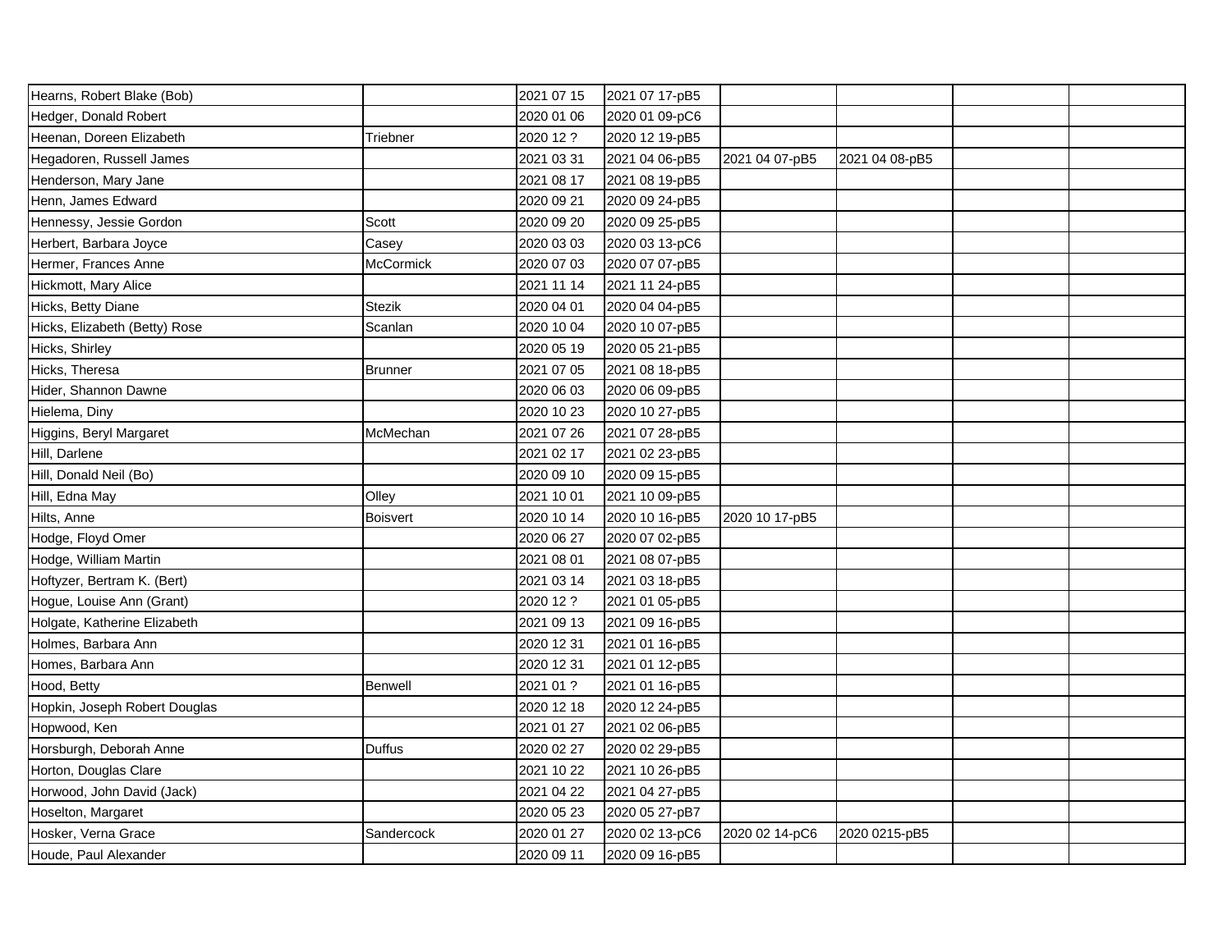| | | | | | | | |
|---|---|---|---|---|---|---|---|
| Hearns, Robert Blake (Bob) | | 2021 07 15 | 2021 07 17-pB5 | | | | |
| Hedger, Donald Robert | | 2020 01 06 | 2020 01 09-pC6 | | | | |
| Heenan, Doreen Elizabeth | Triebner | 2020 12 ? | 2020 12 19-pB5 | | | | |
| Hegadoren, Russell James | | 2021 03 31 | 2021 04 06-pB5 | 2021 04 07-pB5 | 2021 04 08-pB5 | | |
| Henderson, Mary Jane | | 2021 08 17 | 2021 08 19-pB5 | | | | |
| Henn, James Edward | | 2020 09 21 | 2020 09 24-pB5 | | | | |
| Hennessy, Jessie Gordon | Scott | 2020 09 20 | 2020 09 25-pB5 | | | | |
| Herbert, Barbara Joyce | Casey | 2020 03 03 | 2020 03 13-pC6 | | | | |
| Hermer, Frances Anne | McCormick | 2020 07 03 | 2020 07 07-pB5 | | | | |
| Hickmott, Mary Alice | | 2021 11 14 | 2021 11 24-pB5 | | | | |
| Hicks, Betty Diane | Stezik | 2020 04 01 | 2020 04 04-pB5 | | | | |
| Hicks, Elizabeth (Betty) Rose | Scanlan | 2020 10 04 | 2020 10 07-pB5 | | | | |
| Hicks, Shirley | | 2020 05 19 | 2020 05 21-pB5 | | | | |
| Hicks, Theresa | Brunner | 2021 07 05 | 2021 08 18-pB5 | | | | |
| Hider, Shannon Dawne | | 2020 06 03 | 2020 06 09-pB5 | | | | |
| Hielema, Diny | | 2020 10 23 | 2020 10 27-pB5 | | | | |
| Higgins, Beryl Margaret | McMechan | 2021 07 26 | 2021 07 28-pB5 | | | | |
| Hill, Darlene | | 2021 02 17 | 2021 02 23-pB5 | | | | |
| Hill, Donald Neil (Bo) | | 2020 09 10 | 2020 09 15-pB5 | | | | |
| Hill, Edna May | Olley | 2021 10 01 | 2021 10 09-pB5 | | | | |
| Hilts, Anne | Boisvert | 2020 10 14 | 2020 10 16-pB5 | 2020 10 17-pB5 | | | |
| Hodge, Floyd Omer | | 2020 06 27 | 2020 07 02-pB5 | | | | |
| Hodge, William Martin | | 2021 08 01 | 2021 08 07-pB5 | | | | |
| Hoftyzer, Bertram K. (Bert) | | 2021 03 14 | 2021 03 18-pB5 | | | | |
| Hogue, Louise Ann (Grant) | | 2020 12 ? | 2021 01 05-pB5 | | | | |
| Holgate, Katherine Elizabeth | | 2021 09 13 | 2021 09 16-pB5 | | | | |
| Holmes, Barbara Ann | | 2020 12 31 | 2021 01 16-pB5 | | | | |
| Homes, Barbara Ann | | 2020 12 31 | 2021 01 12-pB5 | | | | |
| Hood, Betty | Benwell | 2021 01 ? | 2021 01 16-pB5 | | | | |
| Hopkin, Joseph Robert Douglas | | 2020 12 18 | 2020 12 24-pB5 | | | | |
| Hopwood, Ken | | 2021 01 27 | 2021 02 06-pB5 | | | | |
| Horsburgh, Deborah Anne | Duffus | 2020 02 27 | 2020 02 29-pB5 | | | | |
| Horton, Douglas Clare | | 2021 10 22 | 2021 10 26-pB5 | | | | |
| Horwood, John David (Jack) | | 2021 04 22 | 2021 04 27-pB5 | | | | |
| Hoselton, Margaret | | 2020 05 23 | 2020 05 27-pB7 | | | | |
| Hosker, Verna Grace | Sandercock | 2020 01 27 | 2020 02 13-pC6 | 2020 02 14-pC6 | 2020 0215-pB5 | | |
| Houde, Paul Alexander | | 2020 09 11 | 2020 09 16-pB5 | | | | |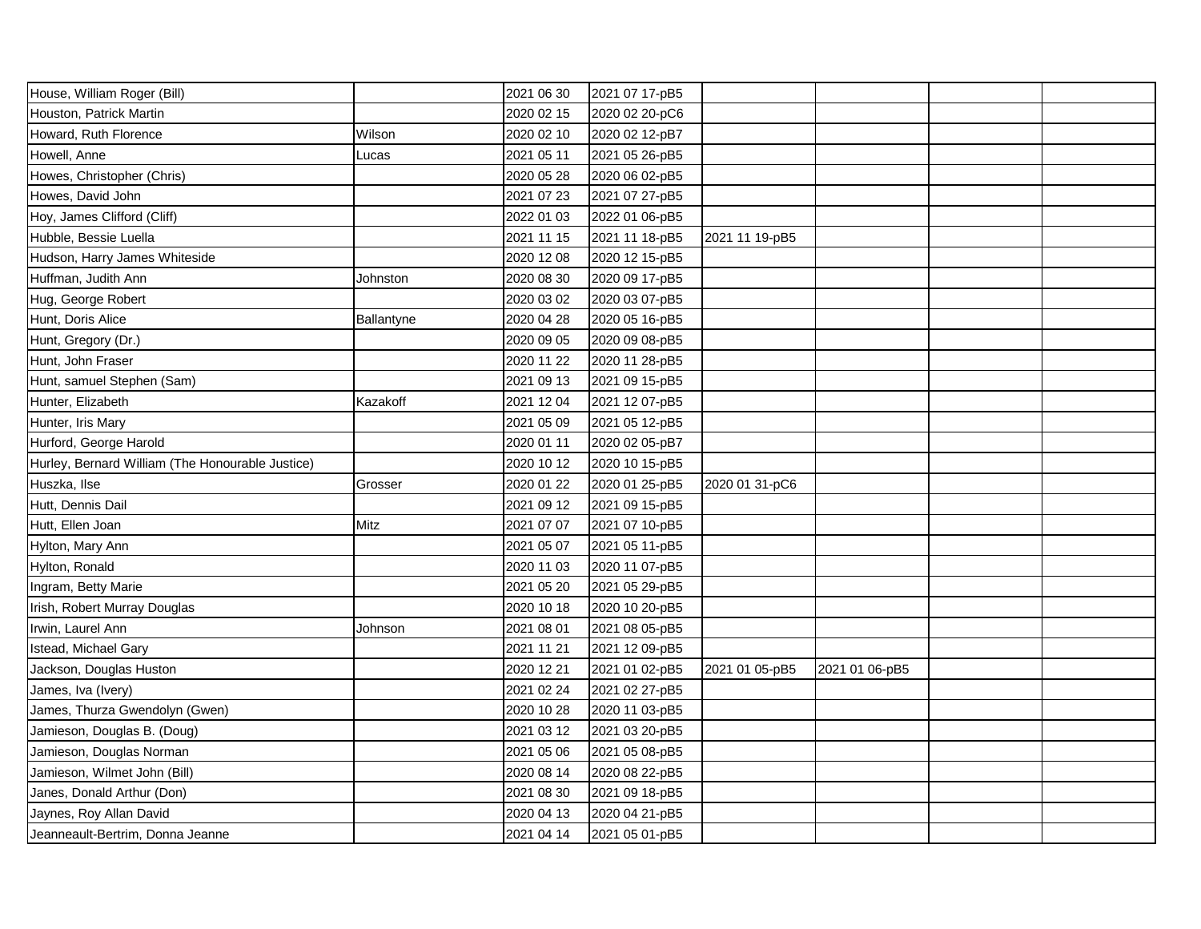| | | | | | | | |
|---|---|---|---|---|---|---|---|
| House, William Roger (Bill) | | 2021 06 30 | 2021 07 17-pB5 | | | | |
| Houston, Patrick Martin | | 2020 02 15 | 2020 02 20-pC6 | | | | |
| Howard, Ruth Florence | Wilson | 2020 02 10 | 2020 02 12-pB7 | | | | |
| Howell, Anne | Lucas | 2021 05 11 | 2021 05 26-pB5 | | | | |
| Howes, Christopher (Chris) | | 2020 05 28 | 2020 06 02-pB5 | | | | |
| Howes, David John | | 2021 07 23 | 2021 07 27-pB5 | | | | |
| Hoy, James Clifford (Cliff) | | 2022 01 03 | 2022 01 06-pB5 | | | | |
| Hubble, Bessie Luella | | 2021 11 15 | 2021 11 18-pB5 | 2021 11 19-pB5 | | | |
| Hudson, Harry James Whiteside | | 2020 12 08 | 2020 12 15-pB5 | | | | |
| Huffman, Judith Ann | Johnston | 2020 08 30 | 2020 09 17-pB5 | | | | |
| Hug, George Robert | | 2020 03 02 | 2020 03 07-pB5 | | | | |
| Hunt, Doris Alice | Ballantyne | 2020 04 28 | 2020 05 16-pB5 | | | | |
| Hunt, Gregory (Dr.) | | 2020 09 05 | 2020 09 08-pB5 | | | | |
| Hunt, John Fraser | | 2020 11 22 | 2020 11 28-pB5 | | | | |
| Hunt, samuel Stephen (Sam) | | 2021 09 13 | 2021 09 15-pB5 | | | | |
| Hunter, Elizabeth | Kazakoff | 2021 12 04 | 2021 12 07-pB5 | | | | |
| Hunter, Iris Mary | | 2021 05 09 | 2021 05 12-pB5 | | | | |
| Hurford, George Harold | | 2020 01 11 | 2020 02 05-pB7 | | | | |
| Hurley, Bernard William (The Honourable Justice) | | 2020 10 12 | 2020 10 15-pB5 | | | | |
| Huszka, Ilse | Grosser | 2020 01 22 | 2020 01 25-pB5 | 2020 01 31-pC6 | | | |
| Hutt, Dennis Dail | | 2021 09 12 | 2021 09 15-pB5 | | | | |
| Hutt, Ellen Joan | Mitz | 2021 07 07 | 2021 07 10-pB5 | | | | |
| Hylton, Mary Ann | | 2021 05 07 | 2021 05 11-pB5 | | | | |
| Hylton, Ronald | | 2020 11 03 | 2020 11 07-pB5 | | | | |
| Ingram, Betty Marie | | 2021 05 20 | 2021 05 29-pB5 | | | | |
| Irish, Robert Murray Douglas | | 2020 10 18 | 2020 10 20-pB5 | | | | |
| Irwin, Laurel Ann | Johnson | 2021 08 01 | 2021 08 05-pB5 | | | | |
| Istead, Michael Gary | | 2021 11 21 | 2021 12 09-pB5 | | | | |
| Jackson, Douglas Huston | | 2020 12 21 | 2021 01 02-pB5 | 2021 01 05-pB5 | 2021 01 06-pB5 | | |
| James, Iva (Ivery) | | 2021 02 24 | 2021 02 27-pB5 | | | | |
| James, Thurza Gwendolyn (Gwen) | | 2020 10 28 | 2020 11 03-pB5 | | | | |
| Jamieson, Douglas B. (Doug) | | 2021 03 12 | 2021 03 20-pB5 | | | | |
| Jamieson, Douglas Norman | | 2021 05 06 | 2021 05 08-pB5 | | | | |
| Jamieson, Wilmet John (Bill) | | 2020 08 14 | 2020 08 22-pB5 | | | | |
| Janes, Donald Arthur (Don) | | 2021 08 30 | 2021 09 18-pB5 | | | | |
| Jaynes, Roy Allan David | | 2020 04 13 | 2020 04 21-pB5 | | | | |
| Jeanneault-Bertrim, Donna Jeanne | | 2021 04 14 | 2021 05 01-pB5 | | | | |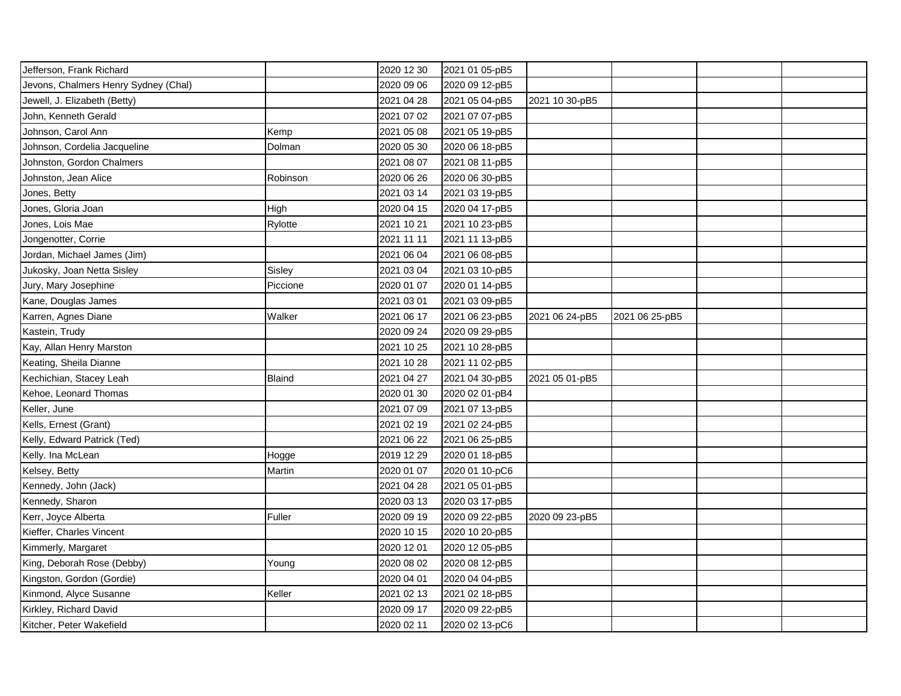| | | | | | | | |
|---|---|---|---|---|---|---|---|
| Jefferson, Frank Richard | | 2020 12 30 | 2021 01 05-pB5 | | | | |
| Jevons, Chalmers Henry Sydney (Chal) | | 2020 09 06 | 2020 09 12-pB5 | | | | |
| Jewell, J. Elizabeth (Betty) | | 2021 04 28 | 2021 05 04-pB5 | 2021 10 30-pB5 | | | |
| John, Kenneth Gerald | | 2021 07 02 | 2021 07 07-pB5 | | | | |
| Johnson, Carol Ann | Kemp | 2021 05 08 | 2021 05 19-pB5 | | | | |
| Johnson, Cordelia Jacqueline | Dolman | 2020 05 30 | 2020 06 18-pB5 | | | | |
| Johnston, Gordon Chalmers | | 2021 08 07 | 2021 08 11-pB5 | | | | |
| Johnston, Jean Alice | Robinson | 2020 06 26 | 2020 06 30-pB5 | | | | |
| Jones, Betty | | 2021 03 14 | 2021 03 19-pB5 | | | | |
| Jones, Gloria Joan | High | 2020 04 15 | 2020 04 17-pB5 | | | | |
| Jones, Lois Mae | Rylotte | 2021 10 21 | 2021 10 23-pB5 | | | | |
| Jongenotter, Corrie | | 2021 11 11 | 2021 11 13-pB5 | | | | |
| Jordan, Michael James (Jim) | | 2021 06 04 | 2021 06 08-pB5 | | | | |
| Jukosky, Joan Netta Sisley | Sisley | 2021 03 04 | 2021 03 10-pB5 | | | | |
| Jury, Mary Josephine | Piccione | 2020 01 07 | 2020 01 14-pB5 | | | | |
| Kane, Douglas James | | 2021 03 01 | 2021 03 09-pB5 | | | | |
| Karren, Agnes Diane | Walker | 2021 06 17 | 2021 06 23-pB5 | 2021 06 24-pB5 | 2021 06 25-pB5 | | |
| Kastein, Trudy | | 2020 09 24 | 2020 09 29-pB5 | | | | |
| Kay, Allan Henry Marston | | 2021 10 25 | 2021 10 28-pB5 | | | | |
| Keating, Sheila Dianne | | 2021 10 28 | 2021 11 02-pB5 | | | | |
| Kechichian, Stacey Leah | Blaind | 2021 04 27 | 2021 04 30-pB5 | 2021 05 01-pB5 | | | |
| Kehoe, Leonard Thomas | | 2020 01 30 | 2020 02 01-pB4 | | | | |
| Keller, June | | 2021 07 09 | 2021 07 13-pB5 | | | | |
| Kells, Ernest (Grant) | | 2021 02 19 | 2021 02 24-pB5 | | | | |
| Kelly, Edward Patrick (Ted) | | 2021 06 22 | 2021 06 25-pB5 | | | | |
| Kelly. Ina McLean | Hogge | 2019 12 29 | 2020 01 18-pB5 | | | | |
| Kelsey, Betty | Martin | 2020 01 07 | 2020 01 10-pC6 | | | | |
| Kennedy, John (Jack) | | 2021 04 28 | 2021 05 01-pB5 | | | | |
| Kennedy, Sharon | | 2020 03 13 | 2020 03 17-pB5 | | | | |
| Kerr, Joyce Alberta | Fuller | 2020 09 19 | 2020 09 22-pB5 | 2020 09 23-pB5 | | | |
| Kieffer, Charles Vincent | | 2020 10 15 | 2020 10 20-pB5 | | | | |
| Kimmerly, Margaret | | 2020 12 01 | 2020 12 05-pB5 | | | | |
| King, Deborah Rose (Debby) | Young | 2020 08 02 | 2020 08 12-pB5 | | | | |
| Kingston, Gordon (Gordie) | | 2020 04 01 | 2020 04 04-pB5 | | | | |
| Kinmond, Alyce Susanne | Keller | 2021 02 13 | 2021 02 18-pB5 | | | | |
| Kirkley, Richard David | | 2020 09 17 | 2020 09 22-pB5 | | | | |
| Kitcher, Peter Wakefield | | 2020 02 11 | 2020 02 13-pC6 | | | | |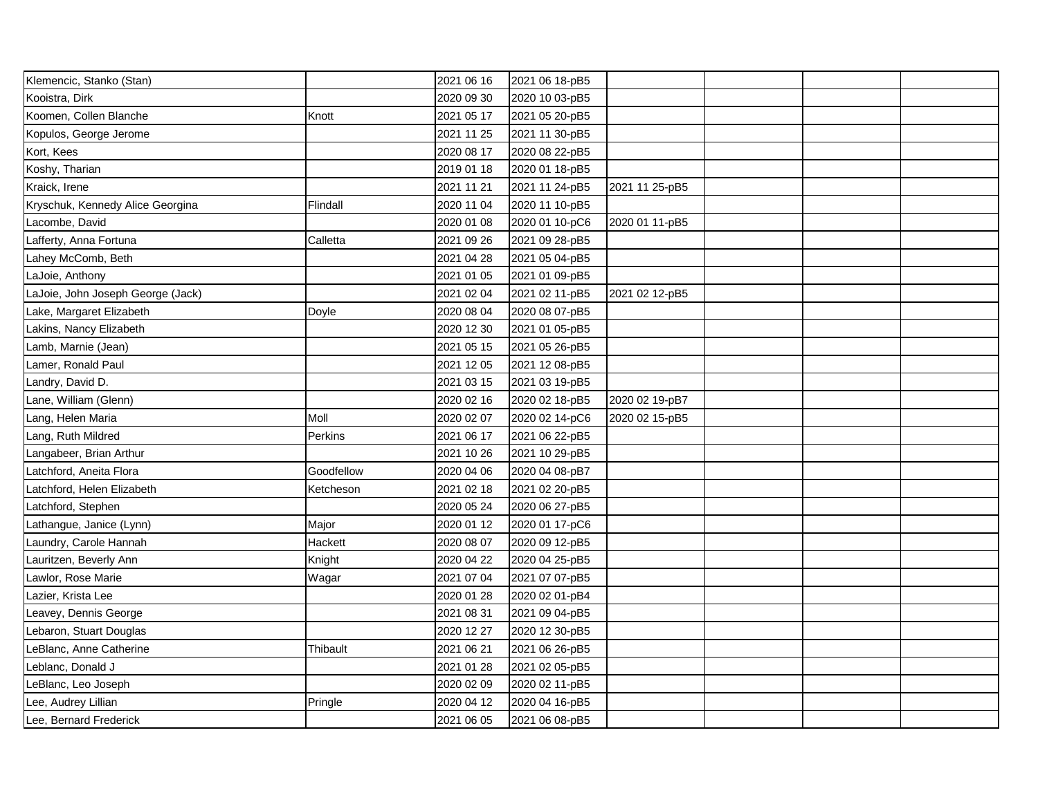| | | | | | | | |
|---|---|---|---|---|---|---|---|
| Klemencic, Stanko (Stan) | | 2021 06 16 | 2021 06 18-pB5 | | | | |
| Kooistra, Dirk | | 2020 09 30 | 2020 10 03-pB5 | | | | |
| Koomen, Collen Blanche | Knott | 2021 05 17 | 2021 05 20-pB5 | | | | |
| Kopulos, George Jerome | | 2021 11 25 | 2021 11 30-pB5 | | | | |
| Kort, Kees | | 2020 08 17 | 2020 08 22-pB5 | | | | |
| Koshy, Tharian | | 2019 01 18 | 2020 01 18-pB5 | | | | |
| Kraick, Irene | | 2021 11 21 | 2021 11 24-pB5 | 2021 11 25-pB5 | | | |
| Kryschuk, Kennedy Alice Georgina | Flindall | 2020 11 04 | 2020 11 10-pB5 | | | | |
| Lacombe, David | | 2020 01 08 | 2020 01 10-pC6 | 2020 01 11-pB5 | | | |
| Lafferty, Anna Fortuna | Calletta | 2021 09 26 | 2021 09 28-pB5 | | | | |
| Lahey McComb, Beth | | 2021 04 28 | 2021 05 04-pB5 | | | | |
| LaJoie, Anthony | | 2021 01 05 | 2021 01 09-pB5 | | | | |
| LaJoie, John Joseph George (Jack) | | 2021 02 04 | 2021 02 11-pB5 | 2021 02 12-pB5 | | | |
| Lake, Margaret Elizabeth | Doyle | 2020 08 04 | 2020 08 07-pB5 | | | | |
| Lakins, Nancy Elizabeth | | 2020 12 30 | 2021 01 05-pB5 | | | | |
| Lamb, Marnie (Jean) | | 2021 05 15 | 2021 05 26-pB5 | | | | |
| Lamer, Ronald Paul | | 2021 12 05 | 2021 12 08-pB5 | | | | |
| Landry, David D. | | 2021 03 15 | 2021 03 19-pB5 | | | | |
| Lane, William (Glenn) | | 2020 02 16 | 2020 02 18-pB5 | 2020 02 19-pB7 | | | |
| Lang, Helen Maria | Moll | 2020 02 07 | 2020 02 14-pC6 | 2020 02 15-pB5 | | | |
| Lang, Ruth Mildred | Perkins | 2021 06 17 | 2021 06 22-pB5 | | | | |
| Langabeer, Brian Arthur | | 2021 10 26 | 2021 10 29-pB5 | | | | |
| Latchford, Aneita Flora | Goodfellow | 2020 04 06 | 2020 04 08-pB7 | | | | |
| Latchford, Helen Elizabeth | Ketcheson | 2021 02 18 | 2021 02 20-pB5 | | | | |
| Latchford, Stephen | | 2020 05 24 | 2020 06 27-pB5 | | | | |
| Lathangue, Janice (Lynn) | Major | 2020 01 12 | 2020 01 17-pC6 | | | | |
| Laundry, Carole Hannah | Hackett | 2020 08 07 | 2020 09 12-pB5 | | | | |
| Lauritzen, Beverly Ann | Knight | 2020 04 22 | 2020 04 25-pB5 | | | | |
| Lawlor, Rose Marie | Wagar | 2021 07 04 | 2021 07 07-pB5 | | | | |
| Lazier, Krista Lee | | 2020 01 28 | 2020 02 01-pB4 | | | | |
| Leavey, Dennis George | | 2021 08 31 | 2021 09 04-pB5 | | | | |
| Lebaron, Stuart Douglas | | 2020 12 27 | 2020 12 30-pB5 | | | | |
| LeBlanc, Anne Catherine | Thibault | 2021 06 21 | 2021 06 26-pB5 | | | | |
| Leblanc, Donald J | | 2021 01 28 | 2021 02 05-pB5 | | | | |
| LeBlanc, Leo Joseph | | 2020 02 09 | 2020 02 11-pB5 | | | | |
| Lee, Audrey Lillian | Pringle | 2020 04 12 | 2020 04 16-pB5 | | | | |
| Lee, Bernard Frederick | | 2021 06 05 | 2021 06 08-pB5 | | | | |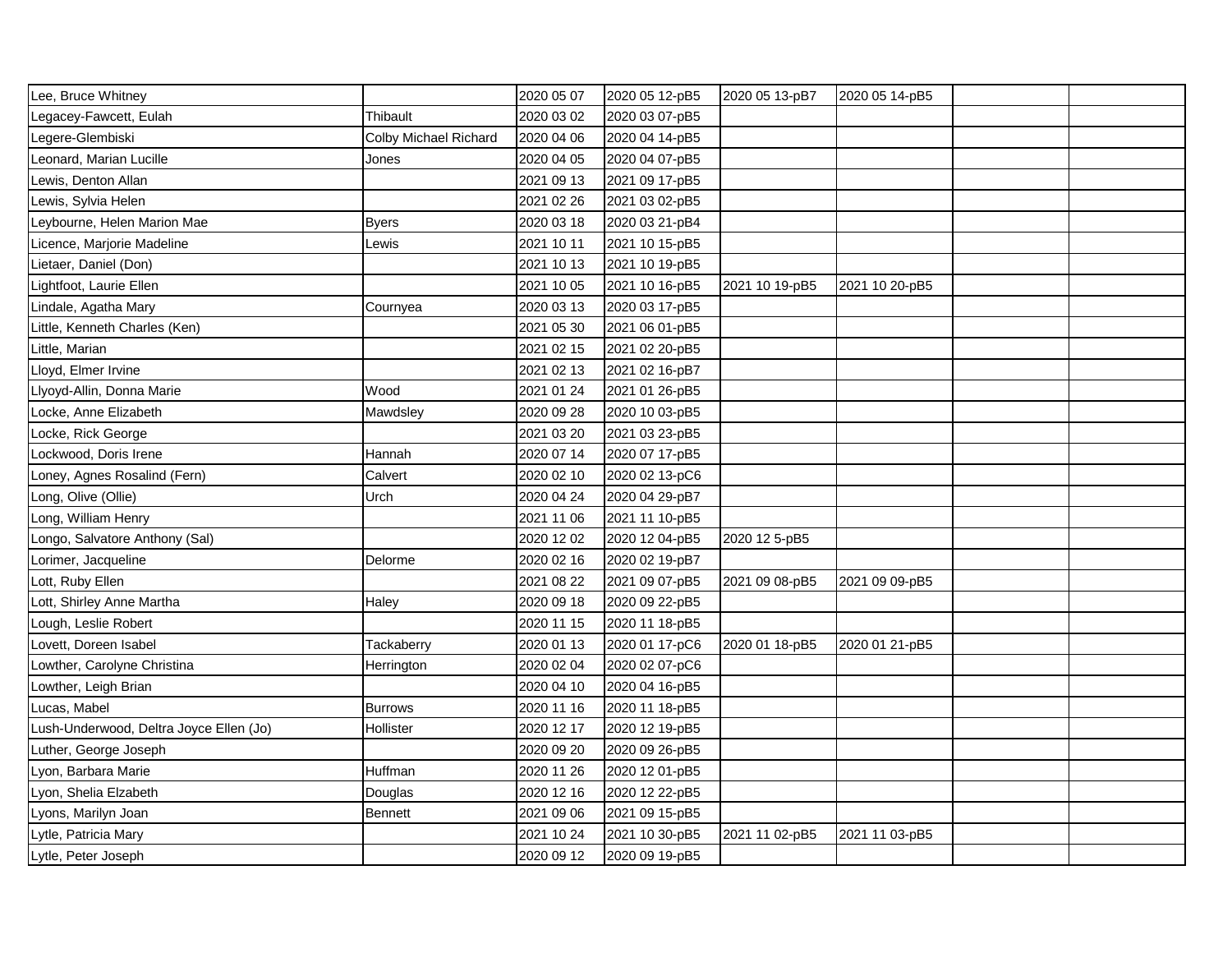| | | | | | | | |
|---|---|---|---|---|---|---|---|
| Lee, Bruce Whitney | | 2020 05 07 | 2020 05 12-pB5 | 2020 05 13-pB7 | 2020 05 14-pB5 | | |
| Legacey-Fawcett, Eulah | Thibault | 2020 03 02 | 2020 03 07-pB5 | | | | |
| Legere-Glembiski | Colby Michael Richard | 2020 04 06 | 2020 04 14-pB5 | | | | |
| Leonard, Marian Lucille | Jones | 2020 04 05 | 2020 04 07-pB5 | | | | |
| Lewis, Denton Allan | | 2021 09 13 | 2021 09 17-pB5 | | | | |
| Lewis, Sylvia Helen | | 2021 02 26 | 2021 03 02-pB5 | | | | |
| Leybourne, Helen Marion Mae | Byers | 2020 03 18 | 2020 03 21-pB4 | | | | |
| Licence, Marjorie Madeline | Lewis | 2021 10 11 | 2021 10 15-pB5 | | | | |
| Lietaer, Daniel (Don) | | 2021 10 13 | 2021 10 19-pB5 | | | | |
| Lightfoot, Laurie Ellen | | 2021 10 05 | 2021 10 16-pB5 | 2021 10 19-pB5 | 2021 10 20-pB5 | | |
| Lindale, Agatha Mary | Cournyea | 2020 03 13 | 2020 03 17-pB5 | | | | |
| Little, Kenneth Charles (Ken) | | 2021 05 30 | 2021 06 01-pB5 | | | | |
| Little, Marian | | 2021 02 15 | 2021 02 20-pB5 | | | | |
| Lloyd, Elmer Irvine | | 2021 02 13 | 2021 02 16-pB7 | | | | |
| Llyoyd-Allin, Donna Marie | Wood | 2021 01 24 | 2021 01 26-pB5 | | | | |
| Locke, Anne Elizabeth | Mawdsley | 2020 09 28 | 2020 10 03-pB5 | | | | |
| Locke, Rick George | | 2021 03 20 | 2021 03 23-pB5 | | | | |
| Lockwood, Doris Irene | Hannah | 2020 07 14 | 2020 07 17-pB5 | | | | |
| Loney, Agnes Rosalind (Fern) | Calvert | 2020 02 10 | 2020 02 13-pC6 | | | | |
| Long, Olive (Ollie) | Urch | 2020 04 24 | 2020 04 29-pB7 | | | | |
| Long, William Henry | | 2021 11 06 | 2021 11 10-pB5 | | | | |
| Longo, Salvatore Anthony (Sal) | | 2020 12 02 | 2020 12 04-pB5 | 2020 12 5-pB5 | | | |
| Lorimer, Jacqueline | Delorme | 2020 02 16 | 2020 02 19-pB7 | | | | |
| Lott, Ruby Ellen | | 2021 08 22 | 2021 09 07-pB5 | 2021 09 08-pB5 | 2021 09 09-pB5 | | |
| Lott, Shirley Anne Martha | Haley | 2020 09 18 | 2020 09 22-pB5 | | | | |
| Lough, Leslie Robert | | 2020 11 15 | 2020 11 18-pB5 | | | | |
| Lovett, Doreen Isabel | Tackaberry | 2020 01 13 | 2020 01 17-pC6 | 2020 01 18-pB5 | 2020 01 21-pB5 | | |
| Lowther, Carolyne Christina | Herrington | 2020 02 04 | 2020 02 07-pC6 | | | | |
| Lowther, Leigh Brian | | 2020 04 10 | 2020 04 16-pB5 | | | | |
| Lucas, Mabel | Burrows | 2020 11 16 | 2020 11 18-pB5 | | | | |
| Lush-Underwood, Deltra Joyce Ellen (Jo) | Hollister | 2020 12 17 | 2020 12 19-pB5 | | | | |
| Luther, George Joseph | | 2020 09 20 | 2020 09 26-pB5 | | | | |
| Lyon, Barbara Marie | Huffman | 2020 11 26 | 2020 12 01-pB5 | | | | |
| Lyon, Shelia Elzabeth | Douglas | 2020 12 16 | 2020 12 22-pB5 | | | | |
| Lyons, Marilyn Joan | Bennett | 2021 09 06 | 2021 09 15-pB5 | | | | |
| Lytle, Patricia Mary | | 2021 10 24 | 2021 10 30-pB5 | 2021 11 02-pB5 | 2021 11 03-pB5 | | |
| Lytle, Peter Joseph | | 2020 09 12 | 2020 09 19-pB5 | | | | |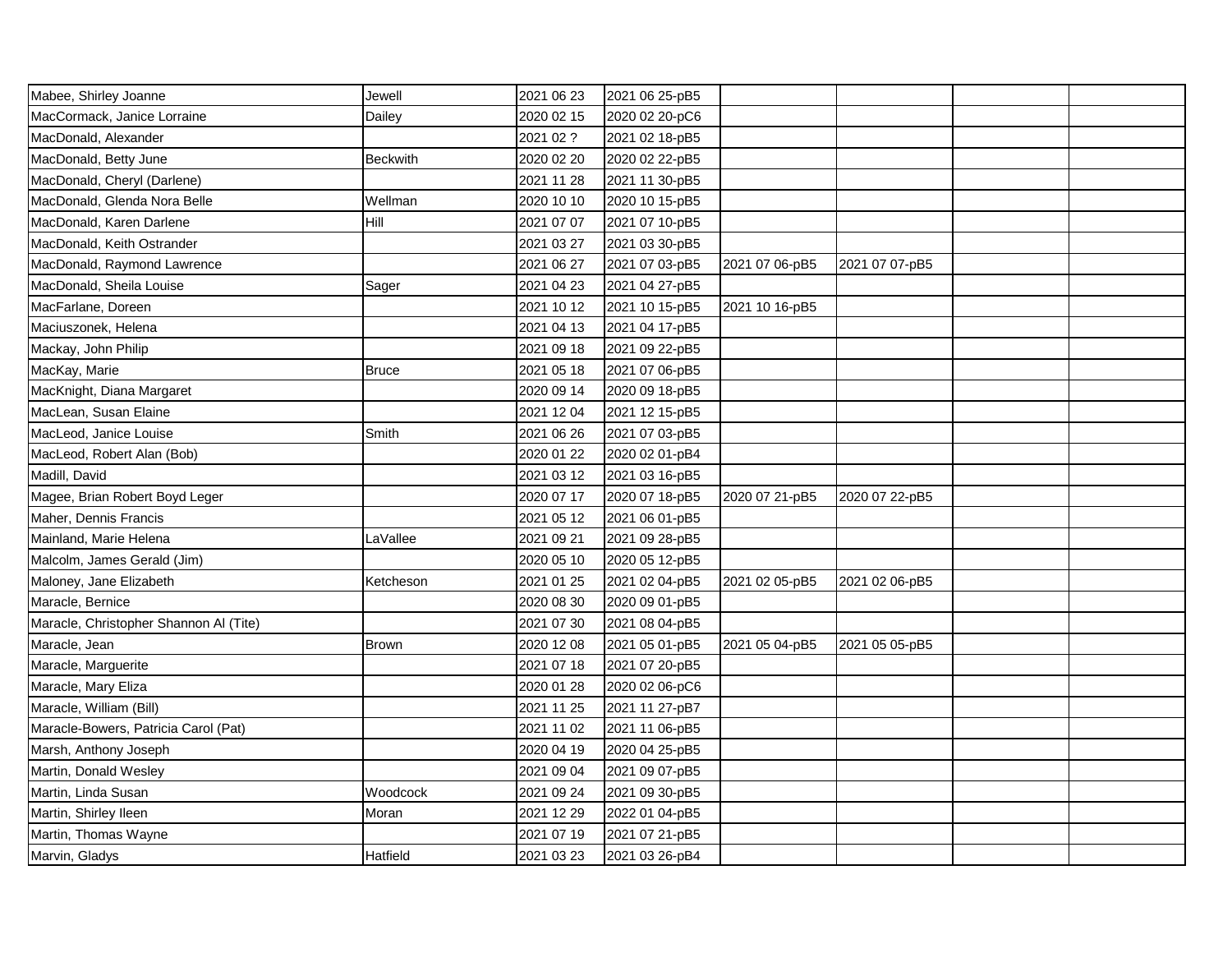| Mabee, Shirley Joanne | Jewell | 2021 06 23 | 2021 06 25-pB5 | | | | |
|---|---|---|---|---|---|---|---|
| MacCormack, Janice Lorraine | Dailey | 2020 02 15 | 2020 02 20-pC6 | | | | |
| MacDonald, Alexander | | 2021 02 ? | 2021 02 18-pB5 | | | | |
| MacDonald, Betty June | Beckwith | 2020 02 20 | 2020 02 22-pB5 | | | | |
| MacDonald, Cheryl (Darlene) | | 2021 11 28 | 2021 11 30-pB5 | | | | |
| MacDonald, Glenda Nora Belle | Wellman | 2020 10 10 | 2020 10 15-pB5 | | | | |
| MacDonald, Karen Darlene | Hill | 2021 07 07 | 2021 07 10-pB5 | | | | |
| MacDonald, Keith Ostrander | | 2021 03 27 | 2021 03 30-pB5 | | | | |
| MacDonald, Raymond Lawrence | | 2021 06 27 | 2021 07 03-pB5 | 2021 07 06-pB5 | 2021 07 07-pB5 | | |
| MacDonald, Sheila Louise | Sager | 2021 04 23 | 2021 04 27-pB5 | | | | |
| MacFarlane, Doreen | | 2021 10 12 | 2021 10 15-pB5 | 2021 10 16-pB5 | | | |
| Maciuszonek, Helena | | 2021 04 13 | 2021 04 17-pB5 | | | | |
| Mackay, John Philip | | 2021 09 18 | 2021 09 22-pB5 | | | | |
| MacKay, Marie | Bruce | 2021 05 18 | 2021 07 06-pB5 | | | | |
| MacKnight, Diana Margaret | | 2020 09 14 | 2020 09 18-pB5 | | | | |
| MacLean, Susan Elaine | | 2021 12 04 | 2021 12 15-pB5 | | | | |
| MacLeod, Janice Louise | Smith | 2021 06 26 | 2021 07 03-pB5 | | | | |
| MacLeod, Robert Alan (Bob) | | 2020 01 22 | 2020 02 01-pB4 | | | | |
| Madill, David | | 2021 03 12 | 2021 03 16-pB5 | | | | |
| Magee, Brian Robert Boyd Leger | | 2020 07 17 | 2020 07 18-pB5 | 2020 07 21-pB5 | 2020 07 22-pB5 | | |
| Maher, Dennis Francis | | 2021 05 12 | 2021 06 01-pB5 | | | | |
| Mainland, Marie Helena | LaVallee | 2021 09 21 | 2021 09 28-pB5 | | | | |
| Malcolm, James Gerald (Jim) | | 2020 05 10 | 2020 05 12-pB5 | | | | |
| Maloney, Jane Elizabeth | Ketcheson | 2021 01 25 | 2021 02 04-pB5 | 2021 02 05-pB5 | 2021 02 06-pB5 | | |
| Maracle, Bernice | | 2020 08 30 | 2020 09 01-pB5 | | | | |
| Maracle, Christopher Shannon Al (Tite) | | 2021 07 30 | 2021 08 04-pB5 | | | | |
| Maracle, Jean | Brown | 2020 12 08 | 2021 05 01-pB5 | 2021 05 04-pB5 | 2021 05 05-pB5 | | |
| Maracle, Marguerite | | 2021 07 18 | 2021 07 20-pB5 | | | | |
| Maracle, Mary Eliza | | 2020 01 28 | 2020 02 06-pC6 | | | | |
| Maracle, William (Bill) | | 2021 11 25 | 2021 11 27-pB7 | | | | |
| Maracle-Bowers, Patricia Carol (Pat) | | 2021 11 02 | 2021 11 06-pB5 | | | | |
| Marsh, Anthony Joseph | | 2020 04 19 | 2020 04 25-pB5 | | | | |
| Martin, Donald Wesley | | 2021 09 04 | 2021 09 07-pB5 | | | | |
| Martin, Linda Susan | Woodcock | 2021 09 24 | 2021 09 30-pB5 | | | | |
| Martin, Shirley Ileen | Moran | 2021 12 29 | 2022 01 04-pB5 | | | | |
| Martin, Thomas Wayne | | 2021 07 19 | 2021 07 21-pB5 | | | | |
| Marvin, Gladys | Hatfield | 2021 03 23 | 2021 03 26-pB4 | | | | |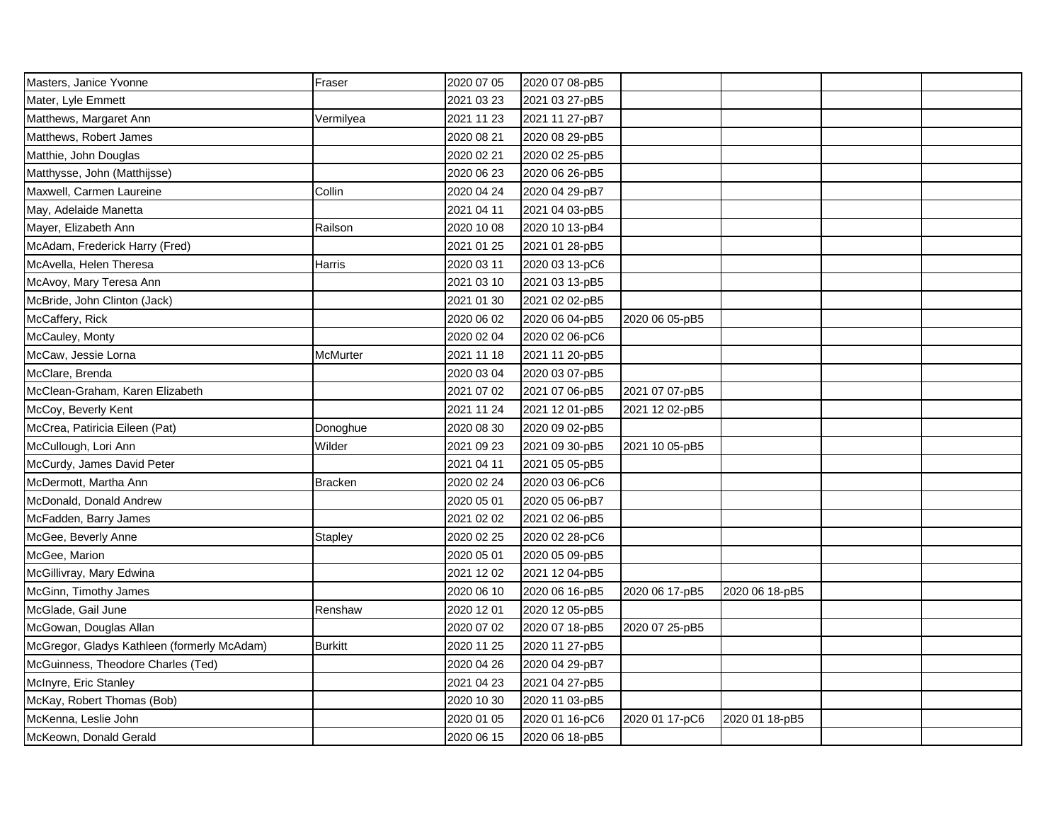| | | | | | | | |
|---|---|---|---|---|---|---|---|
| Masters, Janice Yvonne | Fraser | 2020 07 05 | 2020 07 08-pB5 | | | | |
| Mater, Lyle Emmett | | 2021 03 23 | 2021 03 27-pB5 | | | | |
| Matthews, Margaret Ann | Vermilyea | 2021 11 23 | 2021 11 27-pB7 | | | | |
| Matthews, Robert James | | 2020 08 21 | 2020 08 29-pB5 | | | | |
| Matthie, John Douglas | | 2020 02 21 | 2020 02 25-pB5 | | | | |
| Matthysse, John (Matthijsse) | | 2020 06 23 | 2020 06 26-pB5 | | | | |
| Maxwell, Carmen Laureine | Collin | 2020 04 24 | 2020 04 29-pB7 | | | | |
| May, Adelaide Manetta | | 2021 04 11 | 2021 04 03-pB5 | | | | |
| Mayer, Elizabeth Ann | Railson | 2020 10 08 | 2020 10 13-pB4 | | | | |
| McAdam, Frederick Harry (Fred) | | 2021 01 25 | 2021 01 28-pB5 | | | | |
| McAvella, Helen Theresa | Harris | 2020 03 11 | 2020 03 13-pC6 | | | | |
| McAvoy, Mary Teresa Ann | | 2021 03 10 | 2021 03 13-pB5 | | | | |
| McBride, John Clinton (Jack) | | 2021 01 30 | 2021 02 02-pB5 | | | | |
| McCaffery, Rick | | 2020 06 02 | 2020 06 04-pB5 | 2020 06 05-pB5 | | | |
| McCauley, Monty | | 2020 02 04 | 2020 02 06-pC6 | | | | |
| McCaw, Jessie Lorna | McMurter | 2021 11 18 | 2021 11 20-pB5 | | | | |
| McClare, Brenda | | 2020 03 04 | 2020 03 07-pB5 | | | | |
| McClean-Graham, Karen Elizabeth | | 2021 07 02 | 2021 07 06-pB5 | 2021 07 07-pB5 | | | |
| McCoy, Beverly Kent | | 2021 11 24 | 2021 12 01-pB5 | 2021 12 02-pB5 | | | |
| McCrea, Patiricia Eileen (Pat) | Donoghue | 2020 08 30 | 2020 09 02-pB5 | | | | |
| McCullough, Lori Ann | Wilder | 2021 09 23 | 2021 09 30-pB5 | 2021 10 05-pB5 | | | |
| McCurdy, James David Peter | | 2021 04 11 | 2021 05 05-pB5 | | | | |
| McDermott, Martha Ann | Bracken | 2020 02 24 | 2020 03 06-pC6 | | | | |
| McDonald, Donald Andrew | | 2020 05 01 | 2020 05 06-pB7 | | | | |
| McFadden, Barry James | | 2021 02 02 | 2021 02 06-pB5 | | | | |
| McGee, Beverly Anne | Stapley | 2020 02 25 | 2020 02 28-pC6 | | | | |
| McGee, Marion | | 2020 05 01 | 2020 05 09-pB5 | | | | |
| McGillivray, Mary Edwina | | 2021 12 02 | 2021 12 04-pB5 | | | | |
| McGinn, Timothy James | | 2020 06 10 | 2020 06 16-pB5 | 2020 06 17-pB5 | 2020 06 18-pB5 | | |
| McGlade, Gail June | Renshaw | 2020 12 01 | 2020 12 05-pB5 | | | | |
| McGowan, Douglas Allan | | 2020 07 02 | 2020 07 18-pB5 | 2020 07 25-pB5 | | | |
| McGregor, Gladys Kathleen (formerly McAdam) | Burkitt | 2020 11 25 | 2020 11 27-pB5 | | | | |
| McGuinness, Theodore Charles (Ted) | | 2020 04 26 | 2020 04 29-pB7 | | | | |
| McInyre, Eric Stanley | | 2021 04 23 | 2021 04 27-pB5 | | | | |
| McKay, Robert Thomas (Bob) | | 2020 10 30 | 2020 11 03-pB5 | | | | |
| McKenna, Leslie John | | 2020 01 05 | 2020 01 16-pC6 | 2020 01 17-pC6 | 2020 01 18-pB5 | | |
| McKeown, Donald Gerald | | 2020 06 15 | 2020 06 18-pB5 | | | | |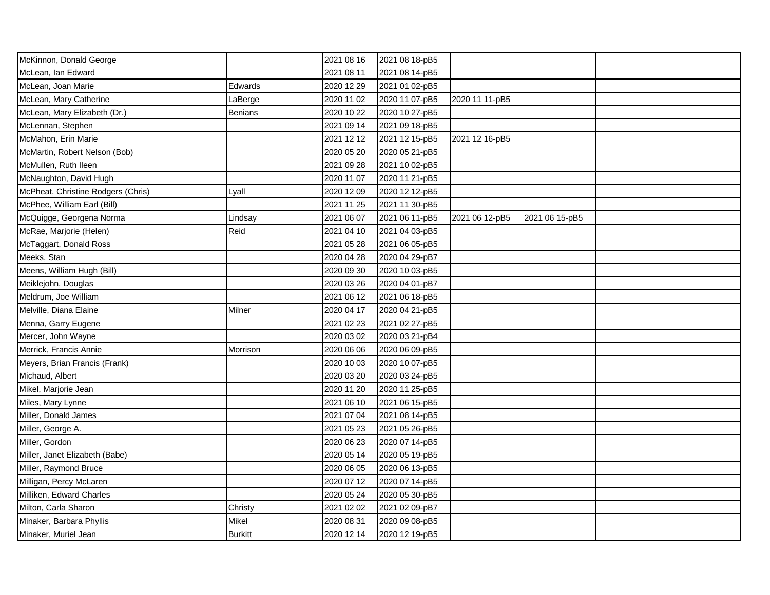| | | | | | | | |
|---|---|---|---|---|---|---|---|
| McKinnon, Donald George | | 2021 08 16 | 2021 08 18-pB5 | | | | |
| McLean, Ian Edward | | 2021 08 11 | 2021 08 14-pB5 | | | | |
| McLean, Joan Marie | Edwards | 2020 12 29 | 2021 01 02-pB5 | | | | |
| McLean, Mary Catherine | LaBerge | 2020 11 02 | 2020 11 07-pB5 | 2020 11 11-pB5 | | | |
| McLean, Mary Elizabeth (Dr.) | Benians | 2020 10 22 | 2020 10 27-pB5 | | | | |
| McLennan, Stephen | | 2021 09 14 | 2021 09 18-pB5 | | | | |
| McMahon, Erin Marie | | 2021 12 12 | 2021 12 15-pB5 | 2021 12 16-pB5 | | | |
| McMartin, Robert Nelson (Bob) | | 2020 05 20 | 2020 05 21-pB5 | | | | |
| McMullen, Ruth Ileen | | 2021 09 28 | 2021 10 02-pB5 | | | | |
| McNaughton, David Hugh | | 2020 11 07 | 2020 11 21-pB5 | | | | |
| McPheat, Christine Rodgers (Chris) | Lyall | 2020 12 09 | 2020 12 12-pB5 | | | | |
| McPhee, William Earl (Bill) | | 2021 11 25 | 2021 11 30-pB5 | | | | |
| McQuigge, Georgena Norma | Lindsay | 2021 06 07 | 2021 06 11-pB5 | 2021 06 12-pB5 | 2021 06 15-pB5 | | |
| McRae, Marjorie (Helen) | Reid | 2021 04 10 | 2021 04 03-pB5 | | | | |
| McTaggart, Donald Ross | | 2021 05 28 | 2021 06 05-pB5 | | | | |
| Meeks, Stan | | 2020 04 28 | 2020 04 29-pB7 | | | | |
| Meens, William Hugh (Bill) | | 2020 09 30 | 2020 10 03-pB5 | | | | |
| Meiklejohn, Douglas | | 2020 03 26 | 2020 04 01-pB7 | | | | |
| Meldrum, Joe William | | 2021 06 12 | 2021 06 18-pB5 | | | | |
| Melville, Diana Elaine | Milner | 2020 04 17 | 2020 04 21-pB5 | | | | |
| Menna, Garry Eugene | | 2021 02 23 | 2021 02 27-pB5 | | | | |
| Mercer, John Wayne | | 2020 03 02 | 2020 03 21-pB4 | | | | |
| Merrick, Francis Annie | Morrison | 2020 06 06 | 2020 06 09-pB5 | | | | |
| Meyers, Brian Francis (Frank) | | 2020 10 03 | 2020 10 07-pB5 | | | | |
| Michaud, Albert | | 2020 03 20 | 2020 03 24-pB5 | | | | |
| Mikel, Marjorie Jean | | 2020 11 20 | 2020 11 25-pB5 | | | | |
| Miles, Mary Lynne | | 2021 06 10 | 2021 06 15-pB5 | | | | |
| Miller, Donald James | | 2021 07 04 | 2021 08 14-pB5 | | | | |
| Miller, George A. | | 2021 05 23 | 2021 05 26-pB5 | | | | |
| Miller, Gordon | | 2020 06 23 | 2020 07 14-pB5 | | | | |
| Miller, Janet Elizabeth (Babe) | | 2020 05 14 | 2020 05 19-pB5 | | | | |
| Miller, Raymond Bruce | | 2020 06 05 | 2020 06 13-pB5 | | | | |
| Milligan, Percy McLaren | | 2020 07 12 | 2020 07 14-pB5 | | | | |
| Milliken, Edward Charles | | 2020 05 24 | 2020 05 30-pB5 | | | | |
| Milton, Carla Sharon | Christy | 2021 02 02 | 2021 02 09-pB7 | | | | |
| Minaker, Barbara Phyllis | Mikel | 2020 08 31 | 2020 09 08-pB5 | | | | |
| Minaker, Muriel Jean | Burkitt | 2020 12 14 | 2020 12 19-pB5 | | | | |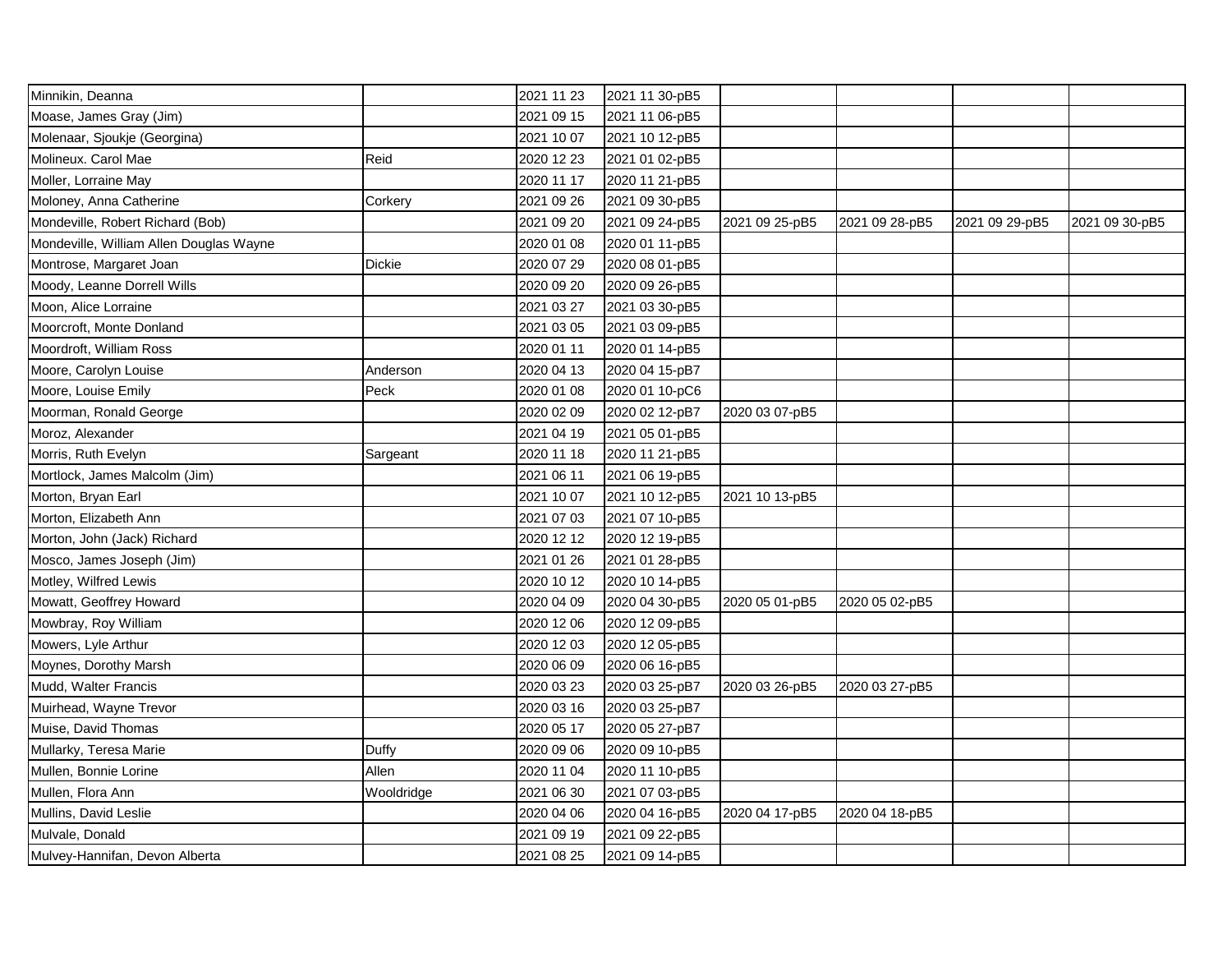| | | | | | | | |
|---|---|---|---|---|---|---|---|
| Minnikin, Deanna | | 2021 11 23 | 2021 11 30-pB5 | | | | |
| Moase, James Gray (Jim) | | 2021 09 15 | 2021 11 06-pB5 | | | | |
| Molenaar, Sjoukje (Georgina) | | 2021 10 07 | 2021 10 12-pB5 | | | | |
| Molineux. Carol Mae | Reid | 2020 12 23 | 2021 01 02-pB5 | | | | |
| Moller, Lorraine May | | 2020 11 17 | 2020 11 21-pB5 | | | | |
| Moloney, Anna Catherine | Corkery | 2021 09 26 | 2021 09 30-pB5 | | | | |
| Mondeville, Robert Richard (Bob) | | 2021 09 20 | 2021 09 24-pB5 | 2021 09 25-pB5 | 2021 09 28-pB5 | 2021 09 29-pB5 | 2021 09 30-pB5 |
| Mondeville, William Allen Douglas Wayne | | 2020 01 08 | 2020 01 11-pB5 | | | | |
| Montrose, Margaret Joan | Dickie | 2020 07 29 | 2020 08 01-pB5 | | | | |
| Moody, Leanne Dorrell Wills | | 2020 09 20 | 2020 09 26-pB5 | | | | |
| Moon, Alice Lorraine | | 2021 03 27 | 2021 03 30-pB5 | | | | |
| Moorcroft, Monte Donland | | 2021 03 05 | 2021 03 09-pB5 | | | | |
| Moordroft, William Ross | | 2020 01 11 | 2020 01 14-pB5 | | | | |
| Moore, Carolyn Louise | Anderson | 2020 04 13 | 2020 04 15-pB7 | | | | |
| Moore, Louise Emily | Peck | 2020 01 08 | 2020 01 10-pC6 | | | | |
| Moorman, Ronald George | | 2020 02 09 | 2020 02 12-pB7 | 2020 03 07-pB5 | | | |
| Moroz, Alexander | | 2021 04 19 | 2021 05 01-pB5 | | | | |
| Morris, Ruth Evelyn | Sargeant | 2020 11 18 | 2020 11 21-pB5 | | | | |
| Mortlock, James Malcolm (Jim) | | 2021 06 11 | 2021 06 19-pB5 | | | | |
| Morton, Bryan Earl | | 2021 10 07 | 2021 10 12-pB5 | 2021 10 13-pB5 | | | |
| Morton, Elizabeth Ann | | 2021 07 03 | 2021 07 10-pB5 | | | | |
| Morton, John (Jack) Richard | | 2020 12 12 | 2020 12 19-pB5 | | | | |
| Mosco, James Joseph (Jim) | | 2021 01 26 | 2021 01 28-pB5 | | | | |
| Motley, Wilfred Lewis | | 2020 10 12 | 2020 10 14-pB5 | | | | |
| Mowatt, Geoffrey Howard | | 2020 04 09 | 2020 04 30-pB5 | 2020 05 01-pB5 | 2020 05 02-pB5 | | |
| Mowbray, Roy William | | 2020 12 06 | 2020 12 09-pB5 | | | | |
| Mowers, Lyle Arthur | | 2020 12 03 | 2020 12 05-pB5 | | | | |
| Moynes, Dorothy Marsh | | 2020 06 09 | 2020 06 16-pB5 | | | | |
| Mudd, Walter Francis | | 2020 03 23 | 2020 03 25-pB7 | 2020 03 26-pB5 | 2020 03 27-pB5 | | |
| Muirhead, Wayne Trevor | | 2020 03 16 | 2020 03 25-pB7 | | | | |
| Muise, David Thomas | | 2020 05 17 | 2020 05 27-pB7 | | | | |
| Mullarky, Teresa Marie | Duffy | 2020 09 06 | 2020 09 10-pB5 | | | | |
| Mullen, Bonnie Lorine | Allen | 2020 11 04 | 2020 11 10-pB5 | | | | |
| Mullen, Flora Ann | Wooldridge | 2021 06 30 | 2021 07 03-pB5 | | | | |
| Mullins, David Leslie | | 2020 04 06 | 2020 04 16-pB5 | 2020 04 17-pB5 | 2020 04 18-pB5 | | |
| Mulvale, Donald | | 2021 09 19 | 2021 09 22-pB5 | | | | |
| Mulvey-Hannifan, Devon Alberta | | 2021 08 25 | 2021 09 14-pB5 | | | | |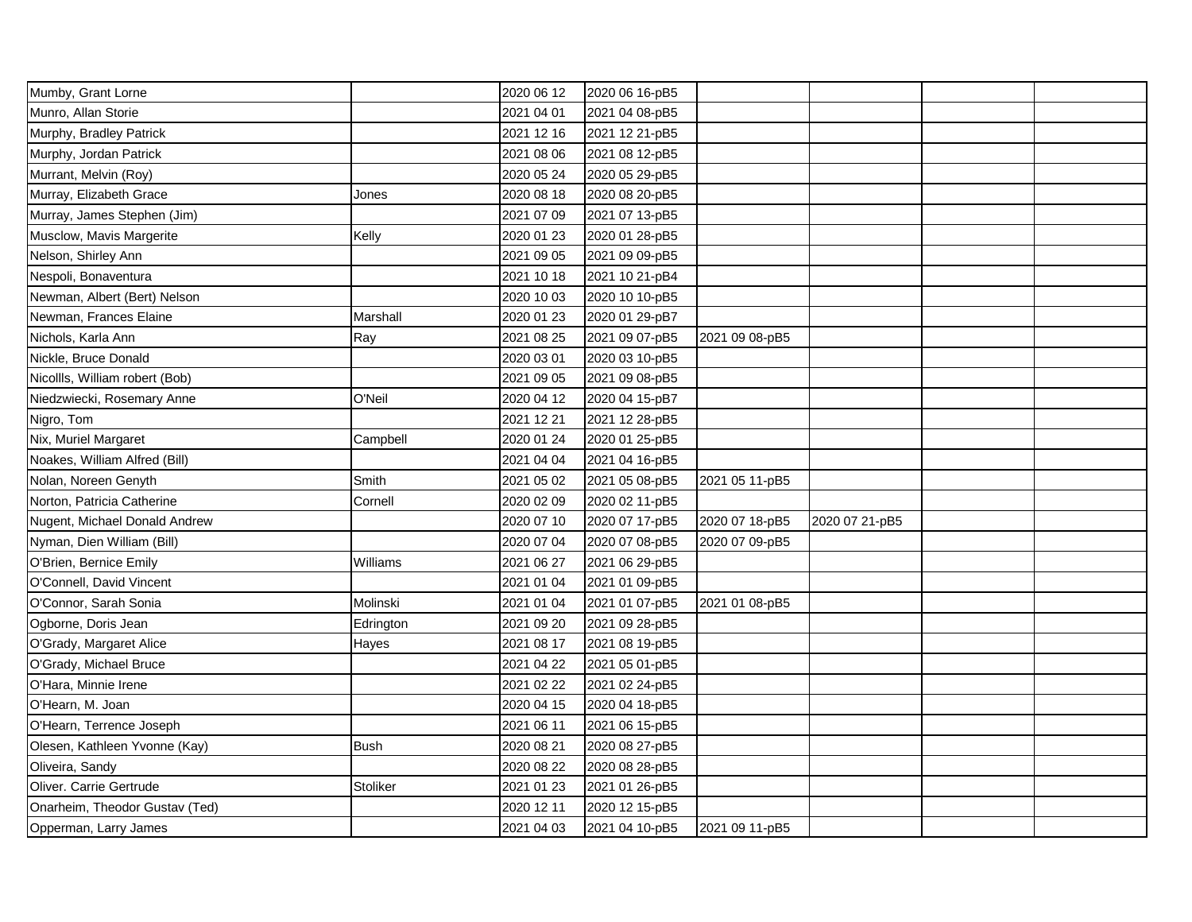| | | | | | | | |
|---|---|---|---|---|---|---|---|
| Mumby, Grant Lorne | | 2020 06 12 | 2020 06 16-pB5 | | | | |
| Munro, Allan Storie | | 2021 04 01 | 2021 04 08-pB5 | | | | |
| Murphy, Bradley Patrick | | 2021 12 16 | 2021 12 21-pB5 | | | | |
| Murphy, Jordan Patrick | | 2021 08 06 | 2021 08 12-pB5 | | | | |
| Murrant, Melvin (Roy) | | 2020 05 24 | 2020 05 29-pB5 | | | | |
| Murray, Elizabeth Grace | Jones | 2020 08 18 | 2020 08 20-pB5 | | | | |
| Murray, James Stephen (Jim) | | 2021 07 09 | 2021 07 13-pB5 | | | | |
| Musclow, Mavis Margerite | Kelly | 2020 01 23 | 2020 01 28-pB5 | | | | |
| Nelson, Shirley Ann | | 2021 09 05 | 2021 09 09-pB5 | | | | |
| Nespoli, Bonaventura | | 2021 10 18 | 2021 10 21-pB4 | | | | |
| Newman, Albert (Bert) Nelson | | 2020 10 03 | 2020 10 10-pB5 | | | | |
| Newman, Frances Elaine | Marshall | 2020 01 23 | 2020 01 29-pB7 | | | | |
| Nichols, Karla Ann | Ray | 2021 08 25 | 2021 09 07-pB5 | 2021 09 08-pB5 | | | |
| Nickle, Bruce Donald | | 2020 03 01 | 2020 03 10-pB5 | | | | |
| Nicollls, William robert (Bob) | | 2021 09 05 | 2021 09 08-pB5 | | | | |
| Niedzwiecki, Rosemary Anne | O'Neil | 2020 04 12 | 2020 04 15-pB7 | | | | |
| Nigro, Tom | | 2021 12 21 | 2021 12 28-pB5 | | | | |
| Nix, Muriel Margaret | Campbell | 2020 01 24 | 2020 01 25-pB5 | | | | |
| Noakes, William Alfred (Bill) | | 2021 04 04 | 2021 04 16-pB5 | | | | |
| Nolan, Noreen Genyth | Smith | 2021 05 02 | 2021 05 08-pB5 | 2021 05 11-pB5 | | | |
| Norton, Patricia Catherine | Cornell | 2020 02 09 | 2020 02 11-pB5 | | | | |
| Nugent, Michael Donald Andrew | | 2020 07 10 | 2020 07 17-pB5 | 2020 07 18-pB5 | 2020 07 21-pB5 | | |
| Nyman, Dien William (Bill) | | 2020 07 04 | 2020 07 08-pB5 | 2020 07 09-pB5 | | | |
| O'Brien, Bernice Emily | Williams | 2021 06 27 | 2021 06 29-pB5 | | | | |
| O'Connell, David Vincent | | 2021 01 04 | 2021 01 09-pB5 | | | | |
| O'Connor, Sarah Sonia | Molinski | 2021 01 04 | 2021 01 07-pB5 | 2021 01 08-pB5 | | | |
| Ogborne, Doris Jean | Edrington | 2021 09 20 | 2021 09 28-pB5 | | | | |
| O'Grady, Margaret Alice | Hayes | 2021 08 17 | 2021 08 19-pB5 | | | | |
| O'Grady, Michael Bruce | | 2021 04 22 | 2021 05 01-pB5 | | | | |
| O'Hara, Minnie Irene | | 2021 02 22 | 2021 02 24-pB5 | | | | |
| O'Hearn, M. Joan | | 2020 04 15 | 2020 04 18-pB5 | | | | |
| O'Hearn, Terrence Joseph | | 2021 06 11 | 2021 06 15-pB5 | | | | |
| Olesen, Kathleen Yvonne (Kay) | Bush | 2020 08 21 | 2020 08 27-pB5 | | | | |
| Oliveira, Sandy | | 2020 08 22 | 2020 08 28-pB5 | | | | |
| Oliver. Carrie Gertrude | Stoliker | 2021 01 23 | 2021 01 26-pB5 | | | | |
| Onarheim, Theodor Gustav (Ted) | | 2020 12 11 | 2020 12 15-pB5 | | | | |
| Opperman, Larry James | | 2021 04 03 | 2021 04 10-pB5 | 2021 09 11-pB5 | | | |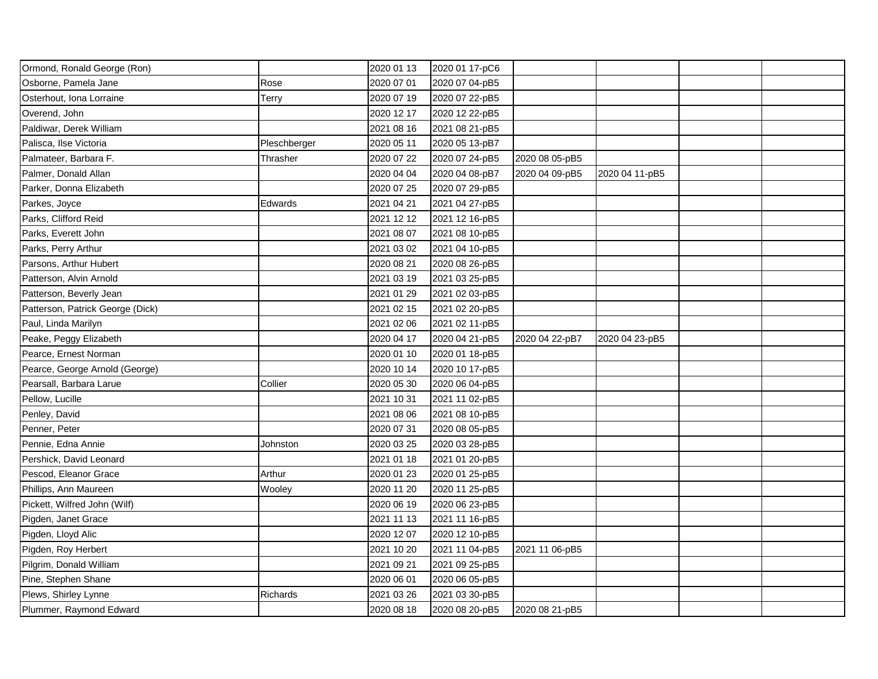| | | | | | | | |
|---|---|---|---|---|---|---|---|
| Ormond, Ronald George (Ron) | | 2020 01 13 | 2020 01 17-pC6 | | | | |
| Osborne, Pamela Jane | Rose | 2020 07 01 | 2020 07 04-pB5 | | | | |
| Osterhout, Iona Lorraine | Terry | 2020 07 19 | 2020 07 22-pB5 | | | | |
| Overend, John | | 2020 12 17 | 2020 12 22-pB5 | | | | |
| Paldiwar, Derek William | | 2021 08 16 | 2021 08 21-pB5 | | | | |
| Palisca, Ilse Victoria | Pleschberger | 2020 05 11 | 2020 05 13-pB7 | | | | |
| Palmateer, Barbara F. | Thrasher | 2020 07 22 | 2020 07 24-pB5 | 2020 08 05-pB5 | | | |
| Palmer, Donald Allan | | 2020 04 04 | 2020 04 08-pB7 | 2020 04 09-pB5 | 2020 04 11-pB5 | | |
| Parker, Donna Elizabeth | | 2020 07 25 | 2020 07 29-pB5 | | | | |
| Parkes, Joyce | Edwards | 2021 04 21 | 2021 04 27-pB5 | | | | |
| Parks, Clifford Reid | | 2021 12 12 | 2021 12 16-pB5 | | | | |
| Parks, Everett John | | 2021 08 07 | 2021 08 10-pB5 | | | | |
| Parks, Perry Arthur | | 2021 03 02 | 2021 04 10-pB5 | | | | |
| Parsons, Arthur Hubert | | 2020 08 21 | 2020 08 26-pB5 | | | | |
| Patterson, Alvin Arnold | | 2021 03 19 | 2021 03 25-pB5 | | | | |
| Patterson, Beverly Jean | | 2021 01 29 | 2021 02 03-pB5 | | | | |
| Patterson, Patrick George (Dick) | | 2021 02 15 | 2021 02 20-pB5 | | | | |
| Paul, Linda Marilyn | | 2021 02 06 | 2021 02 11-pB5 | | | | |
| Peake, Peggy Elizabeth | | 2020 04 17 | 2020 04 21-pB5 | 2020 04 22-pB7 | 2020 04 23-pB5 | | |
| Pearce, Ernest Norman | | 2020 01 10 | 2020 01 18-pB5 | | | | |
| Pearce, George Arnold (George) | | 2020 10 14 | 2020 10 17-pB5 | | | | |
| Pearsall, Barbara Larue | Collier | 2020 05 30 | 2020 06 04-pB5 | | | | |
| Pellow, Lucille | | 2021 10 31 | 2021 11 02-pB5 | | | | |
| Penley, David | | 2021 08 06 | 2021 08 10-pB5 | | | | |
| Penner, Peter | | 2020 07 31 | 2020 08 05-pB5 | | | | |
| Pennie, Edna Annie | Johnston | 2020 03 25 | 2020 03 28-pB5 | | | | |
| Pershick, David Leonard | | 2021 01 18 | 2021 01 20-pB5 | | | | |
| Pescod, Eleanor Grace | Arthur | 2020 01 23 | 2020 01 25-pB5 | | | | |
| Phillips, Ann Maureen | Wooley | 2020 11 20 | 2020 11 25-pB5 | | | | |
| Pickett, Wilfred John (Wilf) | | 2020 06 19 | 2020 06 23-pB5 | | | | |
| Pigden, Janet Grace | | 2021 11 13 | 2021 11 16-pB5 | | | | |
| Pigden, Lloyd Alic | | 2020 12 07 | 2020 12 10-pB5 | | | | |
| Pigden, Roy Herbert | | 2021 10 20 | 2021 11 04-pB5 | 2021 11 06-pB5 | | | |
| Pilgrim, Donald William | | 2021 09 21 | 2021 09 25-pB5 | | | | |
| Pine, Stephen Shane | | 2020 06 01 | 2020 06 05-pB5 | | | | |
| Plews, Shirley Lynne | Richards | 2021 03 26 | 2021 03 30-pB5 | | | | |
| Plummer, Raymond Edward | | 2020 08 18 | 2020 08 20-pB5 | 2020 08 21-pB5 | | | |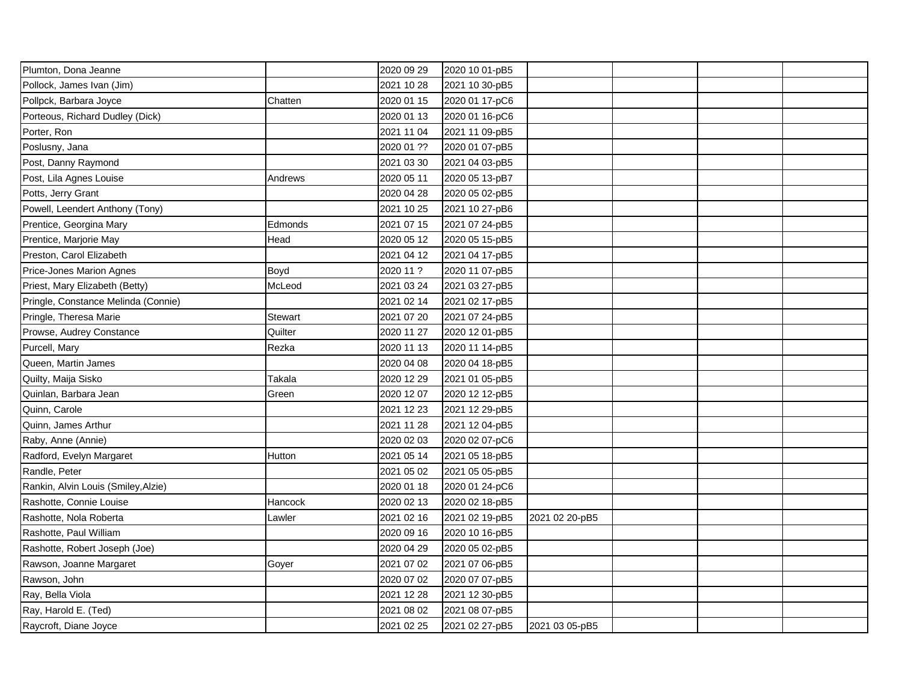| | | | | | | | |
|---|---|---|---|---|---|---|---|
| Plumton, Dona Jeanne | | 2020 09 29 | 2020 10 01-pB5 | | | | |
| Pollock, James Ivan (Jim) | | 2021 10 28 | 2021 10 30-pB5 | | | | |
| Pollpck, Barbara Joyce | Chatten | 2020 01 15 | 2020 01 17-pC6 | | | | |
| Porteous, Richard Dudley (Dick) | | 2020 01 13 | 2020 01 16-pC6 | | | | |
| Porter, Ron | | 2021 11 04 | 2021 11 09-pB5 | | | | |
| Poslusny, Jana | | 2020 01 ?? | 2020 01 07-pB5 | | | | |
| Post, Danny Raymond | | 2021 03 30 | 2021 04 03-pB5 | | | | |
| Post, Lila Agnes Louise | Andrews | 2020 05 11 | 2020 05 13-pB7 | | | | |
| Potts, Jerry Grant | | 2020 04 28 | 2020 05 02-pB5 | | | | |
| Powell, Leendert Anthony (Tony) | | 2021 10 25 | 2021 10 27-pB6 | | | | |
| Prentice, Georgina Mary | Edmonds | 2021 07 15 | 2021 07 24-pB5 | | | | |
| Prentice, Marjorie May | Head | 2020 05 12 | 2020 05 15-pB5 | | | | |
| Preston, Carol Elizabeth | | 2021 04 12 | 2021 04 17-pB5 | | | | |
| Price-Jones Marion Agnes | Boyd | 2020 11 ? | 2020 11 07-pB5 | | | | |
| Priest, Mary Elizabeth (Betty) | McLeod | 2021 03 24 | 2021 03 27-pB5 | | | | |
| Pringle, Constance Melinda (Connie) | | 2021 02 14 | 2021 02 17-pB5 | | | | |
| Pringle, Theresa Marie | Stewart | 2021 07 20 | 2021 07 24-pB5 | | | | |
| Prowse, Audrey Constance | Quilter | 2020 11 27 | 2020 12 01-pB5 | | | | |
| Purcell, Mary | Rezka | 2020 11 13 | 2020 11 14-pB5 | | | | |
| Queen, Martin James | | 2020 04 08 | 2020 04 18-pB5 | | | | |
| Quilty, Maija Sisko | Takala | 2020 12 29 | 2021 01 05-pB5 | | | | |
| Quinlan, Barbara Jean | Green | 2020 12 07 | 2020 12 12-pB5 | | | | |
| Quinn, Carole | | 2021 12 23 | 2021 12 29-pB5 | | | | |
| Quinn, James Arthur | | 2021 11 28 | 2021 12 04-pB5 | | | | |
| Raby, Anne (Annie) | | 2020 02 03 | 2020 02 07-pC6 | | | | |
| Radford, Evelyn Margaret | Hutton | 2021 05 14 | 2021 05 18-pB5 | | | | |
| Randle, Peter | | 2021 05 02 | 2021 05 05-pB5 | | | | |
| Rankin, Alvin Louis (Smiley,Alzie) | | 2020 01 18 | 2020 01 24-pC6 | | | | |
| Rashotte, Connie Louise | Hancock | 2020 02 13 | 2020 02 18-pB5 | | | | |
| Rashotte, Nola Roberta | Lawler | 2021 02 16 | 2021 02 19-pB5 | 2021 02 20-pB5 | | | |
| Rashotte, Paul William | | 2020 09 16 | 2020 10 16-pB5 | | | | |
| Rashotte, Robert Joseph (Joe) | | 2020 04 29 | 2020 05 02-pB5 | | | | |
| Rawson, Joanne Margaret | Goyer | 2021 07 02 | 2021 07 06-pB5 | | | | |
| Rawson, John | | 2020 07 02 | 2020 07 07-pB5 | | | | |
| Ray, Bella Viola | | 2021 12 28 | 2021 12 30-pB5 | | | | |
| Ray, Harold E. (Ted) | | 2021 08 02 | 2021 08 07-pB5 | | | | |
| Raycroft, Diane Joyce | | 2021 02 25 | 2021 02 27-pB5 | 2021 03 05-pB5 | | | |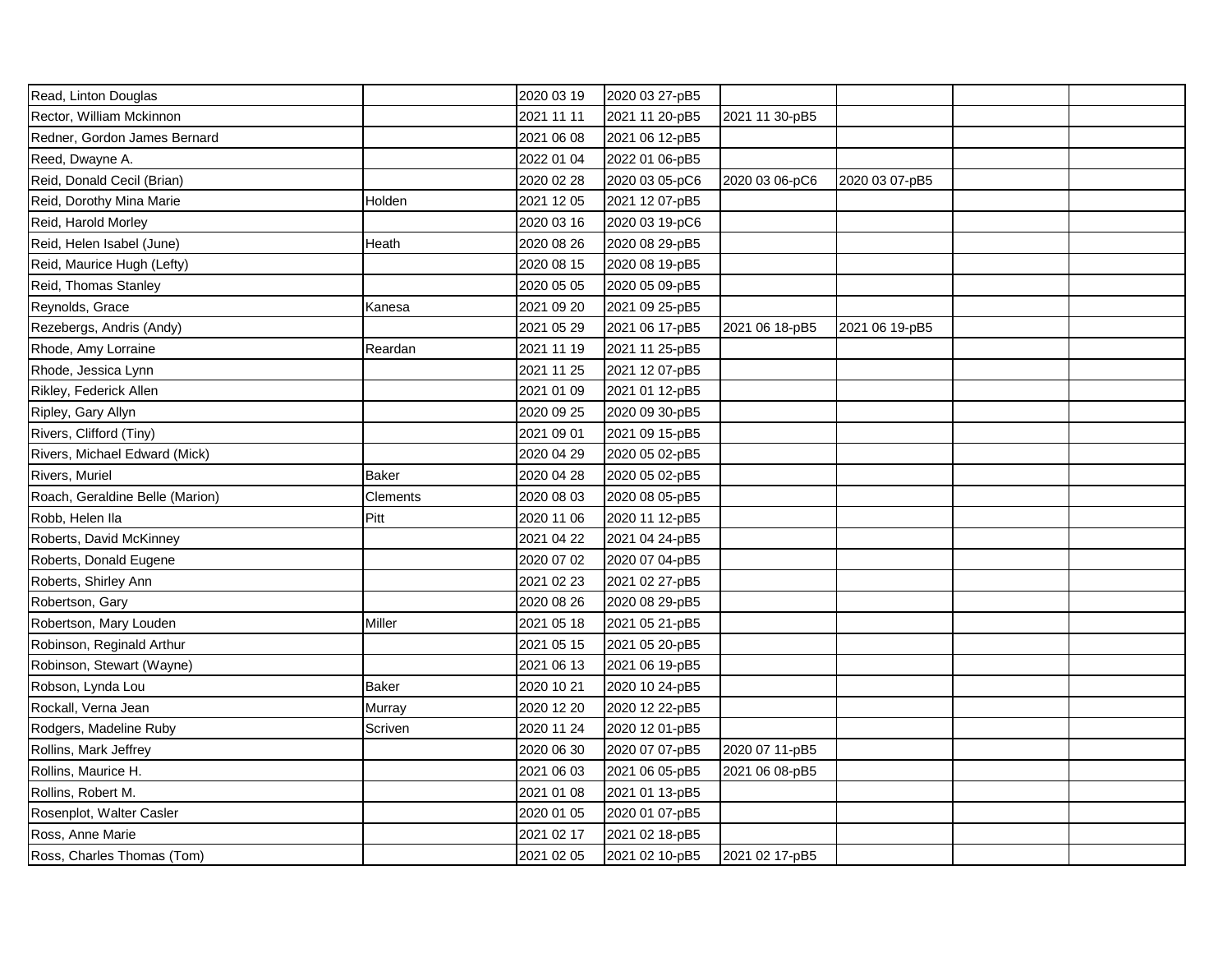| | | | | | | | |
|---|---|---|---|---|---|---|---|
| Read, Linton Douglas | | 2020 03 19 | 2020 03 27-pB5 | | | | |
| Rector, William Mckinnon | | 2021 11 11 | 2021 11 20-pB5 | 2021 11 30-pB5 | | | |
| Redner, Gordon James Bernard | | 2021 06 08 | 2021 06 12-pB5 | | | | |
| Reed, Dwayne A. | | 2022 01 04 | 2022 01 06-pB5 | | | | |
| Reid, Donald Cecil (Brian) | | 2020 02 28 | 2020 03 05-pC6 | 2020 03 06-pC6 | 2020 03 07-pB5 | | |
| Reid, Dorothy Mina Marie | Holden | 2021 12 05 | 2021 12 07-pB5 | | | | |
| Reid, Harold Morley | | 2020 03 16 | 2020 03 19-pC6 | | | | |
| Reid, Helen Isabel (June) | Heath | 2020 08 26 | 2020 08 29-pB5 | | | | |
| Reid, Maurice Hugh (Lefty) | | 2020 08 15 | 2020 08 19-pB5 | | | | |
| Reid, Thomas Stanley | | 2020 05 05 | 2020 05 09-pB5 | | | | |
| Reynolds, Grace | Kanesa | 2021 09 20 | 2021 09 25-pB5 | | | | |
| Rezebergs, Andris (Andy) | | 2021 05 29 | 2021 06 17-pB5 | 2021 06 18-pB5 | 2021 06 19-pB5 | | |
| Rhode, Amy Lorraine | Reardan | 2021 11 19 | 2021 11 25-pB5 | | | | |
| Rhode, Jessica Lynn | | 2021 11 25 | 2021 12 07-pB5 | | | | |
| Rikley, Federick Allen | | 2021 01 09 | 2021 01 12-pB5 | | | | |
| Ripley, Gary Allyn | | 2020 09 25 | 2020 09 30-pB5 | | | | |
| Rivers, Clifford (Tiny) | | 2021 09 01 | 2021 09 15-pB5 | | | | |
| Rivers, Michael Edward (Mick) | | 2020 04 29 | 2020 05 02-pB5 | | | | |
| Rivers, Muriel | Baker | 2020 04 28 | 2020 05 02-pB5 | | | | |
| Roach, Geraldine Belle (Marion) | Clements | 2020 08 03 | 2020 08 05-pB5 | | | | |
| Robb, Helen Ila | Pitt | 2020 11 06 | 2020 11 12-pB5 | | | | |
| Roberts, David McKinney | | 2021 04 22 | 2021 04 24-pB5 | | | | |
| Roberts, Donald Eugene | | 2020 07 02 | 2020 07 04-pB5 | | | | |
| Roberts, Shirley Ann | | 2021 02 23 | 2021 02 27-pB5 | | | | |
| Robertson, Gary | | 2020 08 26 | 2020 08 29-pB5 | | | | |
| Robertson, Mary Louden | Miller | 2021 05 18 | 2021 05 21-pB5 | | | | |
| Robinson, Reginald Arthur | | 2021 05 15 | 2021 05 20-pB5 | | | | |
| Robinson, Stewart (Wayne) | | 2021 06 13 | 2021 06 19-pB5 | | | | |
| Robson, Lynda Lou | Baker | 2020 10 21 | 2020 10 24-pB5 | | | | |
| Rockall, Verna Jean | Murray | 2020 12 20 | 2020 12 22-pB5 | | | | |
| Rodgers, Madeline Ruby | Scriven | 2020 11 24 | 2020 12 01-pB5 | | | | |
| Rollins, Mark Jeffrey | | 2020 06 30 | 2020 07 07-pB5 | 2020 07 11-pB5 | | | |
| Rollins, Maurice H. | | 2021 06 03 | 2021 06 05-pB5 | 2021 06 08-pB5 | | | |
| Rollins, Robert M. | | 2021 01 08 | 2021 01 13-pB5 | | | | |
| Rosenplot, Walter Casler | | 2020 01 05 | 2020 01 07-pB5 | | | | |
| Ross, Anne Marie | | 2021 02 17 | 2021 02 18-pB5 | | | | |
| Ross, Charles Thomas (Tom) | | 2021 02 05 | 2021 02 10-pB5 | 2021 02 17-pB5 | | | |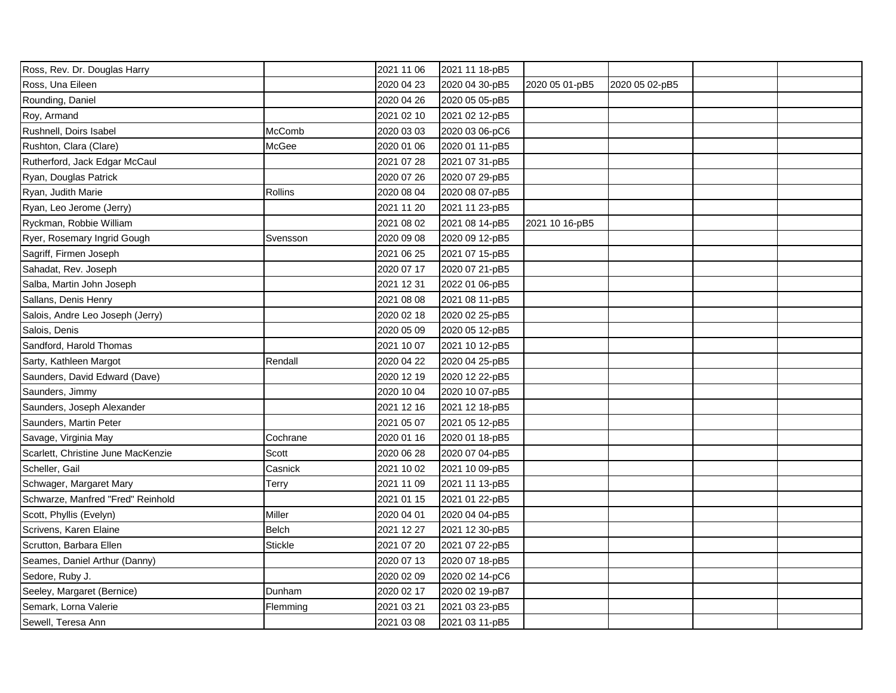| | | | | | | | |
|---|---|---|---|---|---|---|---|
| Ross, Rev. Dr. Douglas Harry | | 2021 11 06 | 2021 11 18-pB5 | | | | |
| Ross, Una Eileen | | 2020 04 23 | 2020 04 30-pB5 | 2020 05 01-pB5 | 2020 05 02-pB5 | | |
| Rounding, Daniel | | 2020 04 26 | 2020 05 05-pB5 | | | | |
| Roy, Armand | | 2021 02 10 | 2021 02 12-pB5 | | | | |
| Rushnell, Doirs Isabel | McComb | 2020 03 03 | 2020 03 06-pC6 | | | | |
| Rushton, Clara (Clare) | McGee | 2020 01 06 | 2020 01 11-pB5 | | | | |
| Rutherford, Jack Edgar McCaul | | 2021 07 28 | 2021 07 31-pB5 | | | | |
| Ryan, Douglas Patrick | | 2020 07 26 | 2020 07 29-pB5 | | | | |
| Ryan, Judith Marie | Rollins | 2020 08 04 | 2020 08 07-pB5 | | | | |
| Ryan, Leo Jerome (Jerry) | | 2021 11 20 | 2021 11 23-pB5 | | | | |
| Ryckman, Robbie William | | 2021 08 02 | 2021 08 14-pB5 | 2021 10 16-pB5 | | | |
| Ryer, Rosemary Ingrid Gough | Svensson | 2020 09 08 | 2020 09 12-pB5 | | | | |
| Sagriff, Firmen Joseph | | 2021 06 25 | 2021 07 15-pB5 | | | | |
| Sahadat, Rev. Joseph | | 2020 07 17 | 2020 07 21-pB5 | | | | |
| Salba, Martin John Joseph | | 2021 12 31 | 2022 01 06-pB5 | | | | |
| Sallans, Denis Henry | | 2021 08 08 | 2021 08 11-pB5 | | | | |
| Salois, Andre Leo Joseph (Jerry) | | 2020 02 18 | 2020 02 25-pB5 | | | | |
| Salois, Denis | | 2020 05 09 | 2020 05 12-pB5 | | | | |
| Sandford, Harold Thomas | | 2021 10 07 | 2021 10 12-pB5 | | | | |
| Sarty, Kathleen Margot | Rendall | 2020 04 22 | 2020 04 25-pB5 | | | | |
| Saunders, David Edward (Dave) | | 2020 12 19 | 2020 12 22-pB5 | | | | |
| Saunders, Jimmy | | 2020 10 04 | 2020 10 07-pB5 | | | | |
| Saunders, Joseph Alexander | | 2021 12 16 | 2021 12 18-pB5 | | | | |
| Saunders, Martin Peter | | 2021 05 07 | 2021 05 12-pB5 | | | | |
| Savage, Virginia May | Cochrane | 2020 01 16 | 2020 01 18-pB5 | | | | |
| Scarlett, Christine June MacKenzie | Scott | 2020 06 28 | 2020 07 04-pB5 | | | | |
| Scheller, Gail | Casnick | 2021 10 02 | 2021 10 09-pB5 | | | | |
| Schwager, Margaret Mary | Terry | 2021 11 09 | 2021 11 13-pB5 | | | | |
| Schwarze, Manfred "Fred" Reinhold | | 2021 01 15 | 2021 01 22-pB5 | | | | |
| Scott, Phyllis (Evelyn) | Miller | 2020 04 01 | 2020 04 04-pB5 | | | | |
| Scrivens, Karen Elaine | Belch | 2021 12 27 | 2021 12 30-pB5 | | | | |
| Scrutton, Barbara Ellen | Stickle | 2021 07 20 | 2021 07 22-pB5 | | | | |
| Seames, Daniel Arthur (Danny) | | 2020 07 13 | 2020 07 18-pB5 | | | | |
| Sedore, Ruby J. | | 2020 02 09 | 2020 02 14-pC6 | | | | |
| Seeley, Margaret (Bernice) | Dunham | 2020 02 17 | 2020 02 19-pB7 | | | | |
| Semark, Lorna Valerie | Flemming | 2021 03 21 | 2021 03 23-pB5 | | | | |
| Sewell, Teresa Ann | | 2021 03 08 | 2021 03 11-pB5 | | | | |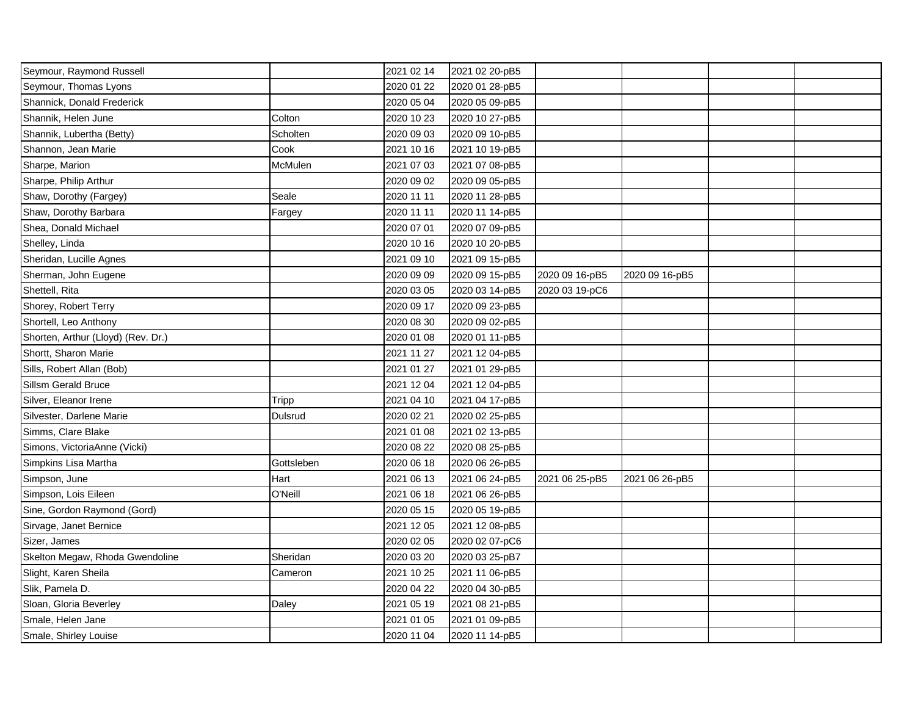| | | | | | | | |
|---|---|---|---|---|---|---|---|
| Seymour, Raymond Russell | | 2021 02 14 | 2021 02 20-pB5 | | | | |
| Seymour, Thomas Lyons | | 2020 01 22 | 2020 01 28-pB5 | | | | |
| Shannick, Donald Frederick | | 2020 05 04 | 2020 05 09-pB5 | | | | |
| Shannik, Helen June | Colton | 2020 10 23 | 2020 10 27-pB5 | | | | |
| Shannik, Lubertha (Betty) | Scholten | 2020 09 03 | 2020 09 10-pB5 | | | | |
| Shannon, Jean Marie | Cook | 2021 10 16 | 2021 10 19-pB5 | | | | |
| Sharpe, Marion | McMulen | 2021 07 03 | 2021 07 08-pB5 | | | | |
| Sharpe, Philip Arthur | | 2020 09 02 | 2020 09 05-pB5 | | | | |
| Shaw, Dorothy (Fargey) | Seale | 2020 11 11 | 2020 11 28-pB5 | | | | |
| Shaw, Dorothy Barbara | Fargey | 2020 11 11 | 2020 11 14-pB5 | | | | |
| Shea, Donald Michael | | 2020 07 01 | 2020 07 09-pB5 | | | | |
| Shelley, Linda | | 2020 10 16 | 2020 10 20-pB5 | | | | |
| Sheridan, Lucille Agnes | | 2021 09 10 | 2021 09 15-pB5 | | | | |
| Sherman, John Eugene | | 2020 09 09 | 2020 09 15-pB5 | 2020 09 16-pB5 | 2020 09 16-pB5 | | |
| Shettell, Rita | | 2020 03 05 | 2020 03 14-pB5 | 2020 03 19-pC6 | | | |
| Shorey, Robert Terry | | 2020 09 17 | 2020 09 23-pB5 | | | | |
| Shortell, Leo Anthony | | 2020 08 30 | 2020 09 02-pB5 | | | | |
| Shorten, Arthur (Lloyd) (Rev. Dr.) | | 2020 01 08 | 2020 01 11-pB5 | | | | |
| Shortt, Sharon Marie | | 2021 11 27 | 2021 12 04-pB5 | | | | |
| Sills, Robert Allan (Bob) | | 2021 01 27 | 2021 01 29-pB5 | | | | |
| Sillsm Gerald Bruce | | 2021 12 04 | 2021 12 04-pB5 | | | | |
| Silver, Eleanor Irene | Tripp | 2021 04 10 | 2021 04 17-pB5 | | | | |
| Silvester, Darlene Marie | Dulsrud | 2020 02 21 | 2020 02 25-pB5 | | | | |
| Simms, Clare Blake | | 2021 01 08 | 2021 02 13-pB5 | | | | |
| Simons, VictoriaAnne (Vicki) | | 2020 08 22 | 2020 08 25-pB5 | | | | |
| Simpkins Lisa Martha | Gottsleben | 2020 06 18 | 2020 06 26-pB5 | | | | |
| Simpson, June | Hart | 2021 06 13 | 2021 06 24-pB5 | 2021 06 25-pB5 | 2021 06 26-pB5 | | |
| Simpson, Lois Eileen | O'Neill | 2021 06 18 | 2021 06 26-pB5 | | | | |
| Sine, Gordon Raymond (Gord) | | 2020 05 15 | 2020 05 19-pB5 | | | | |
| Sirvage, Janet Bernice | | 2021 12 05 | 2021 12 08-pB5 | | | | |
| Sizer, James | | 2020 02 05 | 2020 02 07-pC6 | | | | |
| Skelton Megaw, Rhoda Gwendoline | Sheridan | 2020 03 20 | 2020 03 25-pB7 | | | | |
| Slight, Karen Sheila | Cameron | 2021 10 25 | 2021 11 06-pB5 | | | | |
| Slik, Pamela D. | | 2020 04 22 | 2020 04 30-pB5 | | | | |
| Sloan, Gloria Beverley | Daley | 2021 05 19 | 2021 08 21-pB5 | | | | |
| Smale, Helen Jane | | 2021 01 05 | 2021 01 09-pB5 | | | | |
| Smale, Shirley Louise | | 2020 11 04 | 2020 11 14-pB5 | | | | |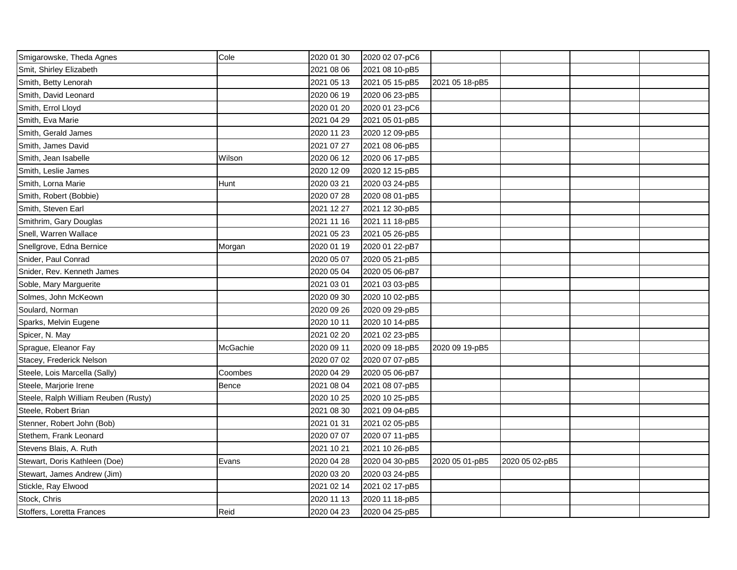| | | | | | | | |
|---|---|---|---|---|---|---|---|
| Smigarowske, Theda Agnes | Cole | 2020 01 30 | 2020 02 07-pC6 | | | | |
| Smit, Shirley Elizabeth | | 2021 08 06 | 2021 08 10-pB5 | | | | |
| Smith, Betty Lenorah | | 2021 05 13 | 2021 05 15-pB5 | 2021 05 18-pB5 | | | |
| Smith, David Leonard | | 2020 06 19 | 2020 06 23-pB5 | | | | |
| Smith, Errol Lloyd | | 2020 01 20 | 2020 01 23-pC6 | | | | |
| Smith, Eva Marie | | 2021 04 29 | 2021 05 01-pB5 | | | | |
| Smith, Gerald James | | 2020 11 23 | 2020 12 09-pB5 | | | | |
| Smith, James David | | 2021 07 27 | 2021 08 06-pB5 | | | | |
| Smith, Jean Isabelle | Wilson | 2020 06 12 | 2020 06 17-pB5 | | | | |
| Smith, Leslie James | | 2020 12 09 | 2020 12 15-pB5 | | | | |
| Smith, Lorna Marie | Hunt | 2020 03 21 | 2020 03 24-pB5 | | | | |
| Smith, Robert (Bobbie) | | 2020 07 28 | 2020 08 01-pB5 | | | | |
| Smith, Steven Earl | | 2021 12 27 | 2021 12 30-pB5 | | | | |
| Smithrim, Gary Douglas | | 2021 11 16 | 2021 11 18-pB5 | | | | |
| Snell, Warren Wallace | | 2021 05 23 | 2021 05 26-pB5 | | | | |
| Snellgrove, Edna Bernice | Morgan | 2020 01 19 | 2020 01 22-pB7 | | | | |
| Snider, Paul Conrad | | 2020 05 07 | 2020 05 21-pB5 | | | | |
| Snider, Rev. Kenneth James | | 2020 05 04 | 2020 05 06-pB7 | | | | |
| Soble, Mary Marguerite | | 2021 03 01 | 2021 03 03-pB5 | | | | |
| Solmes, John McKeown | | 2020 09 30 | 2020 10 02-pB5 | | | | |
| Soulard, Norman | | 2020 09 26 | 2020 09 29-pB5 | | | | |
| Sparks, Melvin Eugene | | 2020 10 11 | 2020 10 14-pB5 | | | | |
| Spicer, N. May | | 2021 02 20 | 2021 02 23-pB5 | | | | |
| Sprague, Eleanor Fay | McGachie | 2020 09 11 | 2020 09 18-pB5 | 2020 09 19-pB5 | | | |
| Stacey, Frederick Nelson | | 2020 07 02 | 2020 07 07-pB5 | | | | |
| Steele, Lois Marcella (Sally) | Coombes | 2020 04 29 | 2020 05 06-pB7 | | | | |
| Steele, Marjorie Irene | Bence | 2021 08 04 | 2021 08 07-pB5 | | | | |
| Steele, Ralph William Reuben (Rusty) | | 2020 10 25 | 2020 10 25-pB5 | | | | |
| Steele, Robert Brian | | 2021 08 30 | 2021 09 04-pB5 | | | | |
| Stenner, Robert John (Bob) | | 2021 01 31 | 2021 02 05-pB5 | | | | |
| Stethem, Frank Leonard | | 2020 07 07 | 2020 07 11-pB5 | | | | |
| Stevens Blais, A. Ruth | | 2021 10 21 | 2021 10 26-pB5 | | | | |
| Stewart, Doris Kathleen (Doe) | Evans | 2020 04 28 | 2020 04 30-pB5 | 2020 05 01-pB5 | 2020 05 02-pB5 | | |
| Stewart, James Andrew (Jim) | | 2020 03 20 | 2020 03 24-pB5 | | | | |
| Stickle, Ray Elwood | | 2021 02 14 | 2021 02 17-pB5 | | | | |
| Stock, Chris | | 2020 11 13 | 2020 11 18-pB5 | | | | |
| Stoffers, Loretta Frances | Reid | 2020 04 23 | 2020 04 25-pB5 | | | | |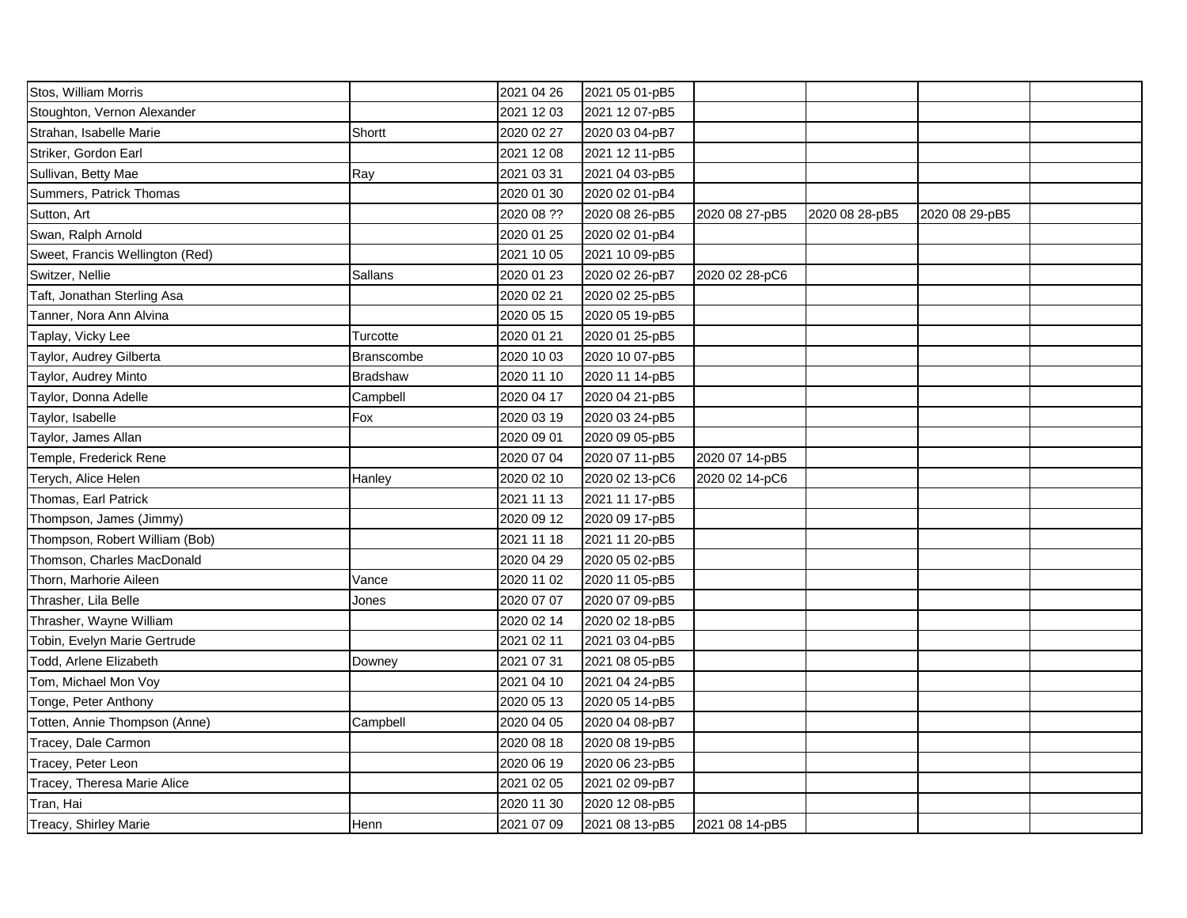| | | | | | | | |
|---|---|---|---|---|---|---|---|
| Stos, William Morris | | 2021 04 26 | 2021 05 01-pB5 | | | | |
| Stoughton, Vernon Alexander | | 2021 12 03 | 2021 12 07-pB5 | | | | |
| Strahan, Isabelle Marie | Shortt | 2020 02 27 | 2020 03 04-pB7 | | | | |
| Striker, Gordon Earl | | 2021 12 08 | 2021 12 11-pB5 | | | | |
| Sullivan, Betty Mae | Ray | 2021 03 31 | 2021 04 03-pB5 | | | | |
| Summers, Patrick Thomas | | 2020 01 30 | 2020 02 01-pB4 | | | | |
| Sutton, Art | | 2020 08 ?? | 2020 08 26-pB5 | 2020 08 27-pB5 | 2020 08 28-pB5 | 2020 08 29-pB5 | |
| Swan, Ralph Arnold | | 2020 01 25 | 2020 02 01-pB4 | | | | |
| Sweet, Francis Wellington (Red) | | 2021 10 05 | 2021 10 09-pB5 | | | | |
| Switzer, Nellie | Sallans | 2020 01 23 | 2020 02 26-pB7 | 2020 02 28-pC6 | | | |
| Taft, Jonathan Sterling Asa | | 2020 02 21 | 2020 02 25-pB5 | | | | |
| Tanner, Nora Ann Alvina | | 2020 05 15 | 2020 05 19-pB5 | | | | |
| Taplay, Vicky Lee | Turcotte | 2020 01 21 | 2020 01 25-pB5 | | | | |
| Taylor, Audrey Gilberta | Branscombe | 2020 10 03 | 2020 10 07-pB5 | | | | |
| Taylor, Audrey Minto | Bradshaw | 2020 11 10 | 2020 11 14-pB5 | | | | |
| Taylor, Donna Adelle | Campbell | 2020 04 17 | 2020 04 21-pB5 | | | | |
| Taylor, Isabelle | Fox | 2020 03 19 | 2020 03 24-pB5 | | | | |
| Taylor, James Allan | | 2020 09 01 | 2020 09 05-pB5 | | | | |
| Temple, Frederick Rene | | 2020 07 04 | 2020 07 11-pB5 | 2020 07 14-pB5 | | | |
| Terych, Alice Helen | Hanley | 2020 02 10 | 2020 02 13-pC6 | 2020 02 14-pC6 | | | |
| Thomas, Earl Patrick | | 2021 11 13 | 2021 11 17-pB5 | | | | |
| Thompson, James (Jimmy) | | 2020 09 12 | 2020 09 17-pB5 | | | | |
| Thompson, Robert William (Bob) | | 2021 11 18 | 2021 11 20-pB5 | | | | |
| Thomson, Charles MacDonald | | 2020 04 29 | 2020 05 02-pB5 | | | | |
| Thorn, Marhorie Aileen | Vance | 2020 11 02 | 2020 11 05-pB5 | | | | |
| Thrasher, Lila Belle | Jones | 2020 07 07 | 2020 07 09-pB5 | | | | |
| Thrasher, Wayne William | | 2020 02 14 | 2020 02 18-pB5 | | | | |
| Tobin, Evelyn Marie Gertrude | | 2021 02 11 | 2021 03 04-pB5 | | | | |
| Todd, Arlene Elizabeth | Downey | 2021 07 31 | 2021 08 05-pB5 | | | | |
| Tom, Michael Mon Voy | | 2021 04 10 | 2021 04 24-pB5 | | | | |
| Tonge, Peter Anthony | | 2020 05 13 | 2020 05 14-pB5 | | | | |
| Totten, Annie Thompson (Anne) | Campbell | 2020 04 05 | 2020 04 08-pB7 | | | | |
| Tracey, Dale Carmon | | 2020 08 18 | 2020 08 19-pB5 | | | | |
| Tracey, Peter Leon | | 2020 06 19 | 2020 06 23-pB5 | | | | |
| Tracey, Theresa Marie Alice | | 2021 02 05 | 2021 02 09-pB7 | | | | |
| Tran, Hai | | 2020 11 30 | 2020 12 08-pB5 | | | | |
| Treacy, Shirley Marie | Henn | 2021 07 09 | 2021 08 13-pB5 | 2021 08 14-pB5 | | | |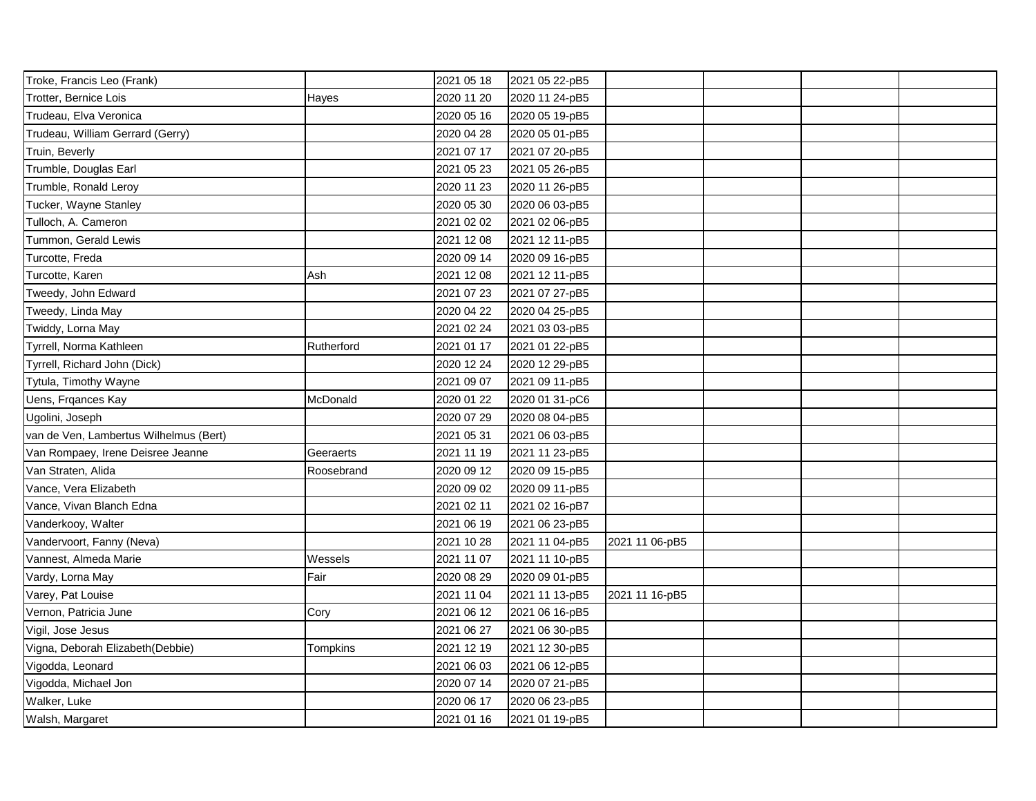| | | | | | | | |
|---|---|---|---|---|---|---|---|
| Troke, Francis Leo (Frank) | | 2021 05 18 | 2021 05 22-pB5 | | | | |
| Trotter, Bernice Lois | Hayes | 2020 11 20 | 2020 11 24-pB5 | | | | |
| Trudeau, Elva Veronica | | 2020 05 16 | 2020 05 19-pB5 | | | | |
| Trudeau, William Gerrard (Gerry) | | 2020 04 28 | 2020 05 01-pB5 | | | | |
| Truin, Beverly | | 2021 07 17 | 2021 07 20-pB5 | | | | |
| Trumble, Douglas Earl | | 2021 05 23 | 2021 05 26-pB5 | | | | |
| Trumble, Ronald Leroy | | 2020 11 23 | 2020 11 26-pB5 | | | | |
| Tucker, Wayne Stanley | | 2020 05 30 | 2020 06 03-pB5 | | | | |
| Tulloch, A. Cameron | | 2021 02 02 | 2021 02 06-pB5 | | | | |
| Tummon, Gerald Lewis | | 2021 12 08 | 2021 12 11-pB5 | | | | |
| Turcotte, Freda | | 2020 09 14 | 2020 09 16-pB5 | | | | |
| Turcotte, Karen | Ash | 2021 12 08 | 2021 12 11-pB5 | | | | |
| Tweedy, John Edward | | 2021 07 23 | 2021 07 27-pB5 | | | | |
| Tweedy, Linda May | | 2020 04 22 | 2020 04 25-pB5 | | | | |
| Twiddy, Lorna May | | 2021 02 24 | 2021 03 03-pB5 | | | | |
| Tyrrell, Norma Kathleen | Rutherford | 2021 01 17 | 2021 01 22-pB5 | | | | |
| Tyrrell, Richard John (Dick) | | 2020 12 24 | 2020 12 29-pB5 | | | | |
| Tytula, Timothy Wayne | | 2021 09 07 | 2021 09 11-pB5 | | | | |
| Uens, Frqances Kay | McDonald | 2020 01 22 | 2020 01 31-pC6 | | | | |
| Ugolini, Joseph | | 2020 07 29 | 2020 08 04-pB5 | | | | |
| van de Ven, Lambertus Wilhelmus (Bert) | | 2021 05 31 | 2021 06 03-pB5 | | | | |
| Van Rompaey, Irene Deisree Jeanne | Geeraerts | 2021 11 19 | 2021 11 23-pB5 | | | | |
| Van Straten, Alida | Roosebrand | 2020 09 12 | 2020 09 15-pB5 | | | | |
| Vance, Vera Elizabeth | | 2020 09 02 | 2020 09 11-pB5 | | | | |
| Vance, Vivan Blanch Edna | | 2021 02 11 | 2021 02 16-pB7 | | | | |
| Vanderkooy, Walter | | 2021 06 19 | 2021 06 23-pB5 | | | | |
| Vandervoort, Fanny (Neva) | | 2021 10 28 | 2021 11 04-pB5 | 2021 11 06-pB5 | | | |
| Vannest, Almeda Marie | Wessels | 2021 11 07 | 2021 11 10-pB5 | | | | |
| Vardy, Lorna May | Fair | 2020 08 29 | 2020 09 01-pB5 | | | | |
| Varey, Pat Louise | | 2021 11 04 | 2021 11 13-pB5 | 2021 11 16-pB5 | | | |
| Vernon, Patricia June | Cory | 2021 06 12 | 2021 06 16-pB5 | | | | |
| Vigil, Jose Jesus | | 2021 06 27 | 2021 06 30-pB5 | | | | |
| Vigna, Deborah Elizabeth(Debbie) | Tompkins | 2021 12 19 | 2021 12 30-pB5 | | | | |
| Vigodda, Leonard | | 2021 06 03 | 2021 06 12-pB5 | | | | |
| Vigodda, Michael Jon | | 2020 07 14 | 2020 07 21-pB5 | | | | |
| Walker, Luke | | 2020 06 17 | 2020 06 23-pB5 | | | | |
| Walsh, Margaret | | 2021 01 16 | 2021 01 19-pB5 | | | | |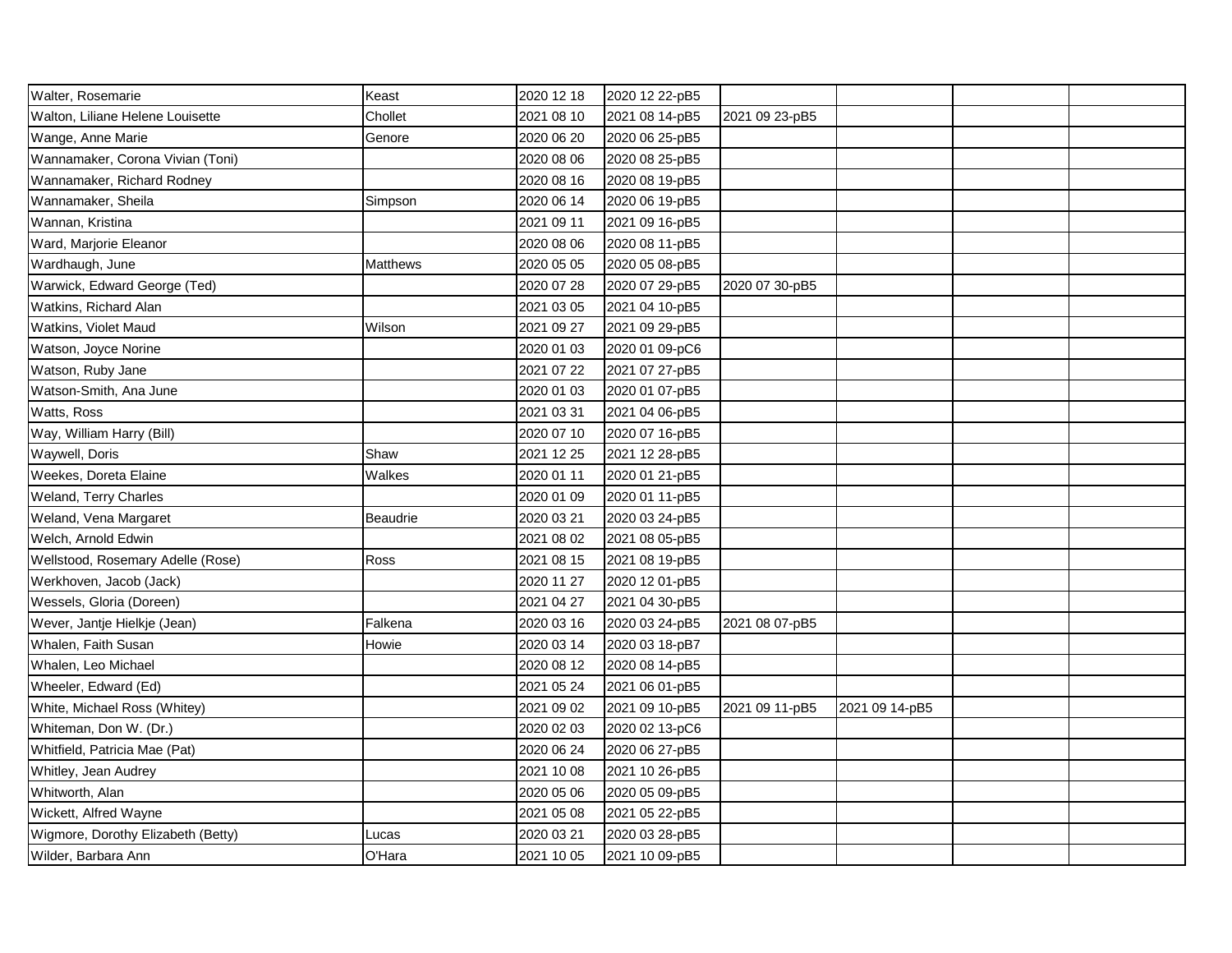| | | | | | | | |
|---|---|---|---|---|---|---|---|
| Walter, Rosemarie | Keast | 2020 12 18 | 2020 12 22-pB5 | | | | |
| Walton, Liliane Helene Louisette | Chollet | 2021 08 10 | 2021 08 14-pB5 | 2021 09 23-pB5 | | | |
| Wange, Anne Marie | Genore | 2020 06 20 | 2020 06 25-pB5 | | | | |
| Wannamaker, Corona Vivian (Toni) | | 2020 08 06 | 2020 08 25-pB5 | | | | |
| Wannamaker, Richard Rodney | | 2020 08 16 | 2020 08 19-pB5 | | | | |
| Wannamaker, Sheila | Simpson | 2020 06 14 | 2020 06 19-pB5 | | | | |
| Wannan, Kristina | | 2021 09 11 | 2021 09 16-pB5 | | | | |
| Ward, Marjorie Eleanor | | 2020 08 06 | 2020 08 11-pB5 | | | | |
| Wardhaugh, June | Matthews | 2020 05 05 | 2020 05 08-pB5 | | | | |
| Warwick, Edward George (Ted) | | 2020 07 28 | 2020 07 29-pB5 | 2020 07 30-pB5 | | | |
| Watkins, Richard Alan | | 2021 03 05 | 2021 04 10-pB5 | | | | |
| Watkins, Violet Maud | Wilson | 2021 09 27 | 2021 09 29-pB5 | | | | |
| Watson, Joyce Norine | | 2020 01 03 | 2020 01 09-pC6 | | | | |
| Watson, Ruby Jane | | 2021 07 22 | 2021 07 27-pB5 | | | | |
| Watson-Smith, Ana June | | 2020 01 03 | 2020 01 07-pB5 | | | | |
| Watts, Ross | | 2021 03 31 | 2021 04 06-pB5 | | | | |
| Way, William Harry (Bill) | | 2020 07 10 | 2020 07 16-pB5 | | | | |
| Waywell, Doris | Shaw | 2021 12 25 | 2021 12 28-pB5 | | | | |
| Weekes, Doreta Elaine | Walkes | 2020 01 11 | 2020 01 21-pB5 | | | | |
| Weland, Terry Charles | | 2020 01 09 | 2020 01 11-pB5 | | | | |
| Weland, Vena Margaret | Beaudrie | 2020 03 21 | 2020 03 24-pB5 | | | | |
| Welch, Arnold Edwin | | 2021 08 02 | 2021 08 05-pB5 | | | | |
| Wellstood, Rosemary Adelle (Rose) | Ross | 2021 08 15 | 2021 08 19-pB5 | | | | |
| Werkhoven, Jacob (Jack) | | 2020 11 27 | 2020 12 01-pB5 | | | | |
| Wessels, Gloria (Doreen) | | 2021 04 27 | 2021 04 30-pB5 | | | | |
| Wever, Jantje Hielkje (Jean) | Falkena | 2020 03 16 | 2020 03 24-pB5 | 2021 08 07-pB5 | | | |
| Whalen, Faith Susan | Howie | 2020 03 14 | 2020 03 18-pB7 | | | | |
| Whalen, Leo Michael | | 2020 08 12 | 2020 08 14-pB5 | | | | |
| Wheeler, Edward (Ed) | | 2021 05 24 | 2021 06 01-pB5 | | | | |
| White, Michael Ross (Whitey) | | 2021 09 02 | 2021 09 10-pB5 | 2021 09 11-pB5 | 2021 09 14-pB5 | | |
| Whiteman, Don W. (Dr.) | | 2020 02 03 | 2020 02 13-pC6 | | | | |
| Whitfield, Patricia Mae (Pat) | | 2020 06 24 | 2020 06 27-pB5 | | | | |
| Whitley, Jean Audrey | | 2021 10 08 | 2021 10 26-pB5 | | | | |
| Whitworth, Alan | | 2020 05 06 | 2020 05 09-pB5 | | | | |
| Wickett, Alfred Wayne | | 2021 05 08 | 2021 05 22-pB5 | | | | |
| Wigmore, Dorothy Elizabeth (Betty) | Lucas | 2020 03 21 | 2020 03 28-pB5 | | | | |
| Wilder, Barbara Ann | O'Hara | 2021 10 05 | 2021 10 09-pB5 | | | | |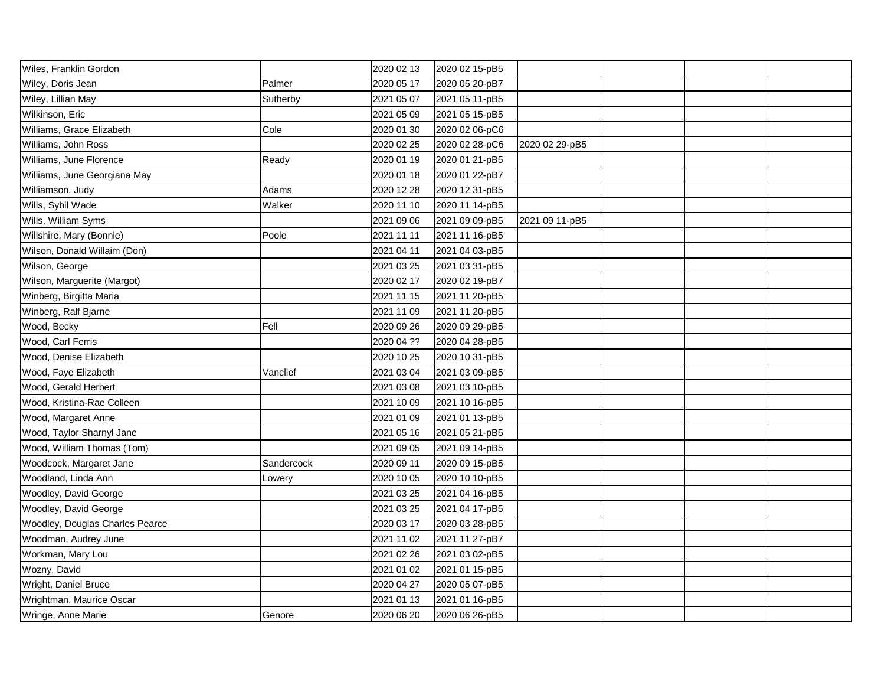| | | | | | | | |
|---|---|---|---|---|---|---|---|
| Wiles, Franklin Gordon | | 2020 02 13 | 2020 02 15-pB5 | | | | |
| Wiley, Doris Jean | Palmer | 2020 05 17 | 2020 05 20-pB7 | | | | |
| Wiley, Lillian May | Sutherby | 2021 05 07 | 2021 05 11-pB5 | | | | |
| Wilkinson, Eric | | 2021 05 09 | 2021 05 15-pB5 | | | | |
| Williams, Grace Elizabeth | Cole | 2020 01 30 | 2020 02 06-pC6 | | | | |
| Williams, John Ross | | 2020 02 25 | 2020 02 28-pC6 | 2020 02 29-pB5 | | | |
| Williams, June Florence | Ready | 2020 01 19 | 2020 01 21-pB5 | | | | |
| Williams, June Georgiana May | | 2020 01 18 | 2020 01 22-pB7 | | | | |
| Williamson, Judy | Adams | 2020 12 28 | 2020 12 31-pB5 | | | | |
| Wills, Sybil Wade | Walker | 2020 11 10 | 2020 11 14-pB5 | | | | |
| Wills, William Syms | | 2021 09 06 | 2021 09 09-pB5 | 2021 09 11-pB5 | | | |
| Willshire, Mary (Bonnie) | Poole | 2021 11 11 | 2021 11 16-pB5 | | | | |
| Wilson, Donald Willaim (Don) | | 2021 04 11 | 2021 04 03-pB5 | | | | |
| Wilson, George | | 2021 03 25 | 2021 03 31-pB5 | | | | |
| Wilson, Marguerite (Margot) | | 2020 02 17 | 2020 02 19-pB7 | | | | |
| Winberg, Birgitta Maria | | 2021 11 15 | 2021 11 20-pB5 | | | | |
| Winberg, Ralf Bjarne | | 2021 11 09 | 2021 11 20-pB5 | | | | |
| Wood, Becky | Fell | 2020 09 26 | 2020 09 29-pB5 | | | | |
| Wood, Carl Ferris | | 2020 04 ?? | 2020 04 28-pB5 | | | | |
| Wood, Denise Elizabeth | | 2020 10 25 | 2020 10 31-pB5 | | | | |
| Wood, Faye Elizabeth | Vanclief | 2021 03 04 | 2021 03 09-pB5 | | | | |
| Wood, Gerald Herbert | | 2021 03 08 | 2021 03 10-pB5 | | | | |
| Wood, Kristina-Rae Colleen | | 2021 10 09 | 2021 10 16-pB5 | | | | |
| Wood, Margaret Anne | | 2021 01 09 | 2021 01 13-pB5 | | | | |
| Wood, Taylor Sharnyl Jane | | 2021 05 16 | 2021 05 21-pB5 | | | | |
| Wood, William Thomas (Tom) | | 2021 09 05 | 2021 09 14-pB5 | | | | |
| Woodcock, Margaret Jane | Sandercock | 2020 09 11 | 2020 09 15-pB5 | | | | |
| Woodland, Linda Ann | Lowery | 2020 10 05 | 2020 10 10-pB5 | | | | |
| Woodley, David George | | 2021 03 25 | 2021 04 16-pB5 | | | | |
| Woodley, David George | | 2021 03 25 | 2021 04 17-pB5 | | | | |
| Woodley, Douglas Charles Pearce | | 2020 03 17 | 2020 03 28-pB5 | | | | |
| Woodman, Audrey June | | 2021 11 02 | 2021 11 27-pB7 | | | | |
| Workman, Mary Lou | | 2021 02 26 | 2021 03 02-pB5 | | | | |
| Wozny, David | | 2021 01 02 | 2021 01 15-pB5 | | | | |
| Wright, Daniel Bruce | | 2020 04 27 | 2020 05 07-pB5 | | | | |
| Wrightman, Maurice Oscar | | 2021 01 13 | 2021 01 16-pB5 | | | | |
| Wringe, Anne Marie | Genore | 2020 06 20 | 2020 06 26-pB5 | | | | |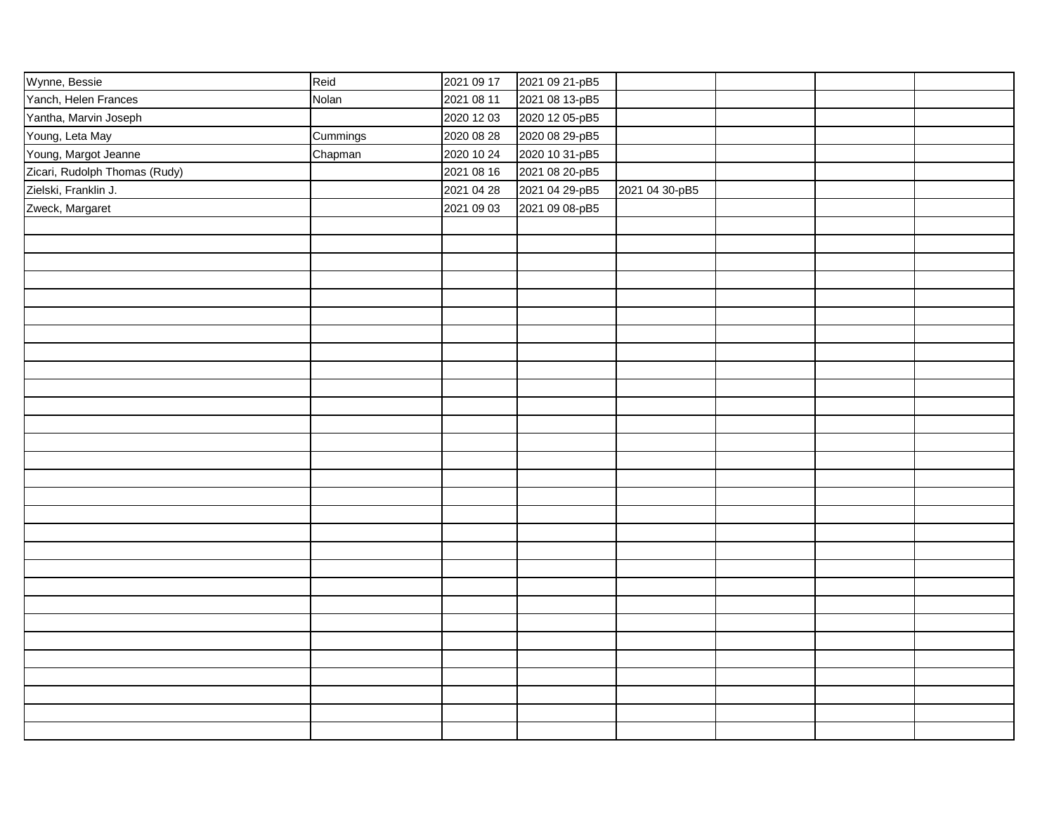| | | | | | | | |
|---|---|---|---|---|---|---|---|
| Wynne, Bessie | Reid | 2021 09 17 | 2021 09 21-pB5 | | | | |
| Yanch, Helen Frances | Nolan | 2021 08 11 | 2021 08 13-pB5 | | | | |
| Yantha, Marvin Joseph | | 2020 12 03 | 2020 12 05-pB5 | | | | |
| Young, Leta May | Cummings | 2020 08 28 | 2020 08 29-pB5 | | | | |
| Young, Margot Jeanne | Chapman | 2020 10 24 | 2020 10 31-pB5 | | | | |
| Zicari, Rudolph Thomas (Rudy) | | 2021 08 16 | 2021 08 20-pB5 | | | | |
| Zielski, Franklin J. | | 2021 04 28 | 2021 04 29-pB5 | 2021 04 30-pB5 | | | |
| Zweck, Margaret | | 2021 09 03 | 2021 09 08-pB5 | | | | |